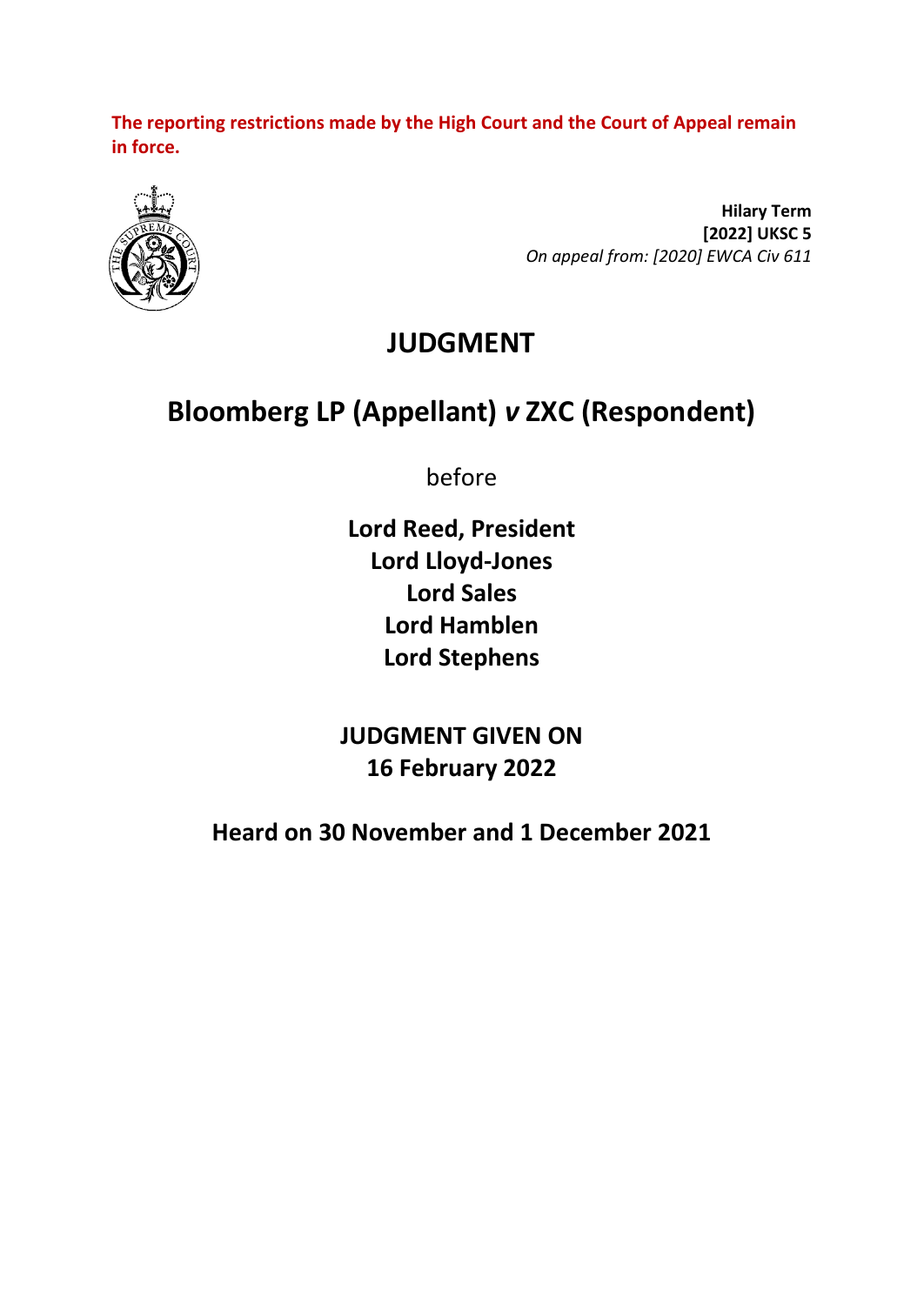**The reporting restrictions made by the High Court and the Court of Appeal remain in force.**

**Hilary Term**
**[2022] UKSC 5**
*On appeal from: [2020] EWCA Civ 611*

# JUDGMENT

## Bloomberg LP (Appellant) *v* ZXC (Respondent)

before

**Lord Reed, President**
**Lord Lloyd-Jones**
**Lord Sales**
**Lord Hamblen**
**Lord Stephens**

**JUDGMENT GIVEN ON**
**16 February 2022**

**Heard on 30 November and 1 December 2021**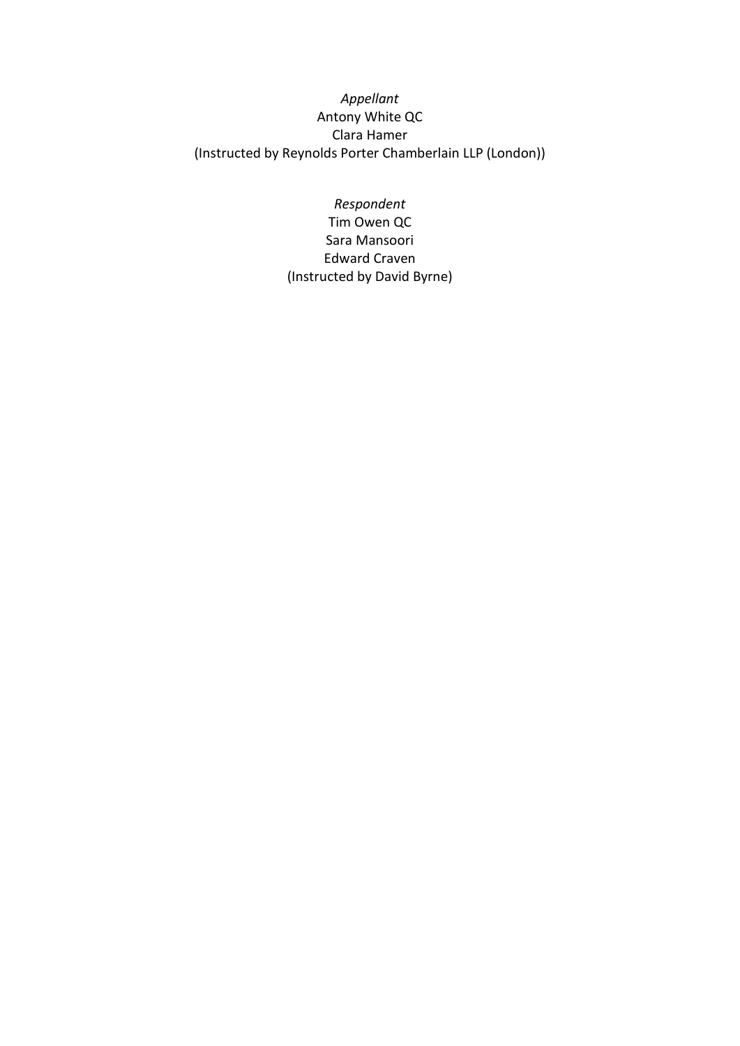*Appellant*
Antony White QC
Clara Hamer
(Instructed by Reynolds Porter Chamberlain LLP (London))

*Respondent*
Tim Owen QC
Sara Mansoori
Edward Craven
(Instructed by David Byrne)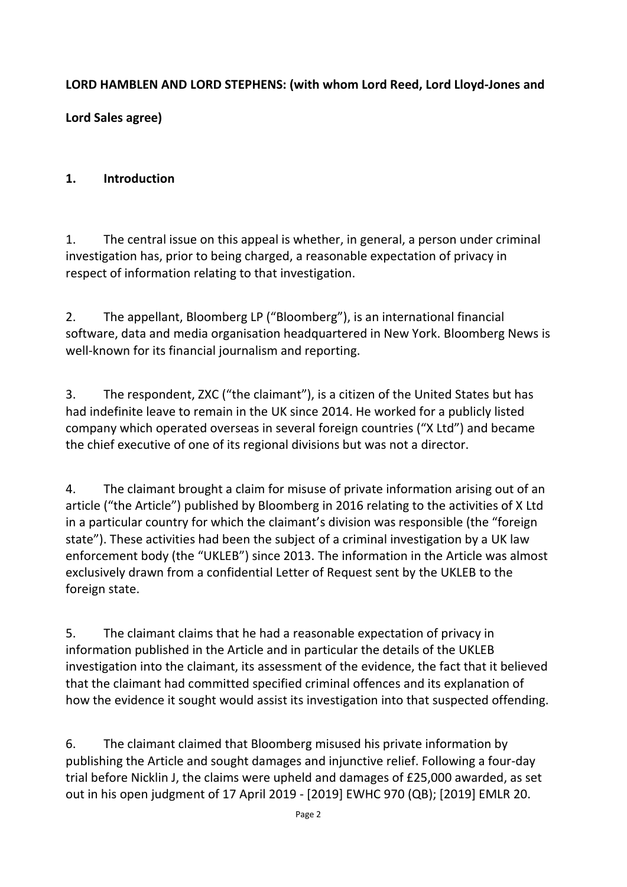**LORD HAMBLEN AND LORD STEPHENS: (with whom Lord Reed, Lord Lloyd-Jones and Lord Sales agree)**

## 1. Introduction

1. The central issue on this appeal is whether, in general, a person under criminal investigation has, prior to being charged, a reasonable expectation of privacy in respect of information relating to that investigation.

2. The appellant, Bloomberg LP ("Bloomberg"), is an international financial software, data and media organisation headquartered in New York. Bloomberg News is well-known for its financial journalism and reporting.

3. The respondent, ZXC ("the claimant"), is a citizen of the United States but has had indefinite leave to remain in the UK since 2014. He worked for a publicly listed company which operated overseas in several foreign countries ("X Ltd") and became the chief executive of one of its regional divisions but was not a director.

4. The claimant brought a claim for misuse of private information arising out of an article ("the Article") published by Bloomberg in 2016 relating to the activities of X Ltd in a particular country for which the claimant's division was responsible (the "foreign state"). These activities had been the subject of a criminal investigation by a UK law enforcement body (the "UKLEB") since 2013. The information in the Article was almost exclusively drawn from a confidential Letter of Request sent by the UKLEB to the foreign state.

5. The claimant claims that he had a reasonable expectation of privacy in information published in the Article and in particular the details of the UKLEB investigation into the claimant, its assessment of the evidence, the fact that it believed that the claimant had committed specified criminal offences and its explanation of how the evidence it sought would assist its investigation into that suspected offending.

6. The claimant claimed that Bloomberg misused his private information by publishing the Article and sought damages and injunctive relief. Following a four-day trial before Nicklin J, the claims were upheld and damages of £25,000 awarded, as set out in his open judgment of 17 April 2019 - [2019] EWHC 970 (QB); [2019] EMLR 20.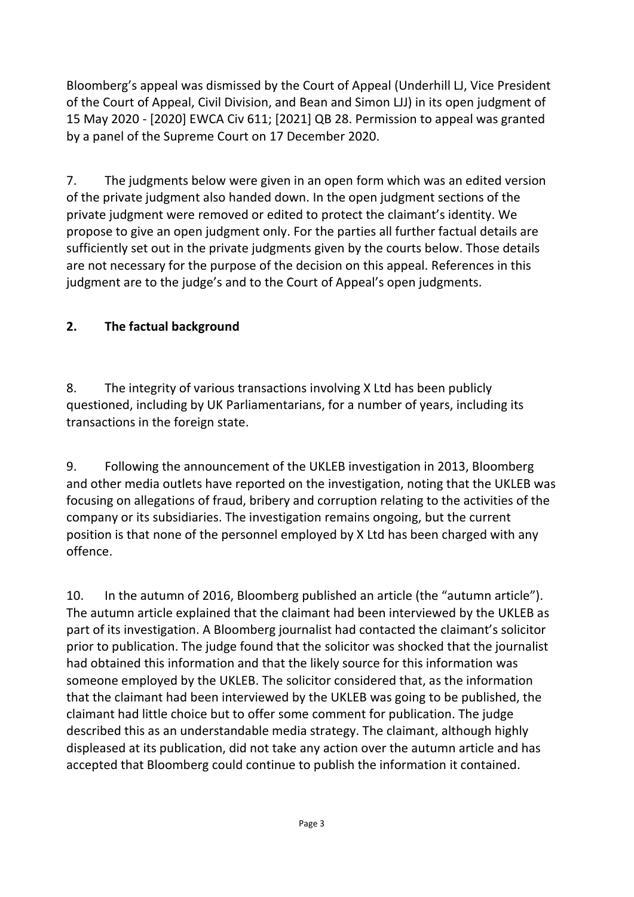Bloomberg's appeal was dismissed by the Court of Appeal (Underhill LJ, Vice President of the Court of Appeal, Civil Division, and Bean and Simon LJJ) in its open judgment of 15 May 2020 - [2020] EWCA Civ 611; [2021] QB 28. Permission to appeal was granted by a panel of the Supreme Court on 17 December 2020.

7. The judgments below were given in an open form which was an edited version of the private judgment also handed down. In the open judgment sections of the private judgment were removed or edited to protect the claimant's identity. We propose to give an open judgment only. For the parties all further factual details are sufficiently set out in the private judgments given by the courts below. Those details are not necessary for the purpose of the decision on this appeal. References in this judgment are to the judge's and to the Court of Appeal's open judgments.

## 2. The factual background

8. The integrity of various transactions involving X Ltd has been publicly questioned, including by UK Parliamentarians, for a number of years, including its transactions in the foreign state.

9. Following the announcement of the UKLEB investigation in 2013, Bloomberg and other media outlets have reported on the investigation, noting that the UKLEB was focusing on allegations of fraud, bribery and corruption relating to the activities of the company or its subsidiaries. The investigation remains ongoing, but the current position is that none of the personnel employed by X Ltd has been charged with any offence.

10. In the autumn of 2016, Bloomberg published an article (the "autumn article"). The autumn article explained that the claimant had been interviewed by the UKLEB as part of its investigation. A Bloomberg journalist had contacted the claimant's solicitor prior to publication. The judge found that the solicitor was shocked that the journalist had obtained this information and that the likely source for this information was someone employed by the UKLEB. The solicitor considered that, as the information that the claimant had been interviewed by the UKLEB was going to be published, the claimant had little choice but to offer some comment for publication. The judge described this as an understandable media strategy. The claimant, although highly displeased at its publication, did not take any action over the autumn article and has accepted that Bloomberg could continue to publish the information it contained.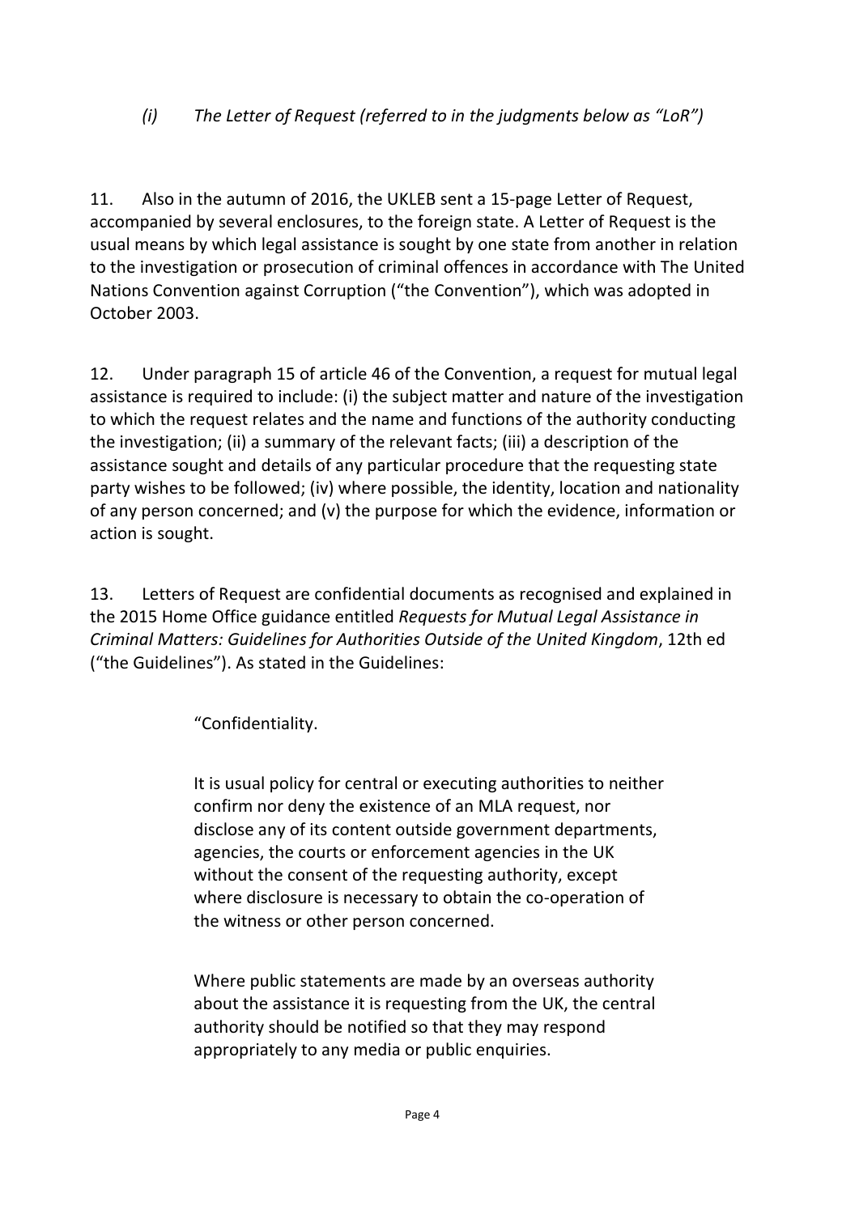*(i) The Letter of Request (referred to in the judgments below as "LoR")*

11. Also in the autumn of 2016, the UKLEB sent a 15-page Letter of Request, accompanied by several enclosures, to the foreign state. A Letter of Request is the usual means by which legal assistance is sought by one state from another in relation to the investigation or prosecution of criminal offences in accordance with The United Nations Convention against Corruption ("the Convention"), which was adopted in October 2003.

12. Under paragraph 15 of article 46 of the Convention, a request for mutual legal assistance is required to include: (i) the subject matter and nature of the investigation to which the request relates and the name and functions of the authority conducting the investigation; (ii) a summary of the relevant facts; (iii) a description of the assistance sought and details of any particular procedure that the requesting state party wishes to be followed; (iv) where possible, the identity, location and nationality of any person concerned; and (v) the purpose for which the evidence, information or action is sought.

13. Letters of Request are confidential documents as recognised and explained in the 2015 Home Office guidance entitled *Requests for Mutual Legal Assistance in Criminal Matters: Guidelines for Authorities Outside of the United Kingdom*, 12th ed ("the Guidelines"). As stated in the Guidelines:

> "Confidentiality.
>
> It is usual policy for central or executing authorities to neither confirm nor deny the existence of an MLA request, nor disclose any of its content outside government departments, agencies, the courts or enforcement agencies in the UK without the consent of the requesting authority, except where disclosure is necessary to obtain the co-operation of the witness or other person concerned.
>
> Where public statements are made by an overseas authority about the assistance it is requesting from the UK, the central authority should be notified so that they may respond appropriately to any media or public enquiries.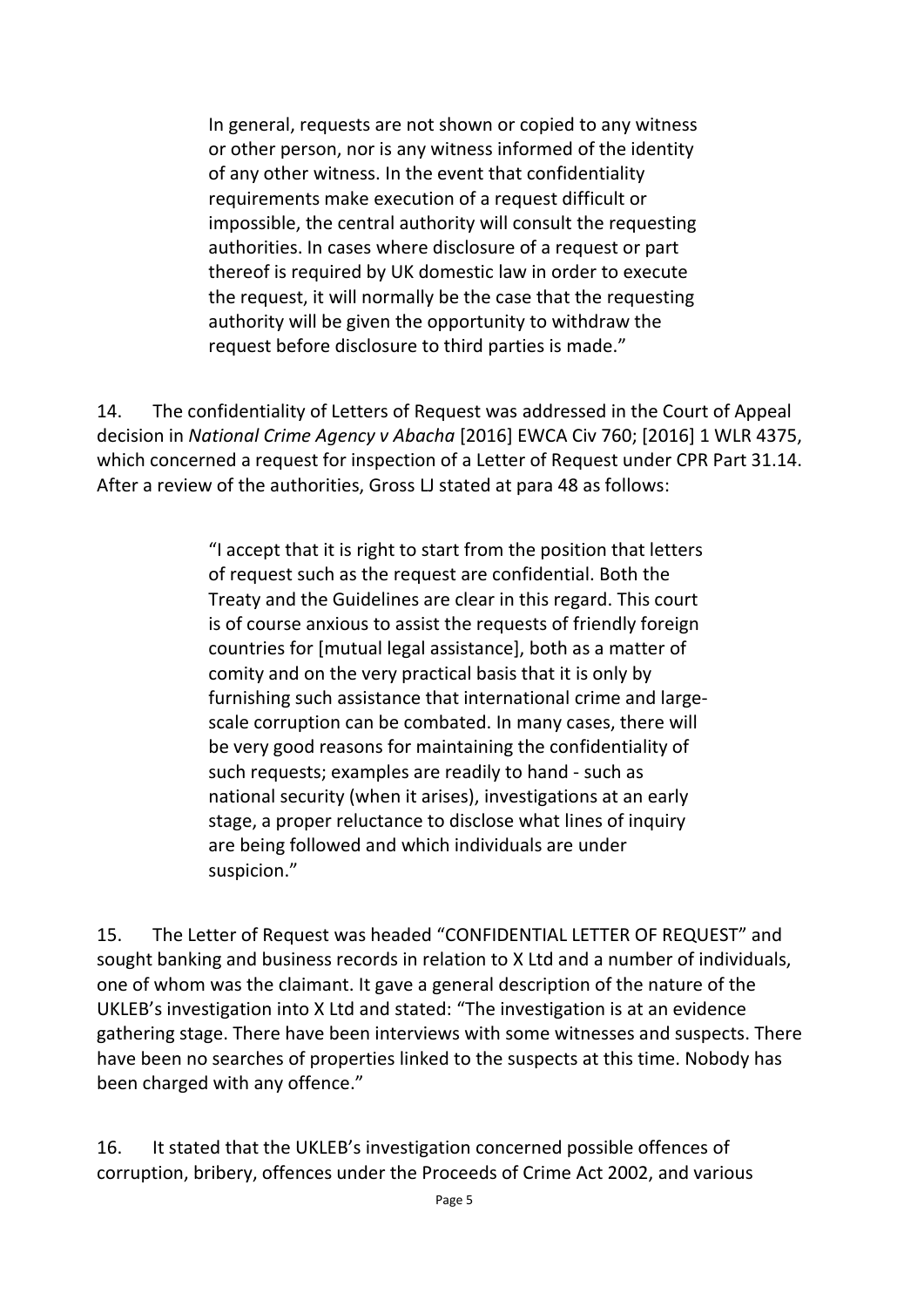> In general, requests are not shown or copied to any witness or other person, nor is any witness informed of the identity of any other witness. In the event that confidentiality requirements make execution of a request difficult or impossible, the central authority will consult the requesting authorities. In cases where disclosure of a request or part thereof is required by UK domestic law in order to execute the request, it will normally be the case that the requesting authority will be given the opportunity to withdraw the request before disclosure to third parties is made."

14. The confidentiality of Letters of Request was addressed in the Court of Appeal decision in *National Crime Agency v Abacha* [2016] EWCA Civ 760; [2016] 1 WLR 4375, which concerned a request for inspection of a Letter of Request under CPR Part 31.14. After a review of the authorities, Gross LJ stated at para 48 as follows:

> "I accept that it is right to start from the position that letters of request such as the request are confidential. Both the Treaty and the Guidelines are clear in this regard. This court is of course anxious to assist the requests of friendly foreign countries for [mutual legal assistance], both as a matter of comity and on the very practical basis that it is only by furnishing such assistance that international crime and large-scale corruption can be combated. In many cases, there will be very good reasons for maintaining the confidentiality of such requests; examples are readily to hand - such as national security (when it arises), investigations at an early stage, a proper reluctance to disclose what lines of inquiry are being followed and which individuals are under suspicion."

15. The Letter of Request was headed "CONFIDENTIAL LETTER OF REQUEST" and sought banking and business records in relation to X Ltd and a number of individuals, one of whom was the claimant. It gave a general description of the nature of the UKLEB's investigation into X Ltd and stated: "The investigation is at an evidence gathering stage. There have been interviews with some witnesses and suspects. There have been no searches of properties linked to the suspects at this time. Nobody has been charged with any offence."

16. It stated that the UKLEB's investigation concerned possible offences of corruption, bribery, offences under the Proceeds of Crime Act 2002, and various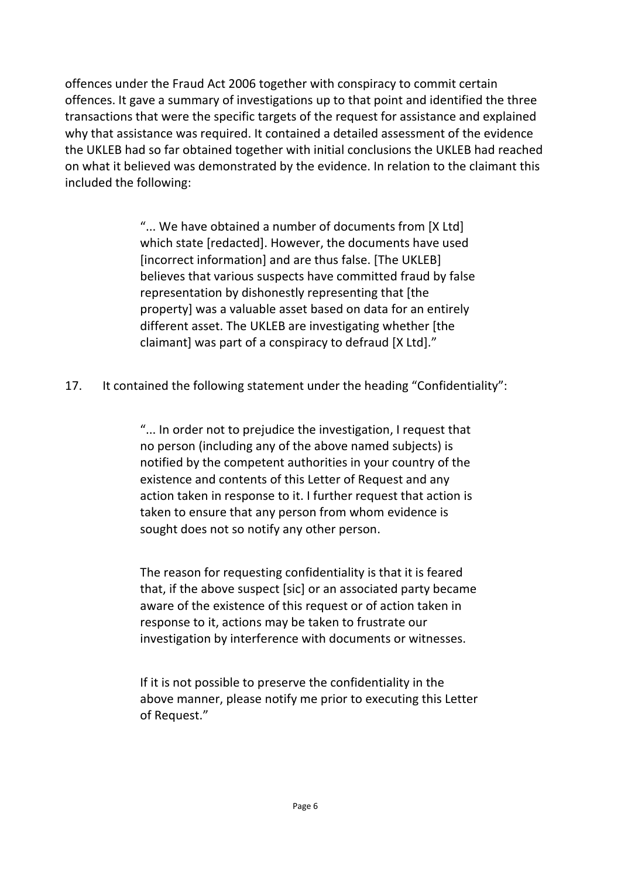offences under the Fraud Act 2006 together with conspiracy to commit certain offences. It gave a summary of investigations up to that point and identified the three transactions that were the specific targets of the request for assistance and explained why that assistance was required. It contained a detailed assessment of the evidence the UKLEB had so far obtained together with initial conclusions the UKLEB had reached on what it believed was demonstrated by the evidence. In relation to the claimant this included the following:

> "... We have obtained a number of documents from [X Ltd] which state [redacted]. However, the documents have used [incorrect information] and are thus false. [The UKLEB] believes that various suspects have committed fraud by false representation by dishonestly representing that [the property] was a valuable asset based on data for an entirely different asset. The UKLEB are investigating whether [the claimant] was part of a conspiracy to defraud [X Ltd]."

17. It contained the following statement under the heading "Confidentiality":

> "... In order not to prejudice the investigation, I request that no person (including any of the above named subjects) is notified by the competent authorities in your country of the existence and contents of this Letter of Request and any action taken in response to it. I further request that action is taken to ensure that any person from whom evidence is sought does not so notify any other person.
>
> The reason for requesting confidentiality is that it is feared that, if the above suspect [sic] or an associated party became aware of the existence of this request or of action taken in response to it, actions may be taken to frustrate our investigation by interference with documents or witnesses.
>
> If it is not possible to preserve the confidentiality in the above manner, please notify me prior to executing this Letter of Request."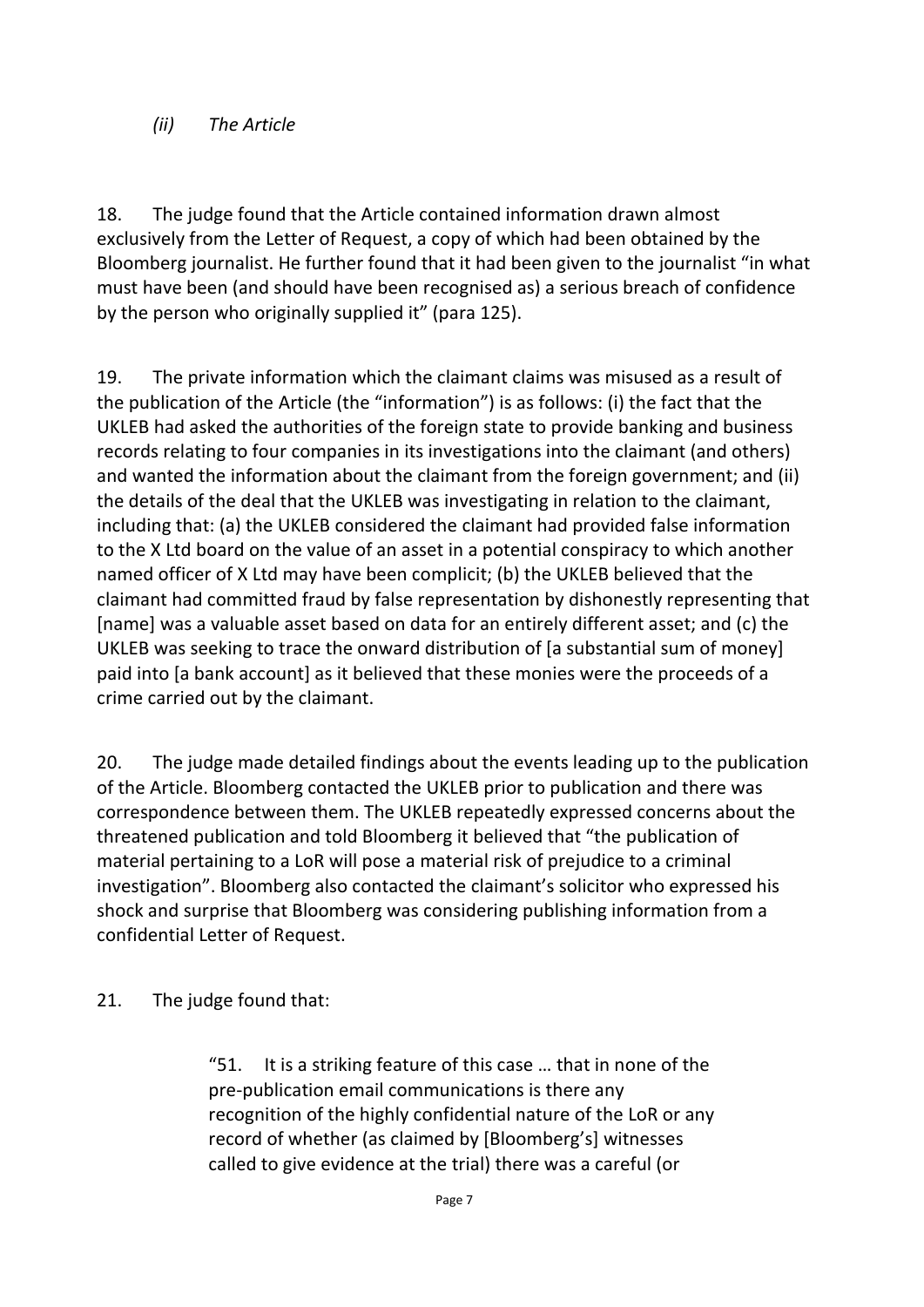### *(ii) The Article*

18. The judge found that the Article contained information drawn almost exclusively from the Letter of Request, a copy of which had been obtained by the Bloomberg journalist. He further found that it had been given to the journalist "in what must have been (and should have been recognised as) a serious breach of confidence by the person who originally supplied it" (para 125).

19. The private information which the claimant claims was misused as a result of the publication of the Article (the "information") is as follows: (i) the fact that the UKLEB had asked the authorities of the foreign state to provide banking and business records relating to four companies in its investigations into the claimant (and others) and wanted the information about the claimant from the foreign government; and (ii) the details of the deal that the UKLEB was investigating in relation to the claimant, including that: (a) the UKLEB considered the claimant had provided false information to the X Ltd board on the value of an asset in a potential conspiracy to which another named officer of X Ltd may have been complicit; (b) the UKLEB believed that the claimant had committed fraud by false representation by dishonestly representing that [name] was a valuable asset based on data for an entirely different asset; and (c) the UKLEB was seeking to trace the onward distribution of [a substantial sum of money] paid into [a bank account] as it believed that these monies were the proceeds of a crime carried out by the claimant.

20. The judge made detailed findings about the events leading up to the publication of the Article. Bloomberg contacted the UKLEB prior to publication and there was correspondence between them. The UKLEB repeatedly expressed concerns about the threatened publication and told Bloomberg it believed that "the publication of material pertaining to a LoR will pose a material risk of prejudice to a criminal investigation". Bloomberg also contacted the claimant's solicitor who expressed his shock and surprise that Bloomberg was considering publishing information from a confidential Letter of Request.

21. The judge found that:

> "51. It is a striking feature of this case … that in none of the pre-publication email communications is there any recognition of the highly confidential nature of the LoR or any record of whether (as claimed by [Bloomberg's] witnesses called to give evidence at the trial) there was a careful (or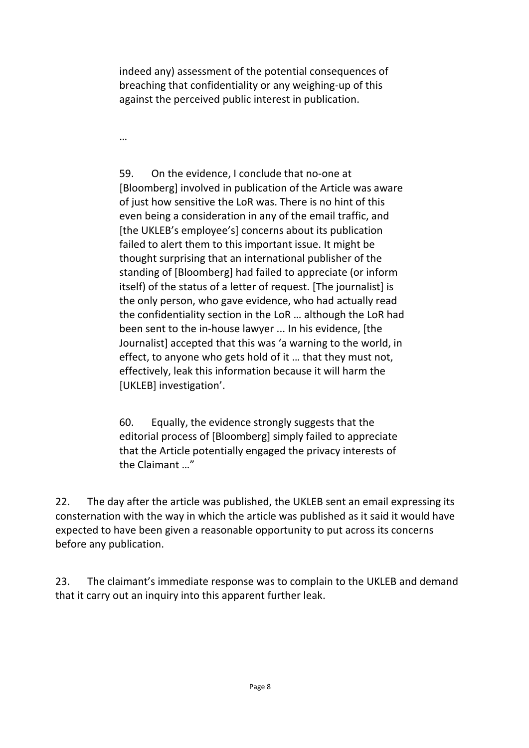> indeed any) assessment of the potential consequences of breaching that confidentiality or any weighing-up of this against the perceived public interest in publication.
>
> …
>
> 59. On the evidence, I conclude that no-one at [Bloomberg] involved in publication of the Article was aware of just how sensitive the LoR was. There is no hint of this even being a consideration in any of the email traffic, and [the UKLEB's employee's] concerns about its publication failed to alert them to this important issue. It might be thought surprising that an international publisher of the standing of [Bloomberg] had failed to appreciate (or inform itself) of the status of a letter of request. [The journalist] is the only person, who gave evidence, who had actually read the confidentiality section in the LoR … although the LoR had been sent to the in-house lawyer ... In his evidence, [the Journalist] accepted that this was 'a warning to the world, in effect, to anyone who gets hold of it … that they must not, effectively, leak this information because it will harm the [UKLEB] investigation'.
>
> 60. Equally, the evidence strongly suggests that the editorial process of [Bloomberg] simply failed to appreciate that the Article potentially engaged the privacy interests of the Claimant …"

22. The day after the article was published, the UKLEB sent an email expressing its consternation with the way in which the article was published as it said it would have expected to have been given a reasonable opportunity to put across its concerns before any publication.

23. The claimant's immediate response was to complain to the UKLEB and demand that it carry out an inquiry into this apparent further leak.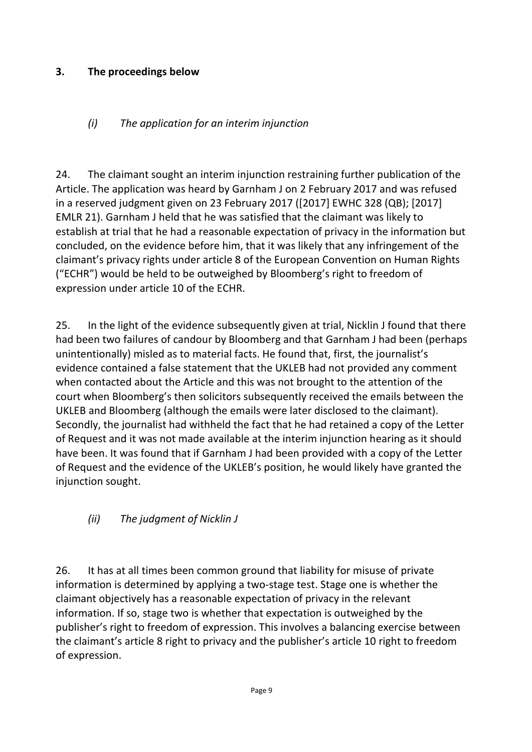## 3. The proceedings below

### *(i) The application for an interim injunction*

24. The claimant sought an interim injunction restraining further publication of the Article. The application was heard by Garnham J on 2 February 2017 and was refused in a reserved judgment given on 23 February 2017 ([2017] EWHC 328 (QB); [2017] EMLR 21). Garnham J held that he was satisfied that the claimant was likely to establish at trial that he had a reasonable expectation of privacy in the information but concluded, on the evidence before him, that it was likely that any infringement of the claimant's privacy rights under article 8 of the European Convention on Human Rights ("ECHR") would be held to be outweighed by Bloomberg's right to freedom of expression under article 10 of the ECHR.

25. In the light of the evidence subsequently given at trial, Nicklin J found that there had been two failures of candour by Bloomberg and that Garnham J had been (perhaps unintentionally) misled as to material facts. He found that, first, the journalist's evidence contained a false statement that the UKLEB had not provided any comment when contacted about the Article and this was not brought to the attention of the court when Bloomberg's then solicitors subsequently received the emails between the UKLEB and Bloomberg (although the emails were later disclosed to the claimant). Secondly, the journalist had withheld the fact that he had retained a copy of the Letter of Request and it was not made available at the interim injunction hearing as it should have been. It was found that if Garnham J had been provided with a copy of the Letter of Request and the evidence of the UKLEB's position, he would likely have granted the injunction sought.

### *(ii) The judgment of Nicklin J*

26. It has at all times been common ground that liability for misuse of private information is determined by applying a two-stage test. Stage one is whether the claimant objectively has a reasonable expectation of privacy in the relevant information. If so, stage two is whether that expectation is outweighed by the publisher's right to freedom of expression. This involves a balancing exercise between the claimant's article 8 right to privacy and the publisher's article 10 right to freedom of expression.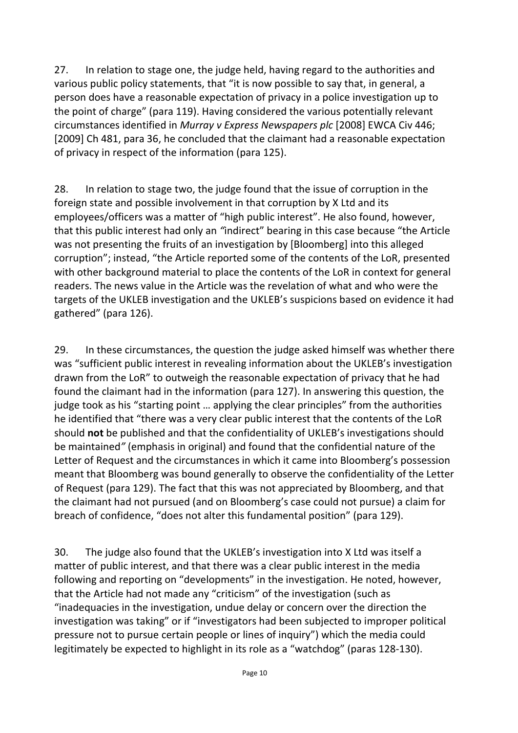27. In relation to stage one, the judge held, having regard to the authorities and various public policy statements, that "it is now possible to say that, in general, a person does have a reasonable expectation of privacy in a police investigation up to the point of charge" (para 119). Having considered the various potentially relevant circumstances identified in *Murray v Express Newspapers plc* [2008] EWCA Civ 446; [2009] Ch 481, para 36, he concluded that the claimant had a reasonable expectation of privacy in respect of the information (para 125).

28. In relation to stage two, the judge found that the issue of corruption in the foreign state and possible involvement in that corruption by X Ltd and its employees/officers was a matter of "high public interest". He also found, however, that this public interest had only an *"*indirect" bearing in this case because "the Article was not presenting the fruits of an investigation by [Bloomberg] into this alleged corruption"; instead, "the Article reported some of the contents of the LoR, presented with other background material to place the contents of the LoR in context for general readers. The news value in the Article was the revelation of what and who were the targets of the UKLEB investigation and the UKLEB's suspicions based on evidence it had gathered" (para 126).

29. In these circumstances, the question the judge asked himself was whether there was "sufficient public interest in revealing information about the UKLEB's investigation drawn from the LoR" to outweigh the reasonable expectation of privacy that he had found the claimant had in the information (para 127). In answering this question, the judge took as his "starting point … applying the clear principles" from the authorities he identified that "there was a very clear public interest that the contents of the LoR should **not** be published and that the confidentiality of UKLEB's investigations should be maintained*"* (emphasis in original) and found that the confidential nature of the Letter of Request and the circumstances in which it came into Bloomberg's possession meant that Bloomberg was bound generally to observe the confidentiality of the Letter of Request (para 129). The fact that this was not appreciated by Bloomberg, and that the claimant had not pursued (and on Bloomberg's case could not pursue) a claim for breach of confidence, "does not alter this fundamental position" (para 129).

30. The judge also found that the UKLEB's investigation into X Ltd was itself a matter of public interest, and that there was a clear public interest in the media following and reporting on "developments" in the investigation. He noted, however, that the Article had not made any "criticism" of the investigation (such as "inadequacies in the investigation, undue delay or concern over the direction the investigation was taking" or if "investigators had been subjected to improper political pressure not to pursue certain people or lines of inquiry") which the media could legitimately be expected to highlight in its role as a "watchdog" (paras 128-130).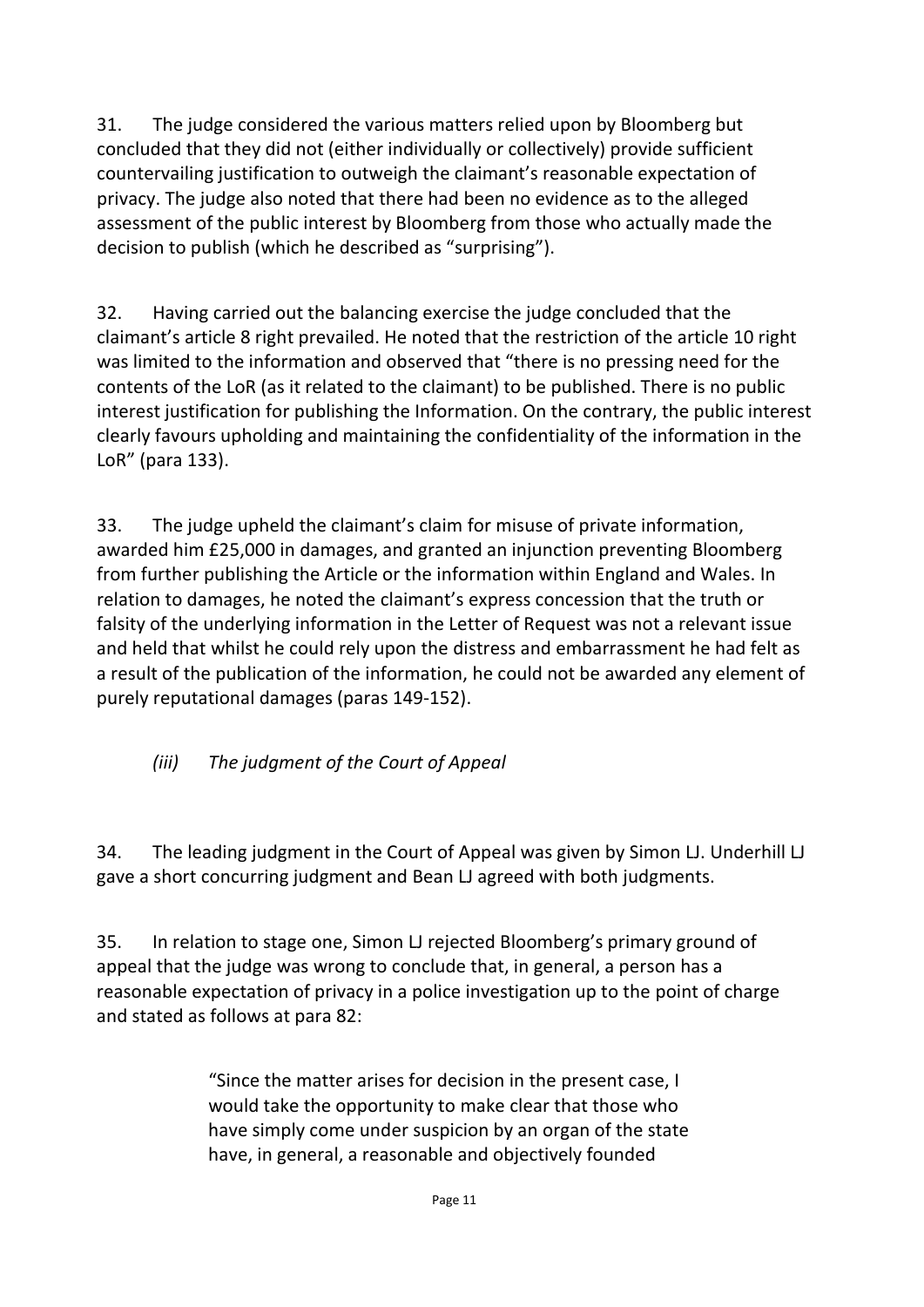31. The judge considered the various matters relied upon by Bloomberg but concluded that they did not (either individually or collectively) provide sufficient countervailing justification to outweigh the claimant's reasonable expectation of privacy. The judge also noted that there had been no evidence as to the alleged assessment of the public interest by Bloomberg from those who actually made the decision to publish (which he described as "surprising").

32. Having carried out the balancing exercise the judge concluded that the claimant's article 8 right prevailed. He noted that the restriction of the article 10 right was limited to the information and observed that "there is no pressing need for the contents of the LoR (as it related to the claimant) to be published. There is no public interest justification for publishing the Information. On the contrary, the public interest clearly favours upholding and maintaining the confidentiality of the information in the LoR" (para 133).

33. The judge upheld the claimant's claim for misuse of private information, awarded him £25,000 in damages, and granted an injunction preventing Bloomberg from further publishing the Article or the information within England and Wales. In relation to damages, he noted the claimant's express concession that the truth or falsity of the underlying information in the Letter of Request was not a relevant issue and held that whilst he could rely upon the distress and embarrassment he had felt as a result of the publication of the information, he could not be awarded any element of purely reputational damages (paras 149-152).

### *(iii) The judgment of the Court of Appeal*

34. The leading judgment in the Court of Appeal was given by Simon LJ. Underhill LJ gave a short concurring judgment and Bean LJ agreed with both judgments.

35. In relation to stage one, Simon LJ rejected Bloomberg's primary ground of appeal that the judge was wrong to conclude that, in general, a person has a reasonable expectation of privacy in a police investigation up to the point of charge and stated as follows at para 82:

> "Since the matter arises for decision in the present case, I would take the opportunity to make clear that those who have simply come under suspicion by an organ of the state have, in general, a reasonable and objectively founded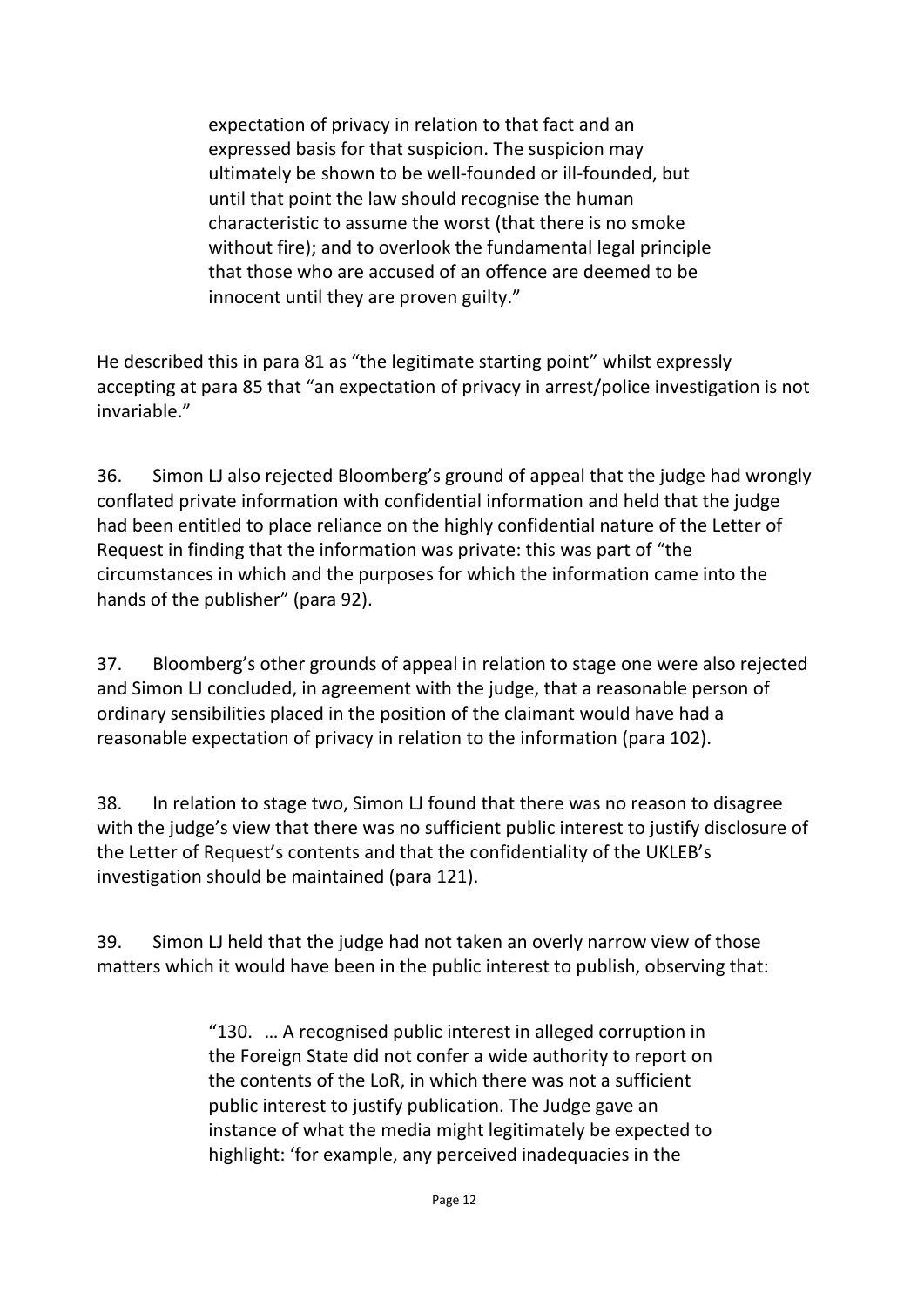> expectation of privacy in relation to that fact and an expressed basis for that suspicion. The suspicion may ultimately be shown to be well-founded or ill-founded, but until that point the law should recognise the human characteristic to assume the worst (that there is no smoke without fire); and to overlook the fundamental legal principle that those who are accused of an offence are deemed to be innocent until they are proven guilty."

He described this in para 81 as "the legitimate starting point" whilst expressly accepting at para 85 that "an expectation of privacy in arrest/police investigation is not invariable."

36. Simon LJ also rejected Bloomberg's ground of appeal that the judge had wrongly conflated private information with confidential information and held that the judge had been entitled to place reliance on the highly confidential nature of the Letter of Request in finding that the information was private: this was part of "the circumstances in which and the purposes for which the information came into the hands of the publisher" (para 92).

37. Bloomberg's other grounds of appeal in relation to stage one were also rejected and Simon LJ concluded, in agreement with the judge, that a reasonable person of ordinary sensibilities placed in the position of the claimant would have had a reasonable expectation of privacy in relation to the information (para 102).

38. In relation to stage two, Simon LJ found that there was no reason to disagree with the judge's view that there was no sufficient public interest to justify disclosure of the Letter of Request's contents and that the confidentiality of the UKLEB's investigation should be maintained (para 121).

39. Simon LJ held that the judge had not taken an overly narrow view of those matters which it would have been in the public interest to publish, observing that:

> "130. … A recognised public interest in alleged corruption in the Foreign State did not confer a wide authority to report on the contents of the LoR, in which there was not a sufficient public interest to justify publication. The Judge gave an instance of what the media might legitimately be expected to highlight: 'for example, any perceived inadequacies in the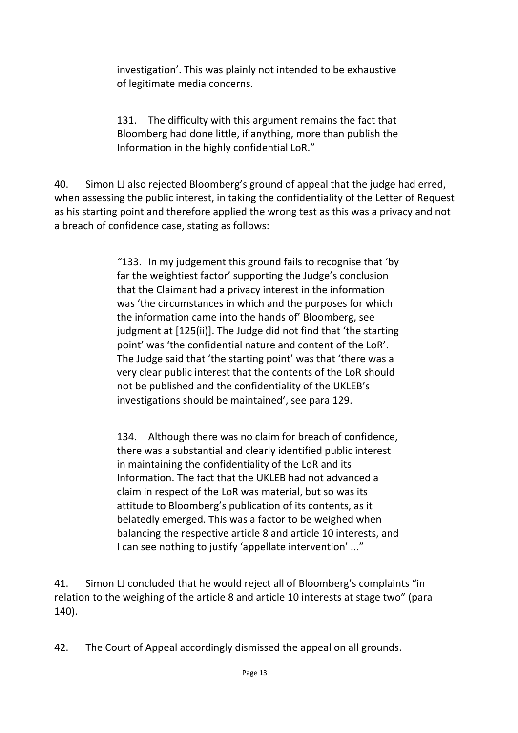> investigation'. This was plainly not intended to be exhaustive of legitimate media concerns.
>
> 131. The difficulty with this argument remains the fact that Bloomberg had done little, if anything, more than publish the Information in the highly confidential LoR."

40. Simon LJ also rejected Bloomberg's ground of appeal that the judge had erred, when assessing the public interest, in taking the confidentiality of the Letter of Request as his starting point and therefore applied the wrong test as this was a privacy and not a breach of confidence case, stating as follows:

> "133. In my judgement this ground fails to recognise that 'by far the weightiest factor' supporting the Judge's conclusion that the Claimant had a privacy interest in the information was 'the circumstances in which and the purposes for which the information came into the hands of' Bloomberg, see judgment at [125(ii)]. The Judge did not find that 'the starting point' was 'the confidential nature and content of the LoR'. The Judge said that 'the starting point' was that 'there was a very clear public interest that the contents of the LoR should not be published and the confidentiality of the UKLEB's investigations should be maintained', see para 129.
>
> 134. Although there was no claim for breach of confidence, there was a substantial and clearly identified public interest in maintaining the confidentiality of the LoR and its Information. The fact that the UKLEB had not advanced a claim in respect of the LoR was material, but so was its attitude to Bloomberg's publication of its contents, as it belatedly emerged. This was a factor to be weighed when balancing the respective article 8 and article 10 interests, and I can see nothing to justify 'appellate intervention' ..."

41. Simon LJ concluded that he would reject all of Bloomberg's complaints "in relation to the weighing of the article 8 and article 10 interests at stage two" (para 140).

42. The Court of Appeal accordingly dismissed the appeal on all grounds.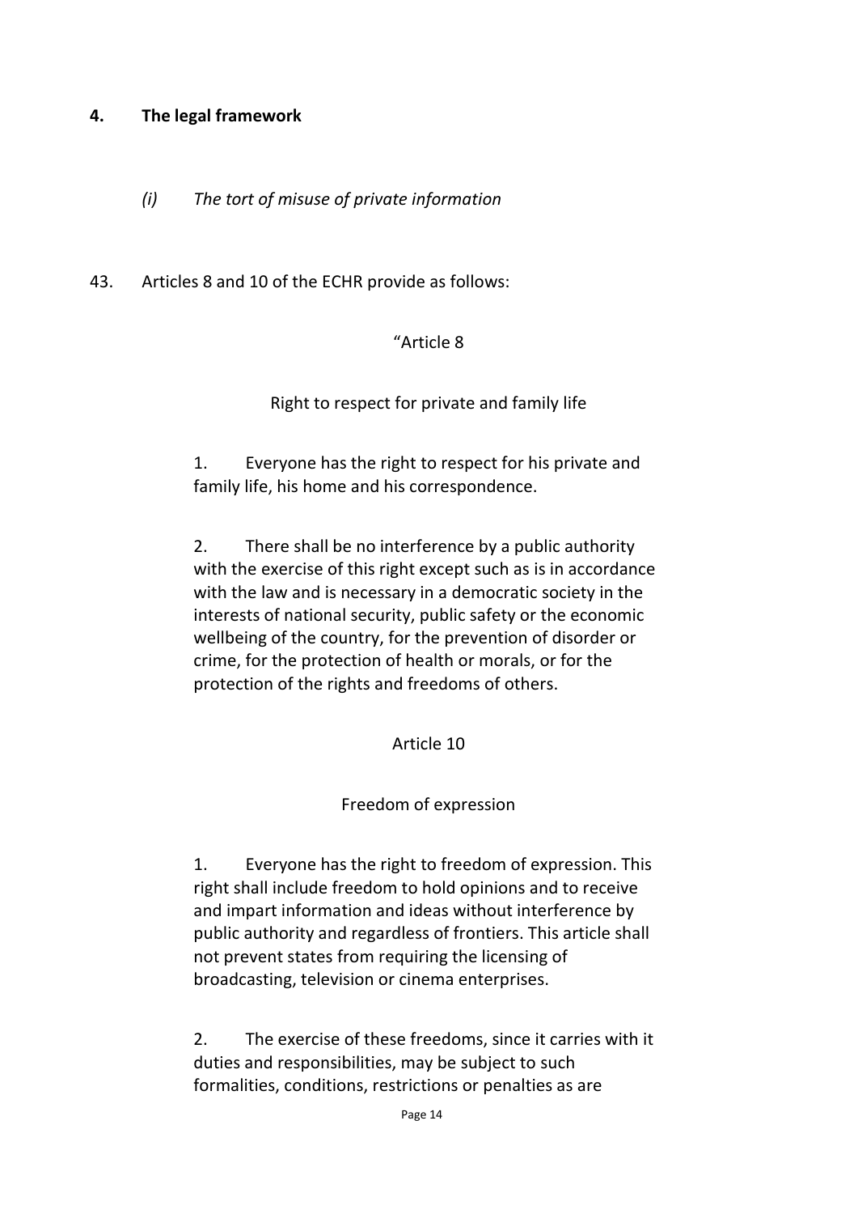## 4. The legal framework

### *(i) The tort of misuse of private information*

43. Articles 8 and 10 of the ECHR provide as follows:

> "Article 8
>
> Right to respect for private and family life
>
> 1. Everyone has the right to respect for his private and family life, his home and his correspondence.
>
> 2. There shall be no interference by a public authority with the exercise of this right except such as is in accordance with the law and is necessary in a democratic society in the interests of national security, public safety or the economic wellbeing of the country, for the prevention of disorder or crime, for the protection of health or morals, or for the protection of the rights and freedoms of others.
>
> Article 10
>
> Freedom of expression
>
> 1. Everyone has the right to freedom of expression. This right shall include freedom to hold opinions and to receive and impart information and ideas without interference by public authority and regardless of frontiers. This article shall not prevent states from requiring the licensing of broadcasting, television or cinema enterprises.
>
> 2. The exercise of these freedoms, since it carries with it duties and responsibilities, may be subject to such formalities, conditions, restrictions or penalties as are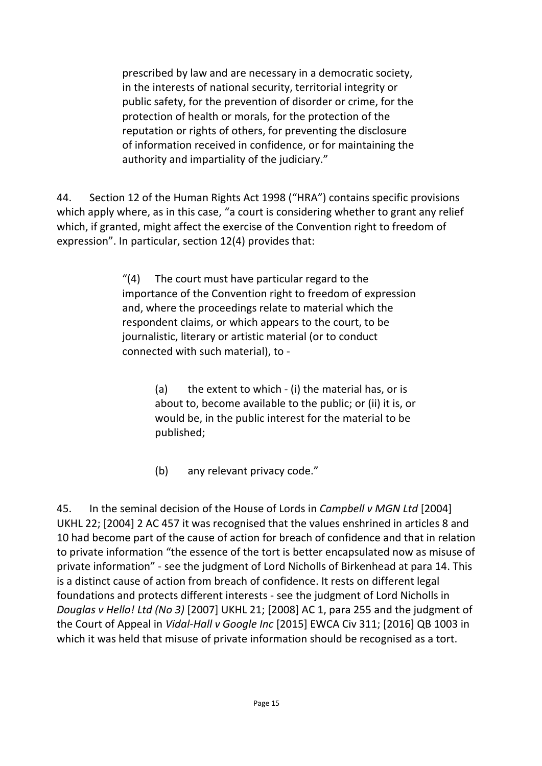> prescribed by law and are necessary in a democratic society, in the interests of national security, territorial integrity or public safety, for the prevention of disorder or crime, for the protection of health or morals, for the protection of the reputation or rights of others, for preventing the disclosure of information received in confidence, or for maintaining the authority and impartiality of the judiciary."

44. Section 12 of the Human Rights Act 1998 ("HRA") contains specific provisions which apply where, as in this case, "a court is considering whether to grant any relief which, if granted, might affect the exercise of the Convention right to freedom of expression". In particular, section 12(4) provides that:

> "(4) The court must have particular regard to the importance of the Convention right to freedom of expression and, where the proceedings relate to material which the respondent claims, or which appears to the court, to be journalistic, literary or artistic material (or to conduct connected with such material), to -
>
> > (a) the extent to which - (i) the material has, or is about to, become available to the public; or (ii) it is, or would be, in the public interest for the material to be published;
> >
> > (b) any relevant privacy code."

45. In the seminal decision of the House of Lords in *Campbell v MGN Ltd* [2004] UKHL 22; [2004] 2 AC 457 it was recognised that the values enshrined in articles 8 and 10 had become part of the cause of action for breach of confidence and that in relation to private information "the essence of the tort is better encapsulated now as misuse of private information" - see the judgment of Lord Nicholls of Birkenhead at para 14. This is a distinct cause of action from breach of confidence. It rests on different legal foundations and protects different interests - see the judgment of Lord Nicholls in *Douglas v Hello! Ltd (No 3)* [2007] UKHL 21; [2008] AC 1, para 255 and the judgment of the Court of Appeal in *Vidal-Hall v Google Inc* [2015] EWCA Civ 311; [2016] QB 1003 in which it was held that misuse of private information should be recognised as a tort.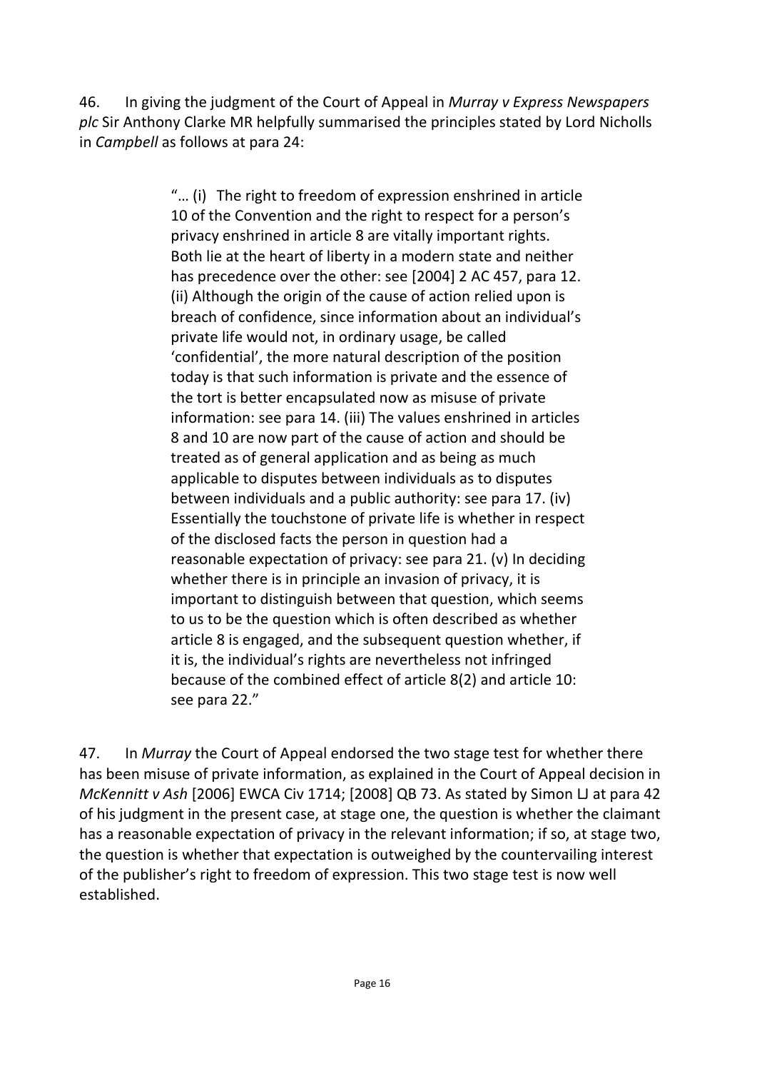46. In giving the judgment of the Court of Appeal in *Murray v Express Newspapers plc* Sir Anthony Clarke MR helpfully summarised the principles stated by Lord Nicholls in *Campbell* as follows at para 24:

> "… (i) The right to freedom of expression enshrined in article 10 of the Convention and the right to respect for a person's privacy enshrined in article 8 are vitally important rights. Both lie at the heart of liberty in a modern state and neither has precedence over the other: see [2004] 2 AC 457, para 12. (ii) Although the origin of the cause of action relied upon is breach of confidence, since information about an individual's private life would not, in ordinary usage, be called 'confidential', the more natural description of the position today is that such information is private and the essence of the tort is better encapsulated now as misuse of private information: see para 14. (iii) The values enshrined in articles 8 and 10 are now part of the cause of action and should be treated as of general application and as being as much applicable to disputes between individuals as to disputes between individuals and a public authority: see para 17. (iv) Essentially the touchstone of private life is whether in respect of the disclosed facts the person in question had a reasonable expectation of privacy: see para 21. (v) In deciding whether there is in principle an invasion of privacy, it is important to distinguish between that question, which seems to us to be the question which is often described as whether article 8 is engaged, and the subsequent question whether, if it is, the individual's rights are nevertheless not infringed because of the combined effect of article 8(2) and article 10: see para 22."

47. In *Murray* the Court of Appeal endorsed the two stage test for whether there has been misuse of private information, as explained in the Court of Appeal decision in *McKennitt v Ash* [2006] EWCA Civ 1714; [2008] QB 73. As stated by Simon LJ at para 42 of his judgment in the present case, at stage one, the question is whether the claimant has a reasonable expectation of privacy in the relevant information; if so, at stage two, the question is whether that expectation is outweighed by the countervailing interest of the publisher's right to freedom of expression. This two stage test is now well established.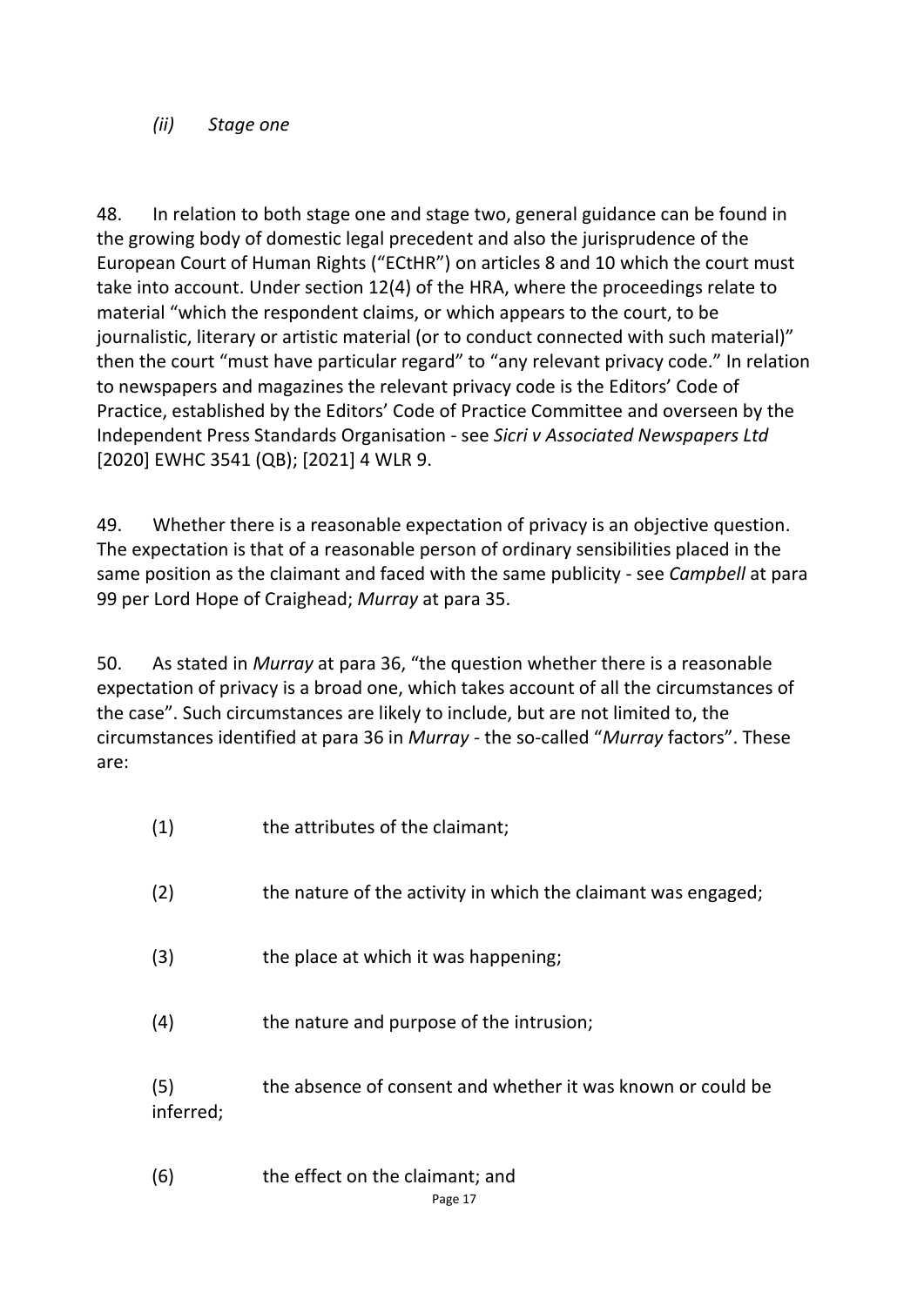*(ii) Stage one*

48. In relation to both stage one and stage two, general guidance can be found in the growing body of domestic legal precedent and also the jurisprudence of the European Court of Human Rights ("ECtHR") on articles 8 and 10 which the court must take into account. Under section 12(4) of the HRA, where the proceedings relate to material "which the respondent claims, or which appears to the court, to be journalistic, literary or artistic material (or to conduct connected with such material)" then the court "must have particular regard" to "any relevant privacy code." In relation to newspapers and magazines the relevant privacy code is the Editors' Code of Practice, established by the Editors' Code of Practice Committee and overseen by the Independent Press Standards Organisation - see *Sicri v Associated Newspapers Ltd* [2020] EWHC 3541 (QB); [2021] 4 WLR 9.

49. Whether there is a reasonable expectation of privacy is an objective question. The expectation is that of a reasonable person of ordinary sensibilities placed in the same position as the claimant and faced with the same publicity - see *Campbell* at para 99 per Lord Hope of Craighead; *Murray* at para 35.

50. As stated in *Murray* at para 36, "the question whether there is a reasonable expectation of privacy is a broad one, which takes account of all the circumstances of the case". Such circumstances are likely to include, but are not limited to, the circumstances identified at para 36 in *Murray* - the so-called "*Murray* factors". These are:

(1) the attributes of the claimant;

(2) the nature of the activity in which the claimant was engaged;

(3) the place at which it was happening;

(4) the nature and purpose of the intrusion;

(5) the absence of consent and whether it was known or could be inferred;

(6) the effect on the claimant; and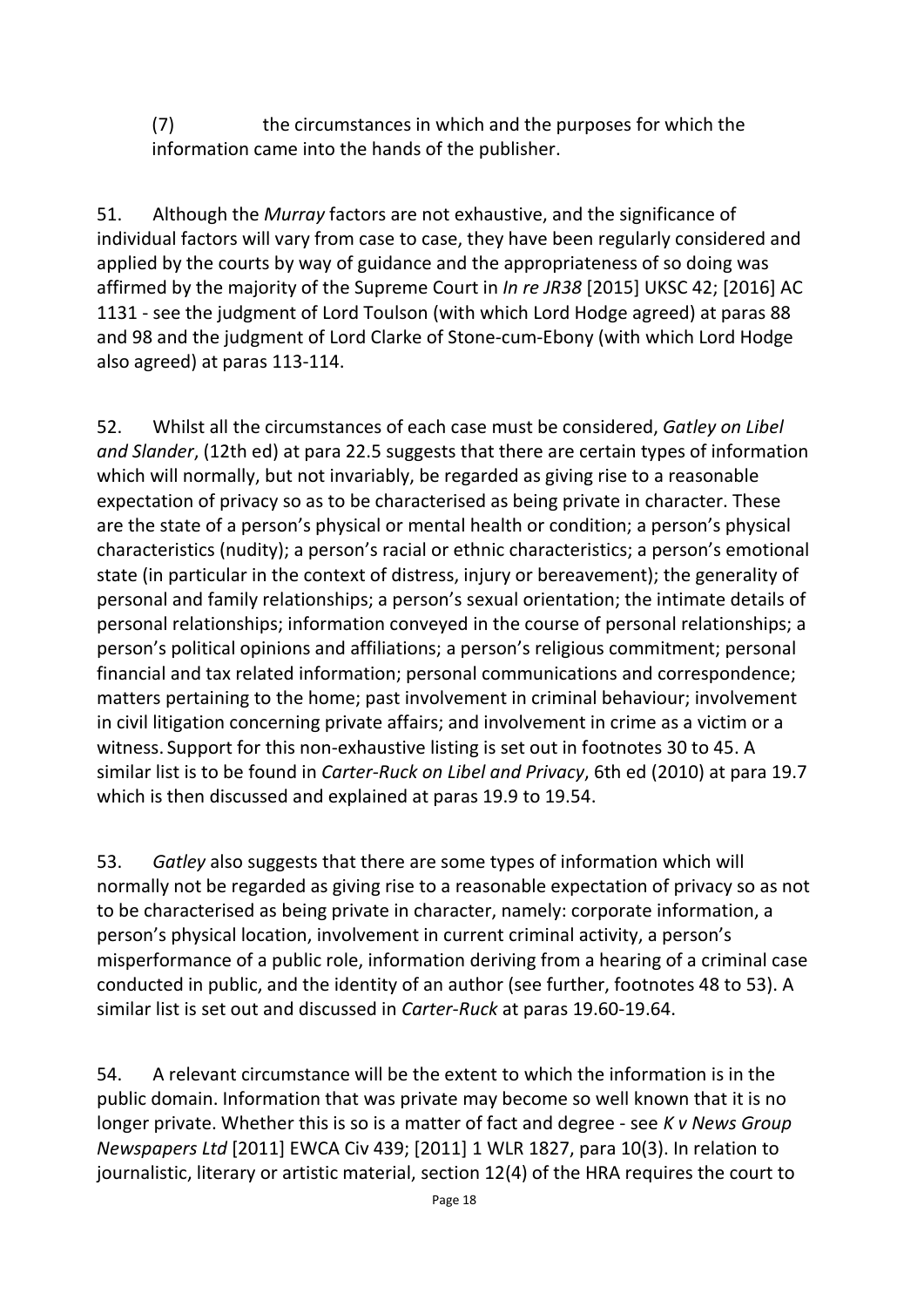(7) the circumstances in which and the purposes for which the information came into the hands of the publisher.

51. Although the *Murray* factors are not exhaustive, and the significance of individual factors will vary from case to case, they have been regularly considered and applied by the courts by way of guidance and the appropriateness of so doing was affirmed by the majority of the Supreme Court in *In re JR38* [2015] UKSC 42; [2016] AC 1131 - see the judgment of Lord Toulson (with which Lord Hodge agreed) at paras 88 and 98 and the judgment of Lord Clarke of Stone-cum-Ebony (with which Lord Hodge also agreed) at paras 113-114.

52. Whilst all the circumstances of each case must be considered, *Gatley on Libel and Slander*, (12th ed) at para 22.5 suggests that there are certain types of information which will normally, but not invariably, be regarded as giving rise to a reasonable expectation of privacy so as to be characterised as being private in character. These are the state of a person's physical or mental health or condition; a person's physical characteristics (nudity); a person's racial or ethnic characteristics; a person's emotional state (in particular in the context of distress, injury or bereavement); the generality of personal and family relationships; a person's sexual orientation; the intimate details of personal relationships; information conveyed in the course of personal relationships; a person's political opinions and affiliations; a person's religious commitment; personal financial and tax related information; personal communications and correspondence; matters pertaining to the home; past involvement in criminal behaviour; involvement in civil litigation concerning private affairs; and involvement in crime as a victim or a witness. Support for this non-exhaustive listing is set out in footnotes 30 to 45. A similar list is to be found in *Carter-Ruck on Libel and Privacy*, 6th ed (2010) at para 19.7 which is then discussed and explained at paras 19.9 to 19.54.

53. *Gatley* also suggests that there are some types of information which will normally not be regarded as giving rise to a reasonable expectation of privacy so as not to be characterised as being private in character, namely: corporate information, a person's physical location, involvement in current criminal activity, a person's misperformance of a public role, information deriving from a hearing of a criminal case conducted in public, and the identity of an author (see further, footnotes 48 to 53). A similar list is set out and discussed in *Carter-Ruck* at paras 19.60-19.64.

54. A relevant circumstance will be the extent to which the information is in the public domain. Information that was private may become so well known that it is no longer private. Whether this is so is a matter of fact and degree - see *K v News Group Newspapers Ltd* [2011] EWCA Civ 439; [2011] 1 WLR 1827, para 10(3). In relation to journalistic, literary or artistic material, section 12(4) of the HRA requires the court to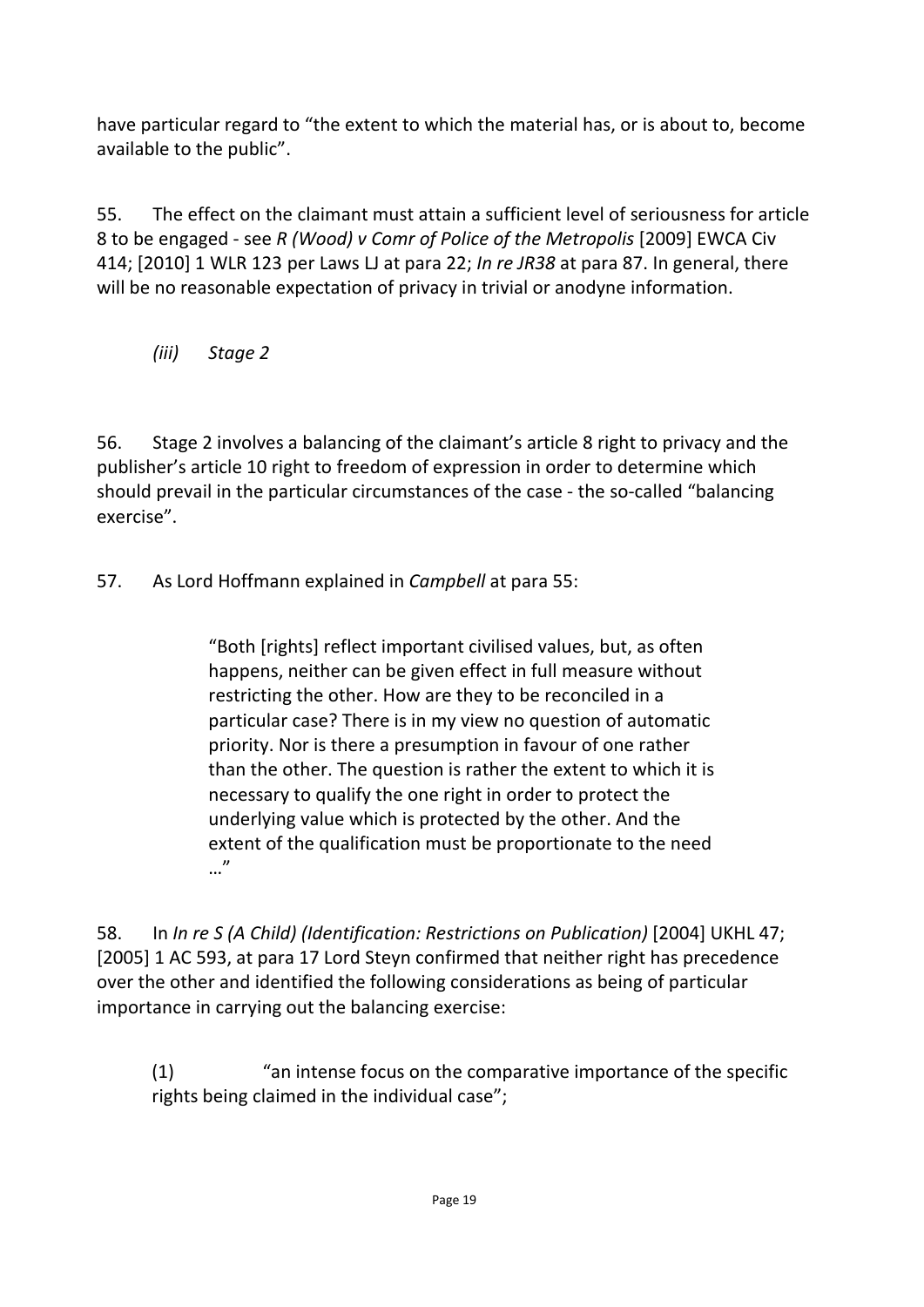have particular regard to "the extent to which the material has, or is about to, become available to the public".

55. The effect on the claimant must attain a sufficient level of seriousness for article 8 to be engaged - see *R (Wood) v Comr of Police of the Metropolis* [2009] EWCA Civ 414; [2010] 1 WLR 123 per Laws LJ at para 22; *In re JR38* at para 87. In general, there will be no reasonable expectation of privacy in trivial or anodyne information.

### *(iii) Stage 2*

56. Stage 2 involves a balancing of the claimant's article 8 right to privacy and the publisher's article 10 right to freedom of expression in order to determine which should prevail in the particular circumstances of the case - the so-called "balancing exercise".

57. As Lord Hoffmann explained in *Campbell* at para 55:

> "Both [rights] reflect important civilised values, but, as often happens, neither can be given effect in full measure without restricting the other. How are they to be reconciled in a particular case? There is in my view no question of automatic priority. Nor is there a presumption in favour of one rather than the other. The question is rather the extent to which it is necessary to qualify the one right in order to protect the underlying value which is protected by the other. And the extent of the qualification must be proportionate to the need …"

58. In *In re S (A Child) (Identification: Restrictions on Publication)* [2004] UKHL 47; [2005] 1 AC 593, at para 17 Lord Steyn confirmed that neither right has precedence over the other and identified the following considerations as being of particular importance in carrying out the balancing exercise:

(1) "an intense focus on the comparative importance of the specific rights being claimed in the individual case";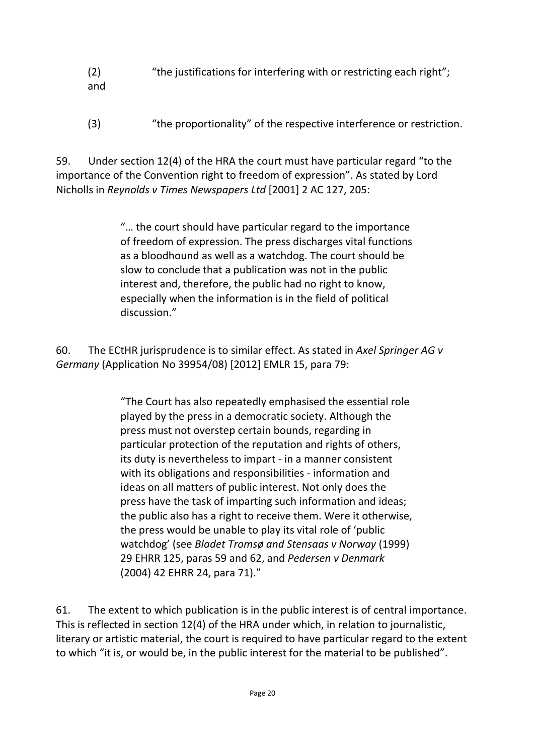(2) "the justifications for interfering with or restricting each right"; and

(3) "the proportionality" of the respective interference or restriction.

59. Under section 12(4) of the HRA the court must have particular regard "to the importance of the Convention right to freedom of expression". As stated by Lord Nicholls in *Reynolds v Times Newspapers Ltd* [2001] 2 AC 127, 205:

> "… the court should have particular regard to the importance of freedom of expression. The press discharges vital functions as a bloodhound as well as a watchdog. The court should be slow to conclude that a publication was not in the public interest and, therefore, the public had no right to know, especially when the information is in the field of political discussion."

60. The ECtHR jurisprudence is to similar effect. As stated in *Axel Springer AG v Germany* (Application No 39954/08) [2012] EMLR 15, para 79:

> "The Court has also repeatedly emphasised the essential role played by the press in a democratic society. Although the press must not overstep certain bounds, regarding in particular protection of the reputation and rights of others, its duty is nevertheless to impart - in a manner consistent with its obligations and responsibilities - information and ideas on all matters of public interest. Not only does the press have the task of imparting such information and ideas; the public also has a right to receive them. Were it otherwise, the press would be unable to play its vital role of 'public watchdog' (see *Bladet Tromsø and Stensaas v Norway* (1999) 29 EHRR 125, paras 59 and 62, and *Pedersen v Denmark* (2004) 42 EHRR 24, para 71)."

61. The extent to which publication is in the public interest is of central importance. This is reflected in section 12(4) of the HRA under which, in relation to journalistic, literary or artistic material, the court is required to have particular regard to the extent to which "it is, or would be, in the public interest for the material to be published".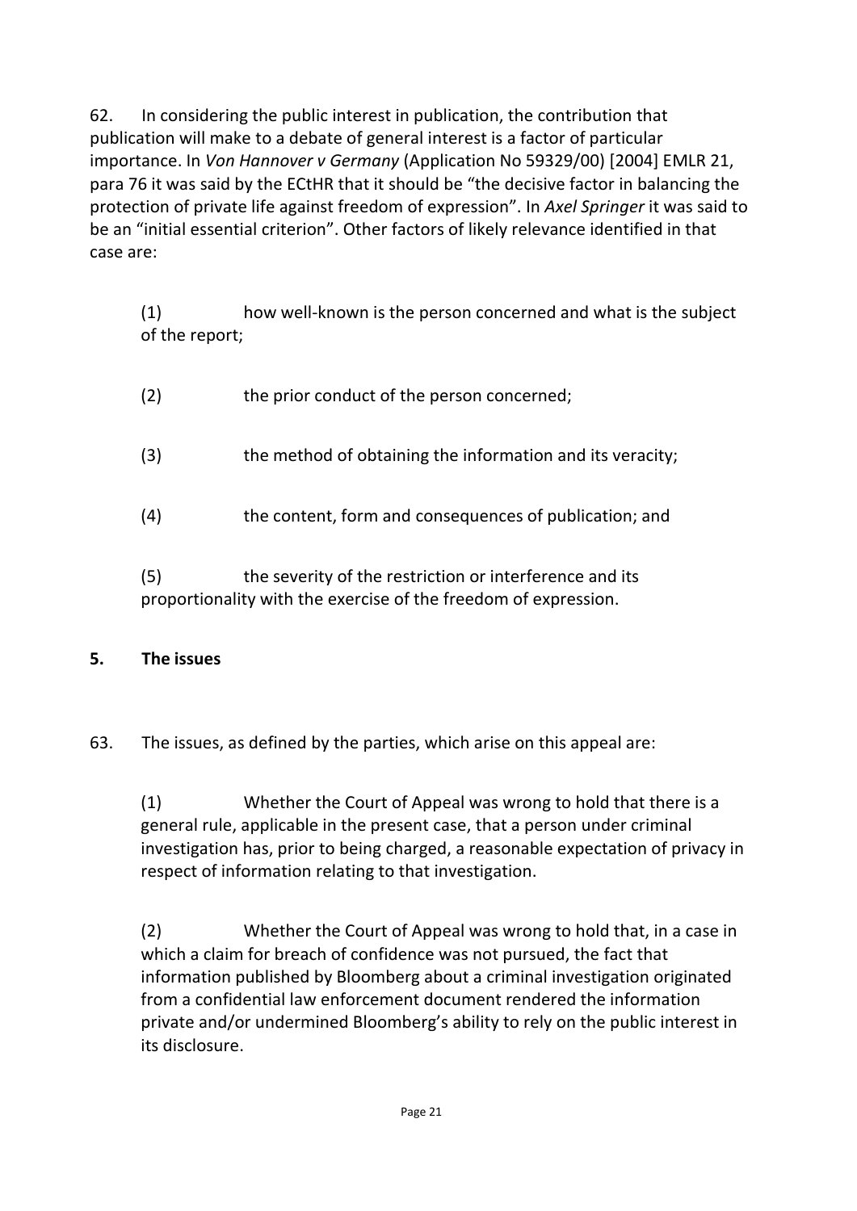62. In considering the public interest in publication, the contribution that publication will make to a debate of general interest is a factor of particular importance. In *Von Hannover v Germany* (Application No 59329/00) [2004] EMLR 21, para 76 it was said by the ECtHR that it should be "the decisive factor in balancing the protection of private life against freedom of expression". In *Axel Springer* it was said to be an "initial essential criterion". Other factors of likely relevance identified in that case are:

(1) how well-known is the person concerned and what is the subject of the report;

(2) the prior conduct of the person concerned;

(3) the method of obtaining the information and its veracity;

(4) the content, form and consequences of publication; and

(5) the severity of the restriction or interference and its proportionality with the exercise of the freedom of expression.

## 5. The issues

63. The issues, as defined by the parties, which arise on this appeal are:

(1) Whether the Court of Appeal was wrong to hold that there is a general rule, applicable in the present case, that a person under criminal investigation has, prior to being charged, a reasonable expectation of privacy in respect of information relating to that investigation.

(2) Whether the Court of Appeal was wrong to hold that, in a case in which a claim for breach of confidence was not pursued, the fact that information published by Bloomberg about a criminal investigation originated from a confidential law enforcement document rendered the information private and/or undermined Bloomberg's ability to rely on the public interest in its disclosure.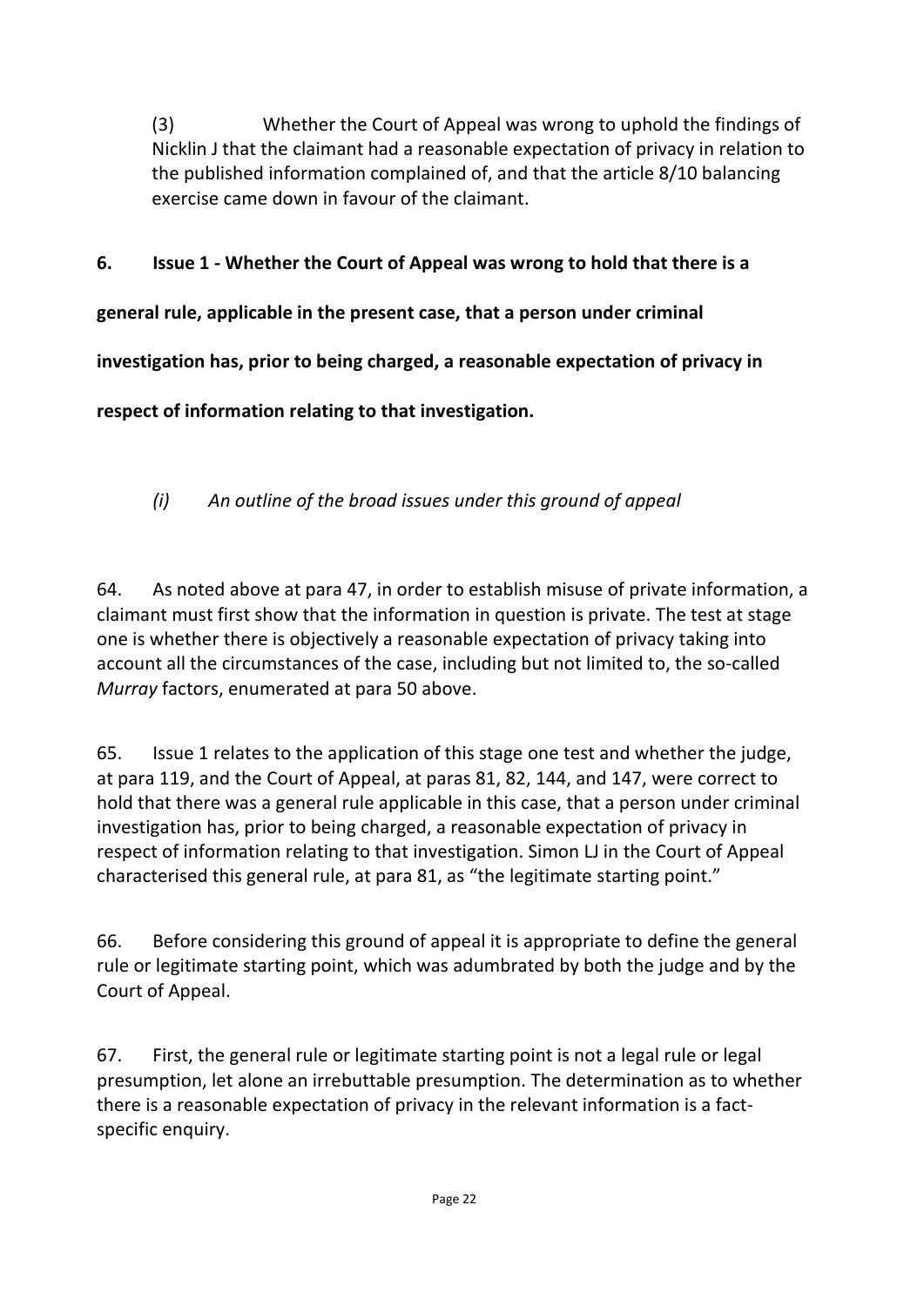(3) Whether the Court of Appeal was wrong to uphold the findings of Nicklin J that the claimant had a reasonable expectation of privacy in relation to the published information complained of, and that the article 8/10 balancing exercise came down in favour of the claimant.

## 6. Issue 1 - Whether the Court of Appeal was wrong to hold that there is a general rule, applicable in the present case, that a person under criminal investigation has, prior to being charged, a reasonable expectation of privacy in respect of information relating to that investigation.

### *(i) An outline of the broad issues under this ground of appeal*

64. As noted above at para 47, in order to establish misuse of private information, a claimant must first show that the information in question is private. The test at stage one is whether there is objectively a reasonable expectation of privacy taking into account all the circumstances of the case, including but not limited to, the so-called *Murray* factors, enumerated at para 50 above.

65. Issue 1 relates to the application of this stage one test and whether the judge, at para 119, and the Court of Appeal, at paras 81, 82, 144, and 147, were correct to hold that there was a general rule applicable in this case, that a person under criminal investigation has, prior to being charged, a reasonable expectation of privacy in respect of information relating to that investigation. Simon LJ in the Court of Appeal characterised this general rule, at para 81, as "the legitimate starting point."

66. Before considering this ground of appeal it is appropriate to define the general rule or legitimate starting point, which was adumbrated by both the judge and by the Court of Appeal.

67. First, the general rule or legitimate starting point is not a legal rule or legal presumption, let alone an irrebuttable presumption. The determination as to whether there is a reasonable expectation of privacy in the relevant information is a fact-specific enquiry.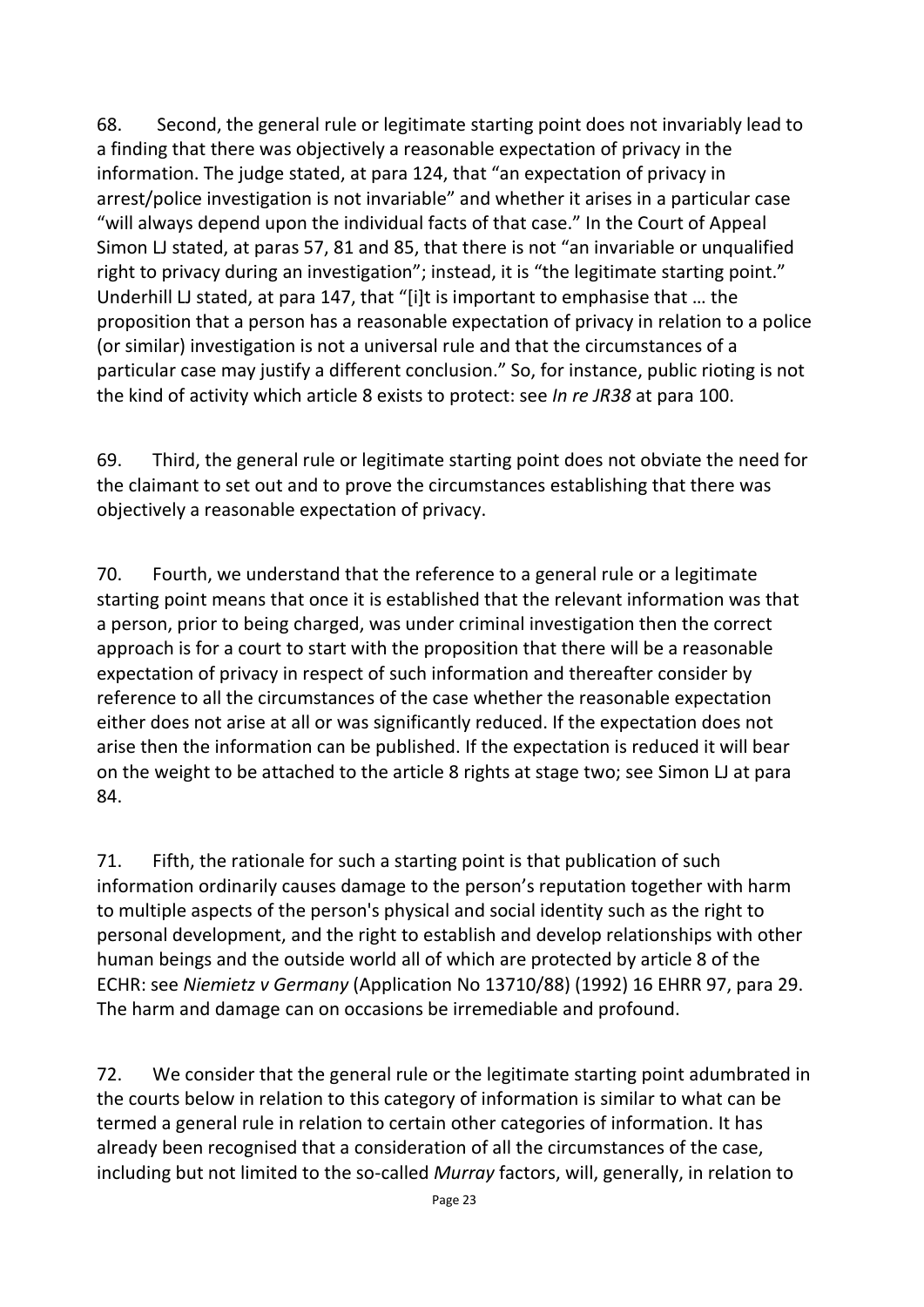68. Second, the general rule or legitimate starting point does not invariably lead to a finding that there was objectively a reasonable expectation of privacy in the information. The judge stated, at para 124, that "an expectation of privacy in arrest/police investigation is not invariable" and whether it arises in a particular case "will always depend upon the individual facts of that case." In the Court of Appeal Simon LJ stated, at paras 57, 81 and 85, that there is not "an invariable or unqualified right to privacy during an investigation"; instead, it is "the legitimate starting point." Underhill LJ stated, at para 147, that "[i]t is important to emphasise that … the proposition that a person has a reasonable expectation of privacy in relation to a police (or similar) investigation is not a universal rule and that the circumstances of a particular case may justify a different conclusion." So, for instance, public rioting is not the kind of activity which article 8 exists to protect: see *In re JR38* at para 100.

69. Third, the general rule or legitimate starting point does not obviate the need for the claimant to set out and to prove the circumstances establishing that there was objectively a reasonable expectation of privacy.

70. Fourth, we understand that the reference to a general rule or a legitimate starting point means that once it is established that the relevant information was that a person, prior to being charged, was under criminal investigation then the correct approach is for a court to start with the proposition that there will be a reasonable expectation of privacy in respect of such information and thereafter consider by reference to all the circumstances of the case whether the reasonable expectation either does not arise at all or was significantly reduced. If the expectation does not arise then the information can be published. If the expectation is reduced it will bear on the weight to be attached to the article 8 rights at stage two; see Simon LJ at para 84.

71. Fifth, the rationale for such a starting point is that publication of such information ordinarily causes damage to the person's reputation together with harm to multiple aspects of the person's physical and social identity such as the right to personal development, and the right to establish and develop relationships with other human beings and the outside world all of which are protected by article 8 of the ECHR: see *Niemietz v Germany* (Application No 13710/88) (1992) 16 EHRR 97, para 29. The harm and damage can on occasions be irremediable and profound.

72. We consider that the general rule or the legitimate starting point adumbrated in the courts below in relation to this category of information is similar to what can be termed a general rule in relation to certain other categories of information. It has already been recognised that a consideration of all the circumstances of the case, including but not limited to the so-called *Murray* factors, will, generally, in relation to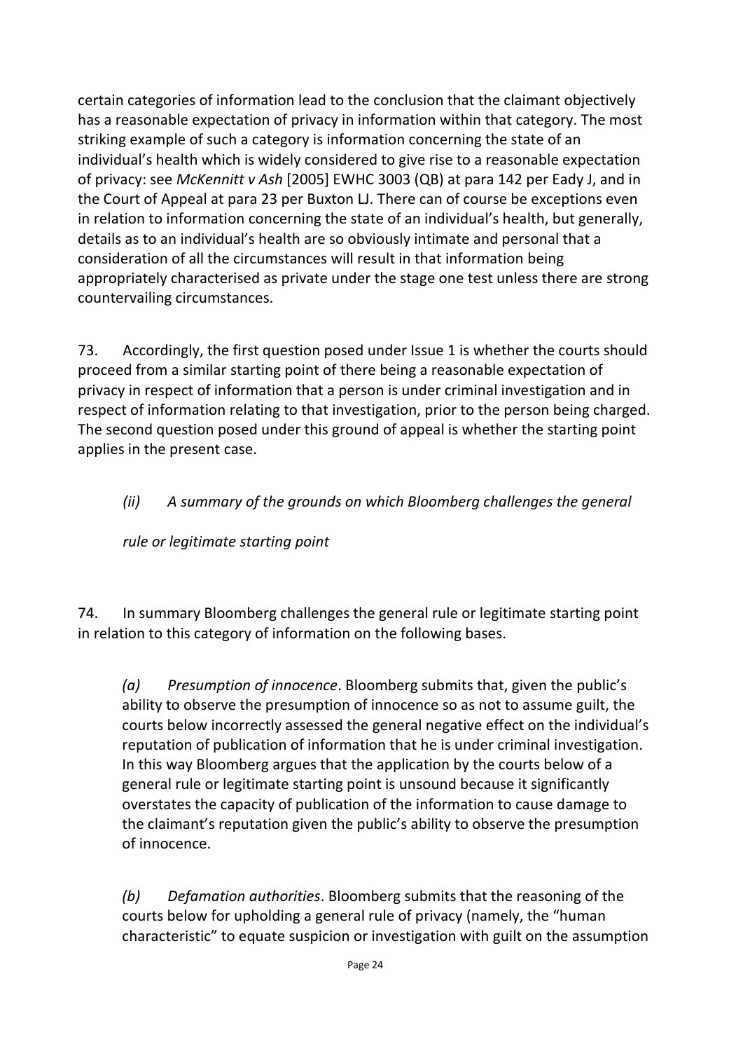certain categories of information lead to the conclusion that the claimant objectively has a reasonable expectation of privacy in information within that category. The most striking example of such a category is information concerning the state of an individual's health which is widely considered to give rise to a reasonable expectation of privacy: see *McKennitt v Ash* [2005] EWHC 3003 (QB) at para 142 per Eady J, and in the Court of Appeal at para 23 per Buxton LJ. There can of course be exceptions even in relation to information concerning the state of an individual's health, but generally, details as to an individual's health are so obviously intimate and personal that a consideration of all the circumstances will result in that information being appropriately characterised as private under the stage one test unless there are strong countervailing circumstances.

73. Accordingly, the first question posed under Issue 1 is whether the courts should proceed from a similar starting point of there being a reasonable expectation of privacy in respect of information that a person is under criminal investigation and in respect of information relating to that investigation, prior to the person being charged. The second question posed under this ground of appeal is whether the starting point applies in the present case.

*(ii) A summary of the grounds on which Bloomberg challenges the general rule or legitimate starting point*

74. In summary Bloomberg challenges the general rule or legitimate starting point in relation to this category of information on the following bases.

*(a) Presumption of innocence*. Bloomberg submits that, given the public's ability to observe the presumption of innocence so as not to assume guilt, the courts below incorrectly assessed the general negative effect on the individual's reputation of publication of information that he is under criminal investigation. In this way Bloomberg argues that the application by the courts below of a general rule or legitimate starting point is unsound because it significantly overstates the capacity of publication of the information to cause damage to the claimant's reputation given the public's ability to observe the presumption of innocence.

*(b) Defamation authorities*. Bloomberg submits that the reasoning of the courts below for upholding a general rule of privacy (namely, the "human characteristic" to equate suspicion or investigation with guilt on the assumption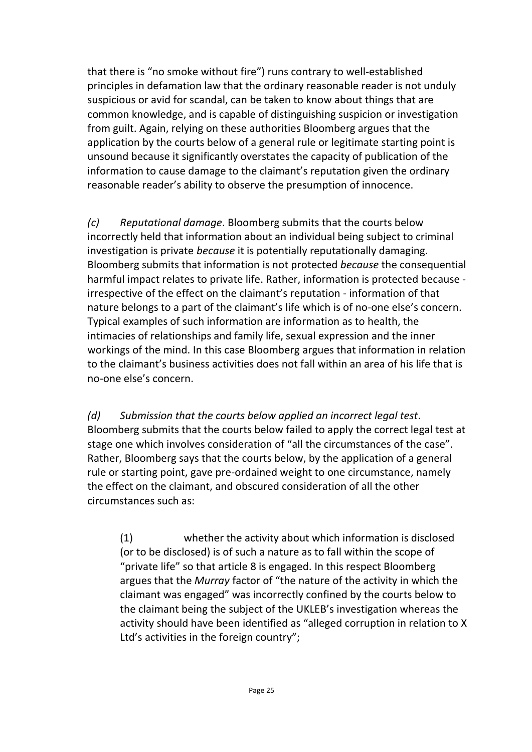that there is "no smoke without fire") runs contrary to well-established principles in defamation law that the ordinary reasonable reader is not unduly suspicious or avid for scandal, can be taken to know about things that are common knowledge, and is capable of distinguishing suspicion or investigation from guilt. Again, relying on these authorities Bloomberg argues that the application by the courts below of a general rule or legitimate starting point is unsound because it significantly overstates the capacity of publication of the information to cause damage to the claimant's reputation given the ordinary reasonable reader's ability to observe the presumption of innocence.

*(c)* *Reputational damage*. Bloomberg submits that the courts below incorrectly held that information about an individual being subject to criminal investigation is private *because* it is potentially reputationally damaging. Bloomberg submits that information is not protected *because* the consequential harmful impact relates to private life. Rather, information is protected because - irrespective of the effect on the claimant's reputation - information of that nature belongs to a part of the claimant's life which is of no-one else's concern. Typical examples of such information are information as to health, the intimacies of relationships and family life, sexual expression and the inner workings of the mind. In this case Bloomberg argues that information in relation to the claimant's business activities does not fall within an area of his life that is no-one else's concern.

*(d)* *Submission that the courts below applied an incorrect legal test*. Bloomberg submits that the courts below failed to apply the correct legal test at stage one which involves consideration of "all the circumstances of the case". Rather, Bloomberg says that the courts below, by the application of a general rule or starting point, gave pre-ordained weight to one circumstance, namely the effect on the claimant, and obscured consideration of all the other circumstances such as:

> (1) whether the activity about which information is disclosed (or to be disclosed) is of such a nature as to fall within the scope of "private life" so that article 8 is engaged. In this respect Bloomberg argues that the *Murray* factor of "the nature of the activity in which the claimant was engaged" was incorrectly confined by the courts below to the claimant being the subject of the UKLEB's investigation whereas the activity should have been identified as "alleged corruption in relation to X Ltd's activities in the foreign country";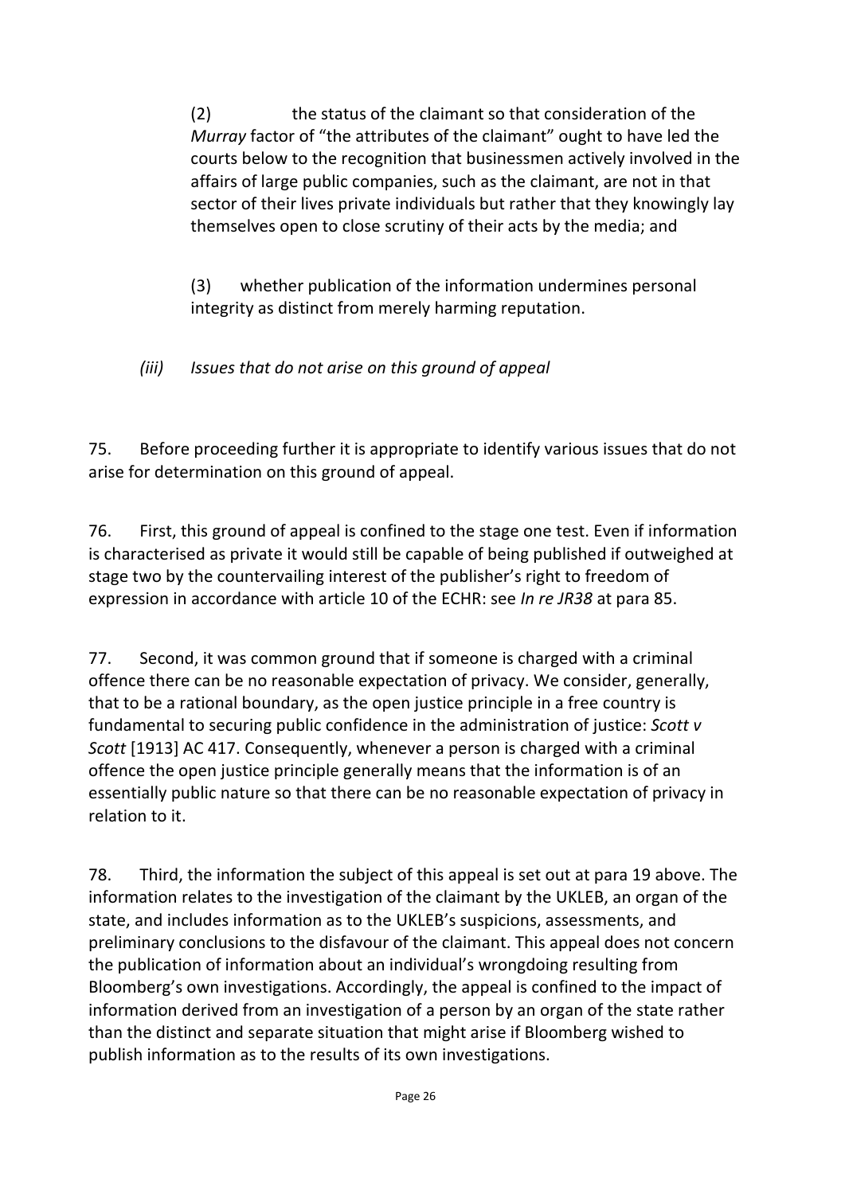(2) the status of the claimant so that consideration of the *Murray* factor of "the attributes of the claimant" ought to have led the courts below to the recognition that businessmen actively involved in the affairs of large public companies, such as the claimant, are not in that sector of their lives private individuals but rather that they knowingly lay themselves open to close scrutiny of their acts by the media; and

(3) whether publication of the information undermines personal integrity as distinct from merely harming reputation.

*(iii) Issues that do not arise on this ground of appeal*

75. Before proceeding further it is appropriate to identify various issues that do not arise for determination on this ground of appeal.

76. First, this ground of appeal is confined to the stage one test. Even if information is characterised as private it would still be capable of being published if outweighed at stage two by the countervailing interest of the publisher's right to freedom of expression in accordance with article 10 of the ECHR: see *In re JR38* at para 85.

77. Second, it was common ground that if someone is charged with a criminal offence there can be no reasonable expectation of privacy. We consider, generally, that to be a rational boundary, as the open justice principle in a free country is fundamental to securing public confidence in the administration of justice: *Scott v Scott* [1913] AC 417. Consequently, whenever a person is charged with a criminal offence the open justice principle generally means that the information is of an essentially public nature so that there can be no reasonable expectation of privacy in relation to it.

78. Third, the information the subject of this appeal is set out at para 19 above. The information relates to the investigation of the claimant by the UKLEB, an organ of the state, and includes information as to the UKLEB's suspicions, assessments, and preliminary conclusions to the disfavour of the claimant. This appeal does not concern the publication of information about an individual's wrongdoing resulting from Bloomberg's own investigations. Accordingly, the appeal is confined to the impact of information derived from an investigation of a person by an organ of the state rather than the distinct and separate situation that might arise if Bloomberg wished to publish information as to the results of its own investigations.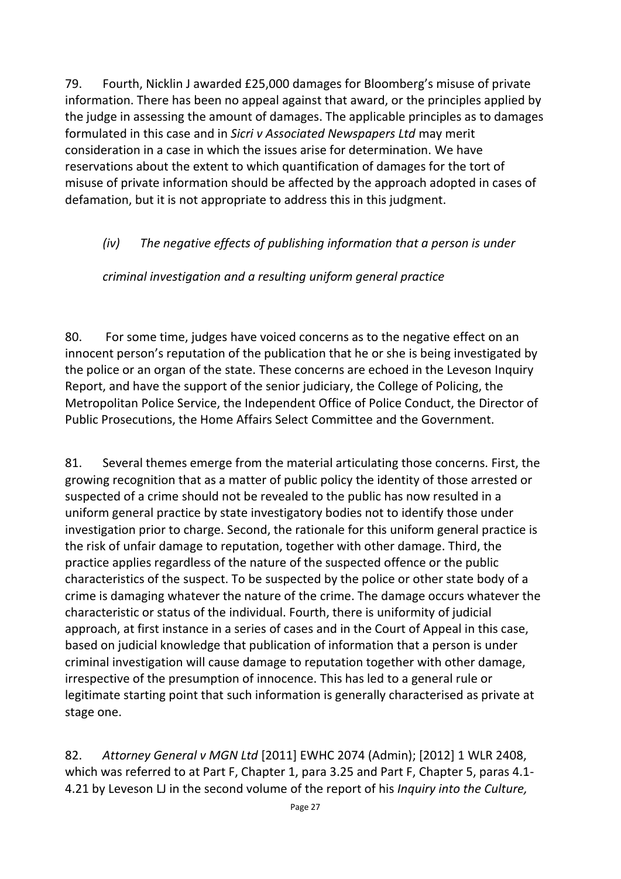79. Fourth, Nicklin J awarded £25,000 damages for Bloomberg's misuse of private information. There has been no appeal against that award, or the principles applied by the judge in assessing the amount of damages. The applicable principles as to damages formulated in this case and in *Sicri v Associated Newspapers Ltd* may merit consideration in a case in which the issues arise for determination. We have reservations about the extent to which quantification of damages for the tort of misuse of private information should be affected by the approach adopted in cases of defamation, but it is not appropriate to address this in this judgment.

*(iv) The negative effects of publishing information that a person is under criminal investigation and a resulting uniform general practice*

80. For some time, judges have voiced concerns as to the negative effect on an innocent person's reputation of the publication that he or she is being investigated by the police or an organ of the state. These concerns are echoed in the Leveson Inquiry Report, and have the support of the senior judiciary, the College of Policing, the Metropolitan Police Service, the Independent Office of Police Conduct, the Director of Public Prosecutions, the Home Affairs Select Committee and the Government.

81. Several themes emerge from the material articulating those concerns. First, the growing recognition that as a matter of public policy the identity of those arrested or suspected of a crime should not be revealed to the public has now resulted in a uniform general practice by state investigatory bodies not to identify those under investigation prior to charge. Second, the rationale for this uniform general practice is the risk of unfair damage to reputation, together with other damage. Third, the practice applies regardless of the nature of the suspected offence or the public characteristics of the suspect. To be suspected by the police or other state body of a crime is damaging whatever the nature of the crime. The damage occurs whatever the characteristic or status of the individual. Fourth, there is uniformity of judicial approach, at first instance in a series of cases and in the Court of Appeal in this case, based on judicial knowledge that publication of information that a person is under criminal investigation will cause damage to reputation together with other damage, irrespective of the presumption of innocence. This has led to a general rule or legitimate starting point that such information is generally characterised as private at stage one.

82. *Attorney General v MGN Ltd* [2011] EWHC 2074 (Admin); [2012] 1 WLR 2408, which was referred to at Part F, Chapter 1, para 3.25 and Part F, Chapter 5, paras 4.1-4.21 by Leveson LJ in the second volume of the report of his *Inquiry into the Culture,*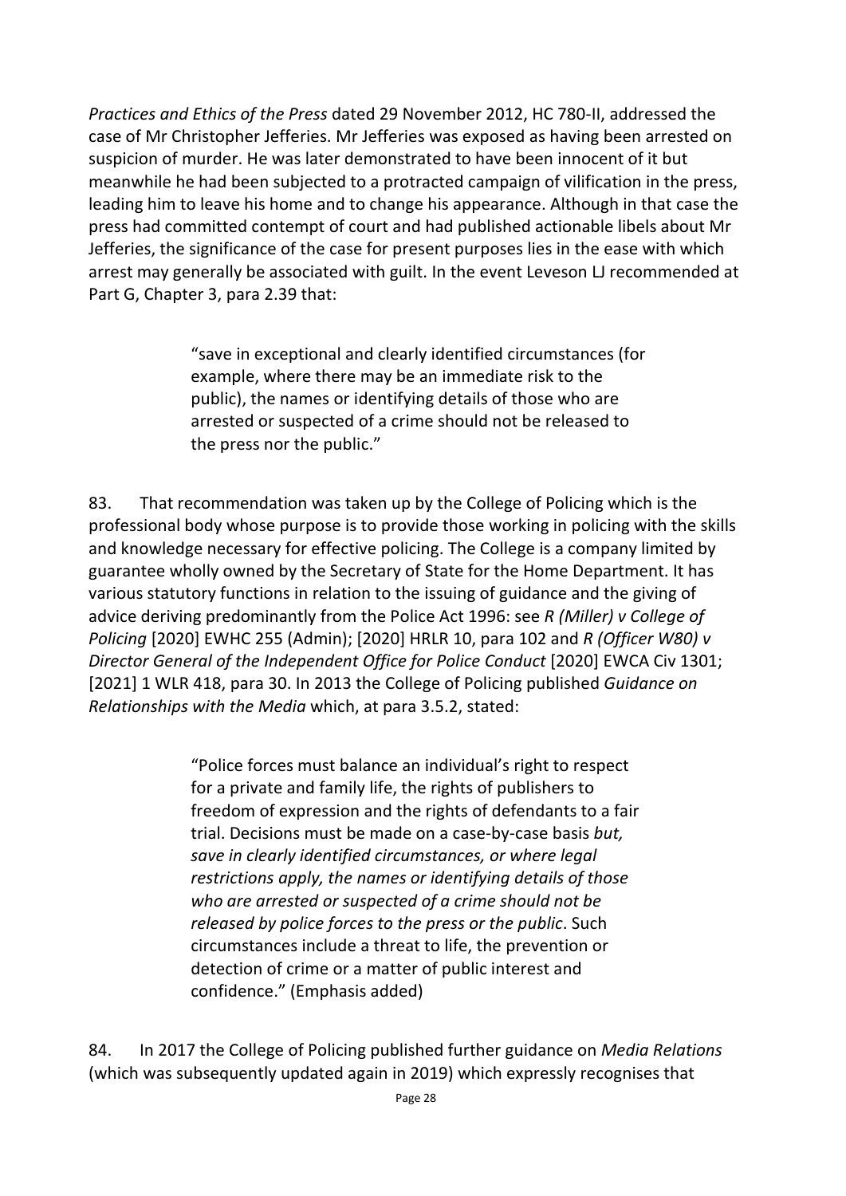*Practices and Ethics of the Press* dated 29 November 2012, HC 780-II, addressed the case of Mr Christopher Jefferies. Mr Jefferies was exposed as having been arrested on suspicion of murder. He was later demonstrated to have been innocent of it but meanwhile he had been subjected to a protracted campaign of vilification in the press, leading him to leave his home and to change his appearance. Although in that case the press had committed contempt of court and had published actionable libels about Mr Jefferies, the significance of the case for present purposes lies in the ease with which arrest may generally be associated with guilt. In the event Leveson LJ recommended at Part G, Chapter 3, para 2.39 that:

> "save in exceptional and clearly identified circumstances (for example, where there may be an immediate risk to the public), the names or identifying details of those who are arrested or suspected of a crime should not be released to the press nor the public."

83. That recommendation was taken up by the College of Policing which is the professional body whose purpose is to provide those working in policing with the skills and knowledge necessary for effective policing. The College is a company limited by guarantee wholly owned by the Secretary of State for the Home Department. It has various statutory functions in relation to the issuing of guidance and the giving of advice deriving predominantly from the Police Act 1996: see *R (Miller) v College of Policing* [2020] EWHC 255 (Admin); [2020] HRLR 10, para 102 and *R (Officer W80) v Director General of the Independent Office for Police Conduct* [2020] EWCA Civ 1301; [2021] 1 WLR 418, para 30. In 2013 the College of Policing published *Guidance on Relationships with the Media* which, at para 3.5.2, stated:

> "Police forces must balance an individual's right to respect for a private and family life, the rights of publishers to freedom of expression and the rights of defendants to a fair trial. Decisions must be made on a case-by-case basis *but, save in clearly identified circumstances, or where legal restrictions apply, the names or identifying details of those who are arrested or suspected of a crime should not be released by police forces to the press or the public*. Such circumstances include a threat to life, the prevention or detection of crime or a matter of public interest and confidence." (Emphasis added)

84. In 2017 the College of Policing published further guidance on *Media Relations* (which was subsequently updated again in 2019) which expressly recognises that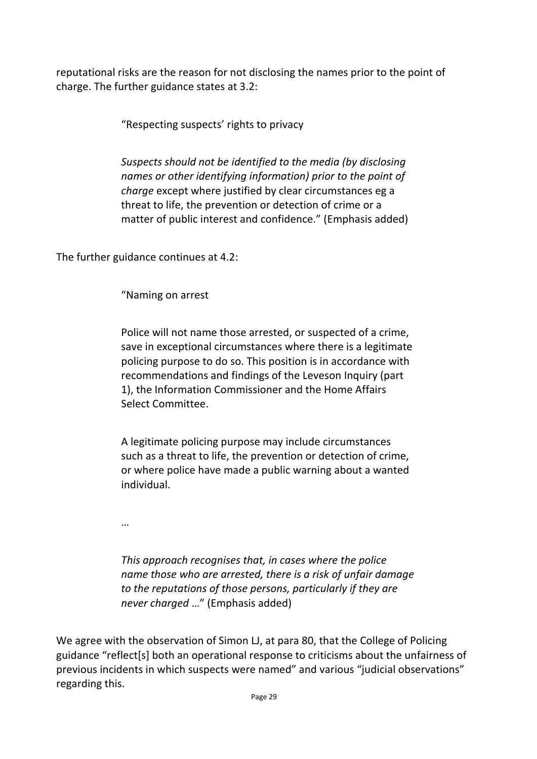reputational risks are the reason for not disclosing the names prior to the point of charge. The further guidance states at 3.2:

> "Respecting suspects' rights to privacy
>
> *Suspects should not be identified to the media (by disclosing names or other identifying information) prior to the point of charge* except where justified by clear circumstances eg a threat to life, the prevention or detection of crime or a matter of public interest and confidence." (Emphasis added)

The further guidance continues at 4.2:

> "Naming on arrest
>
> Police will not name those arrested, or suspected of a crime, save in exceptional circumstances where there is a legitimate policing purpose to do so. This position is in accordance with recommendations and findings of the Leveson Inquiry (part 1), the Information Commissioner and the Home Affairs Select Committee.
>
> A legitimate policing purpose may include circumstances such as a threat to life, the prevention or detection of crime, or where police have made a public warning about a wanted individual.
>
> …
>
> *This approach recognises that, in cases where the police name those who are arrested, there is a risk of unfair damage to the reputations of those persons, particularly if they are never charged* …" (Emphasis added)

We agree with the observation of Simon LJ, at para 80, that the College of Policing guidance "reflect[s] both an operational response to criticisms about the unfairness of previous incidents in which suspects were named" and various "judicial observations" regarding this.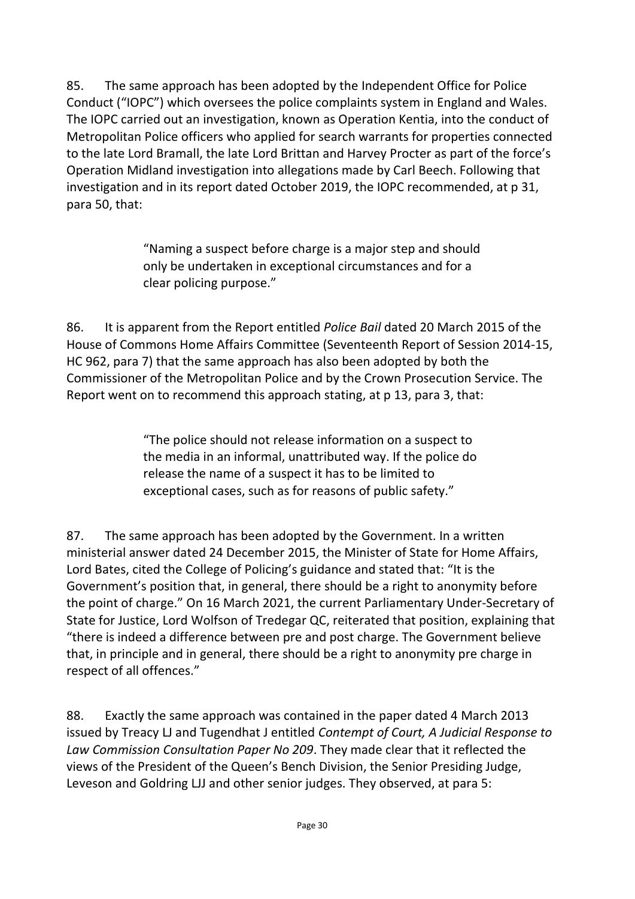85. The same approach has been adopted by the Independent Office for Police Conduct ("IOPC") which oversees the police complaints system in England and Wales. The IOPC carried out an investigation, known as Operation Kentia, into the conduct of Metropolitan Police officers who applied for search warrants for properties connected to the late Lord Bramall, the late Lord Brittan and Harvey Procter as part of the force's Operation Midland investigation into allegations made by Carl Beech. Following that investigation and in its report dated October 2019, the IOPC recommended, at p 31, para 50, that:

> "Naming a suspect before charge is a major step and should only be undertaken in exceptional circumstances and for a clear policing purpose."

86. It is apparent from the Report entitled *Police Bail* dated 20 March 2015 of the House of Commons Home Affairs Committee (Seventeenth Report of Session 2014-15, HC 962, para 7) that the same approach has also been adopted by both the Commissioner of the Metropolitan Police and by the Crown Prosecution Service. The Report went on to recommend this approach stating, at p 13, para 3, that:

> "The police should not release information on a suspect to the media in an informal, unattributed way. If the police do release the name of a suspect it has to be limited to exceptional cases, such as for reasons of public safety."

87. The same approach has been adopted by the Government. In a written ministerial answer dated 24 December 2015, the Minister of State for Home Affairs, Lord Bates, cited the College of Policing's guidance and stated that: "It is the Government's position that, in general, there should be a right to anonymity before the point of charge." On 16 March 2021, the current Parliamentary Under-Secretary of State for Justice, Lord Wolfson of Tredegar QC, reiterated that position, explaining that "there is indeed a difference between pre and post charge. The Government believe that, in principle and in general, there should be a right to anonymity pre charge in respect of all offences."

88. Exactly the same approach was contained in the paper dated 4 March 2013 issued by Treacy LJ and Tugendhat J entitled *Contempt of Court, A Judicial Response to Law Commission Consultation Paper No 209*. They made clear that it reflected the views of the President of the Queen's Bench Division, the Senior Presiding Judge, Leveson and Goldring LJJ and other senior judges. They observed, at para 5: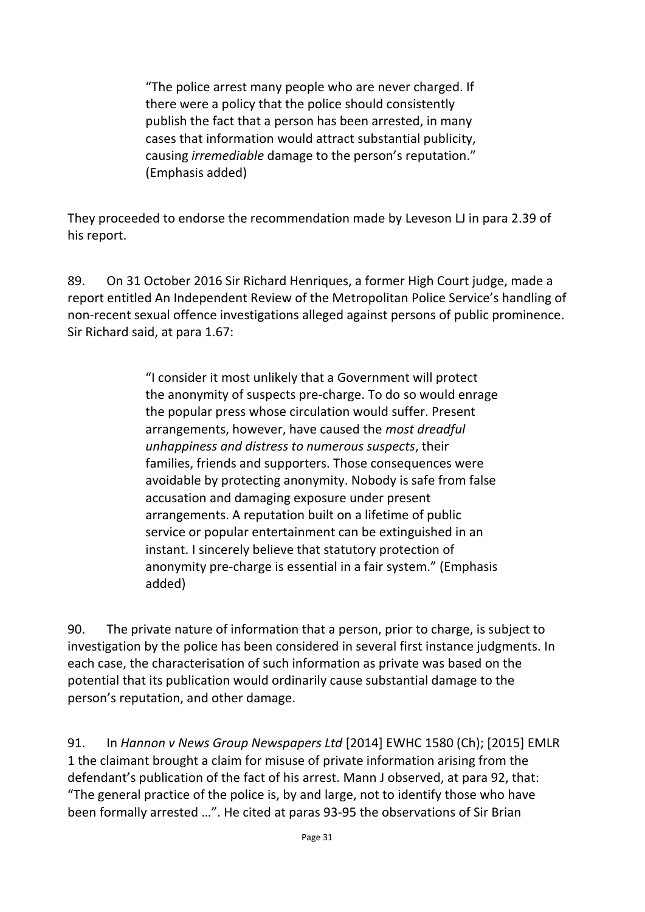> "The police arrest many people who are never charged. If there were a policy that the police should consistently publish the fact that a person has been arrested, in many cases that information would attract substantial publicity, causing *irremediable* damage to the person's reputation." (Emphasis added)

They proceeded to endorse the recommendation made by Leveson LJ in para 2.39 of his report.

89. On 31 October 2016 Sir Richard Henriques, a former High Court judge, made a report entitled An Independent Review of the Metropolitan Police Service's handling of non-recent sexual offence investigations alleged against persons of public prominence. Sir Richard said, at para 1.67:

> "I consider it most unlikely that a Government will protect the anonymity of suspects pre-charge. To do so would enrage the popular press whose circulation would suffer. Present arrangements, however, have caused the *most dreadful unhappiness and distress to numerous suspects*, their families, friends and supporters. Those consequences were avoidable by protecting anonymity. Nobody is safe from false accusation and damaging exposure under present arrangements. A reputation built on a lifetime of public service or popular entertainment can be extinguished in an instant. I sincerely believe that statutory protection of anonymity pre-charge is essential in a fair system." (Emphasis added)

90. The private nature of information that a person, prior to charge, is subject to investigation by the police has been considered in several first instance judgments. In each case, the characterisation of such information as private was based on the potential that its publication would ordinarily cause substantial damage to the person's reputation, and other damage.

91. In *Hannon v News Group Newspapers Ltd* [2014] EWHC 1580 (Ch); [2015] EMLR 1 the claimant brought a claim for misuse of private information arising from the defendant's publication of the fact of his arrest. Mann J observed, at para 92, that: "The general practice of the police is, by and large, not to identify those who have been formally arrested …". He cited at paras 93-95 the observations of Sir Brian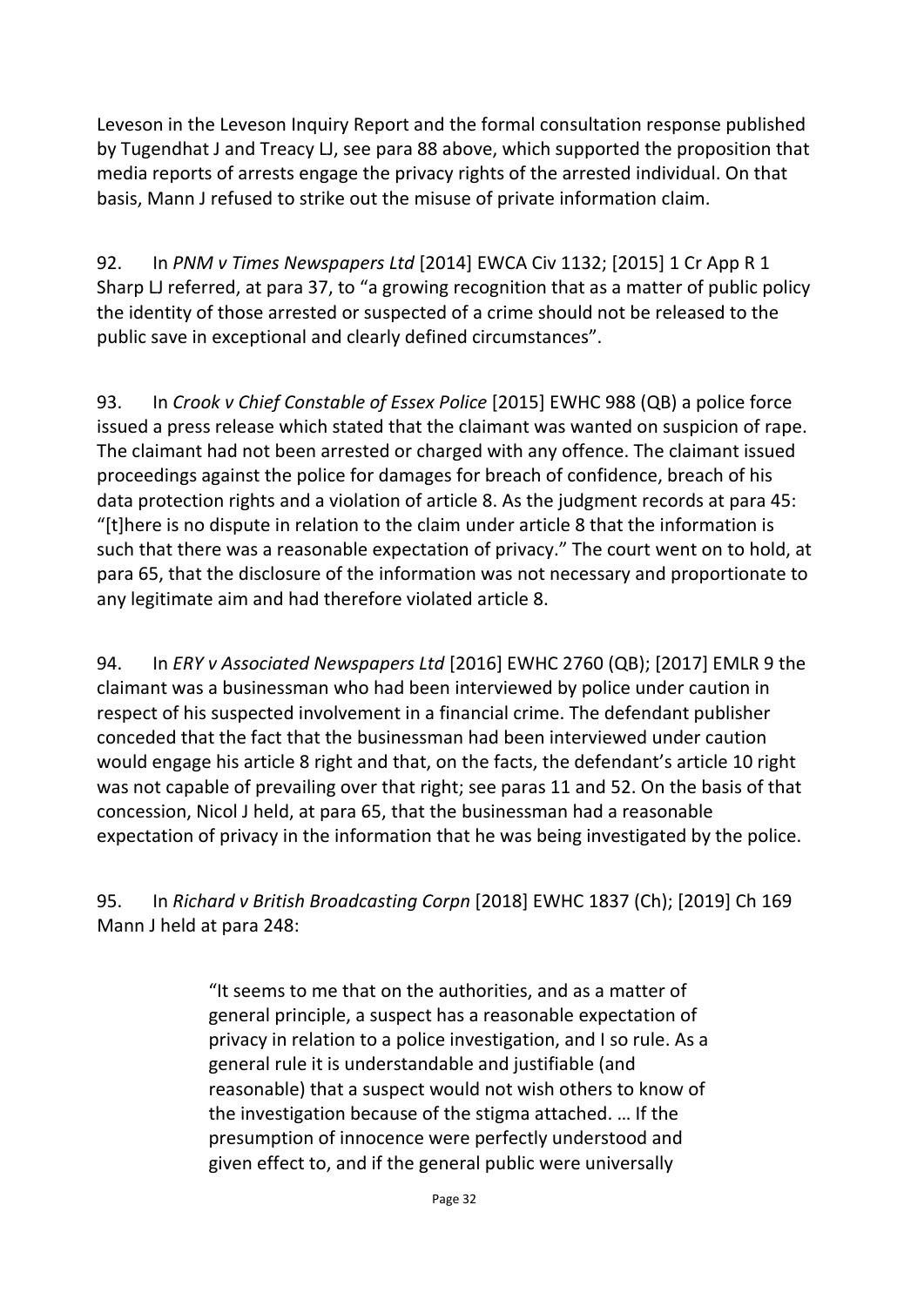Leveson in the Leveson Inquiry Report and the formal consultation response published by Tugendhat J and Treacy LJ, see para 88 above, which supported the proposition that media reports of arrests engage the privacy rights of the arrested individual. On that basis, Mann J refused to strike out the misuse of private information claim.

92. In *PNM v Times Newspapers Ltd* [2014] EWCA Civ 1132; [2015] 1 Cr App R 1 Sharp LJ referred, at para 37, to "a growing recognition that as a matter of public policy the identity of those arrested or suspected of a crime should not be released to the public save in exceptional and clearly defined circumstances".

93. In *Crook v Chief Constable of Essex Police* [2015] EWHC 988 (QB) a police force issued a press release which stated that the claimant was wanted on suspicion of rape. The claimant had not been arrested or charged with any offence. The claimant issued proceedings against the police for damages for breach of confidence, breach of his data protection rights and a violation of article 8. As the judgment records at para 45: "[t]here is no dispute in relation to the claim under article 8 that the information is such that there was a reasonable expectation of privacy." The court went on to hold, at para 65, that the disclosure of the information was not necessary and proportionate to any legitimate aim and had therefore violated article 8.

94. In *ERY v Associated Newspapers Ltd* [2016] EWHC 2760 (QB); [2017] EMLR 9 the claimant was a businessman who had been interviewed by police under caution in respect of his suspected involvement in a financial crime. The defendant publisher conceded that the fact that the businessman had been interviewed under caution would engage his article 8 right and that, on the facts, the defendant's article 10 right was not capable of prevailing over that right; see paras 11 and 52. On the basis of that concession, Nicol J held, at para 65, that the businessman had a reasonable expectation of privacy in the information that he was being investigated by the police.

95. In *Richard v British Broadcasting Corpn* [2018] EWHC 1837 (Ch); [2019] Ch 169 Mann J held at para 248:

> "It seems to me that on the authorities, and as a matter of general principle, a suspect has a reasonable expectation of privacy in relation to a police investigation, and I so rule. As a general rule it is understandable and justifiable (and reasonable) that a suspect would not wish others to know of the investigation because of the stigma attached. … If the presumption of innocence were perfectly understood and given effect to, and if the general public were universally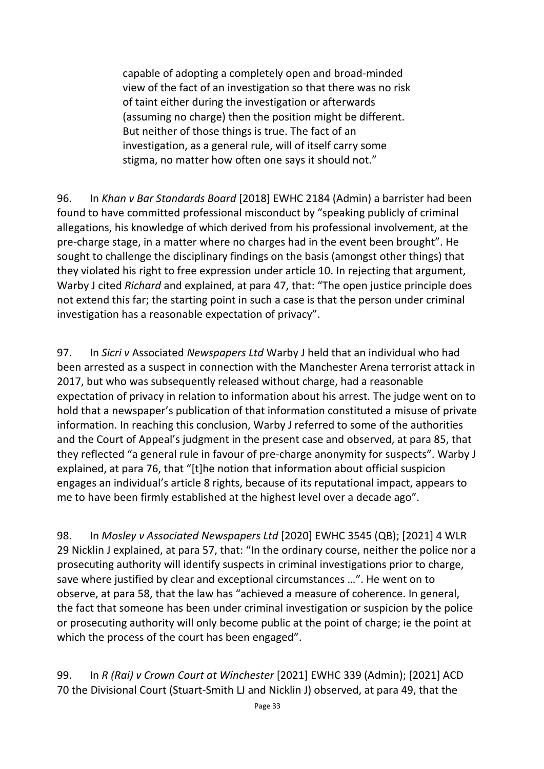> capable of adopting a completely open and broad-minded view of the fact of an investigation so that there was no risk of taint either during the investigation or afterwards (assuming no charge) then the position might be different. But neither of those things is true. The fact of an investigation, as a general rule, will of itself carry some stigma, no matter how often one says it should not."

96. In *Khan v Bar Standards Board* [2018] EWHC 2184 (Admin) a barrister had been found to have committed professional misconduct by "speaking publicly of criminal allegations, his knowledge of which derived from his professional involvement, at the pre-charge stage, in a matter where no charges had in the event been brought". He sought to challenge the disciplinary findings on the basis (amongst other things) that they violated his right to free expression under article 10. In rejecting that argument, Warby J cited *Richard* and explained, at para 47, that: "The open justice principle does not extend this far; the starting point in such a case is that the person under criminal investigation has a reasonable expectation of privacy".

97. In *Sicri v* Associated *Newspapers Ltd* Warby J held that an individual who had been arrested as a suspect in connection with the Manchester Arena terrorist attack in 2017, but who was subsequently released without charge, had a reasonable expectation of privacy in relation to information about his arrest. The judge went on to hold that a newspaper's publication of that information constituted a misuse of private information. In reaching this conclusion, Warby J referred to some of the authorities and the Court of Appeal's judgment in the present case and observed, at para 85, that they reflected "a general rule in favour of pre-charge anonymity for suspects". Warby J explained, at para 76, that "[t]he notion that information about official suspicion engages an individual's article 8 rights, because of its reputational impact, appears to me to have been firmly established at the highest level over a decade ago".

98. In *Mosley v Associated Newspapers Ltd* [2020] EWHC 3545 (QB); [2021] 4 WLR 29 Nicklin J explained, at para 57, that: "In the ordinary course, neither the police nor a prosecuting authority will identify suspects in criminal investigations prior to charge, save where justified by clear and exceptional circumstances …". He went on to observe, at para 58, that the law has "achieved a measure of coherence. In general, the fact that someone has been under criminal investigation or suspicion by the police or prosecuting authority will only become public at the point of charge; ie the point at which the process of the court has been engaged".

99. In *R (Rai) v Crown Court at Winchester* [2021] EWHC 339 (Admin); [2021] ACD 70 the Divisional Court (Stuart-Smith LJ and Nicklin J) observed, at para 49, that the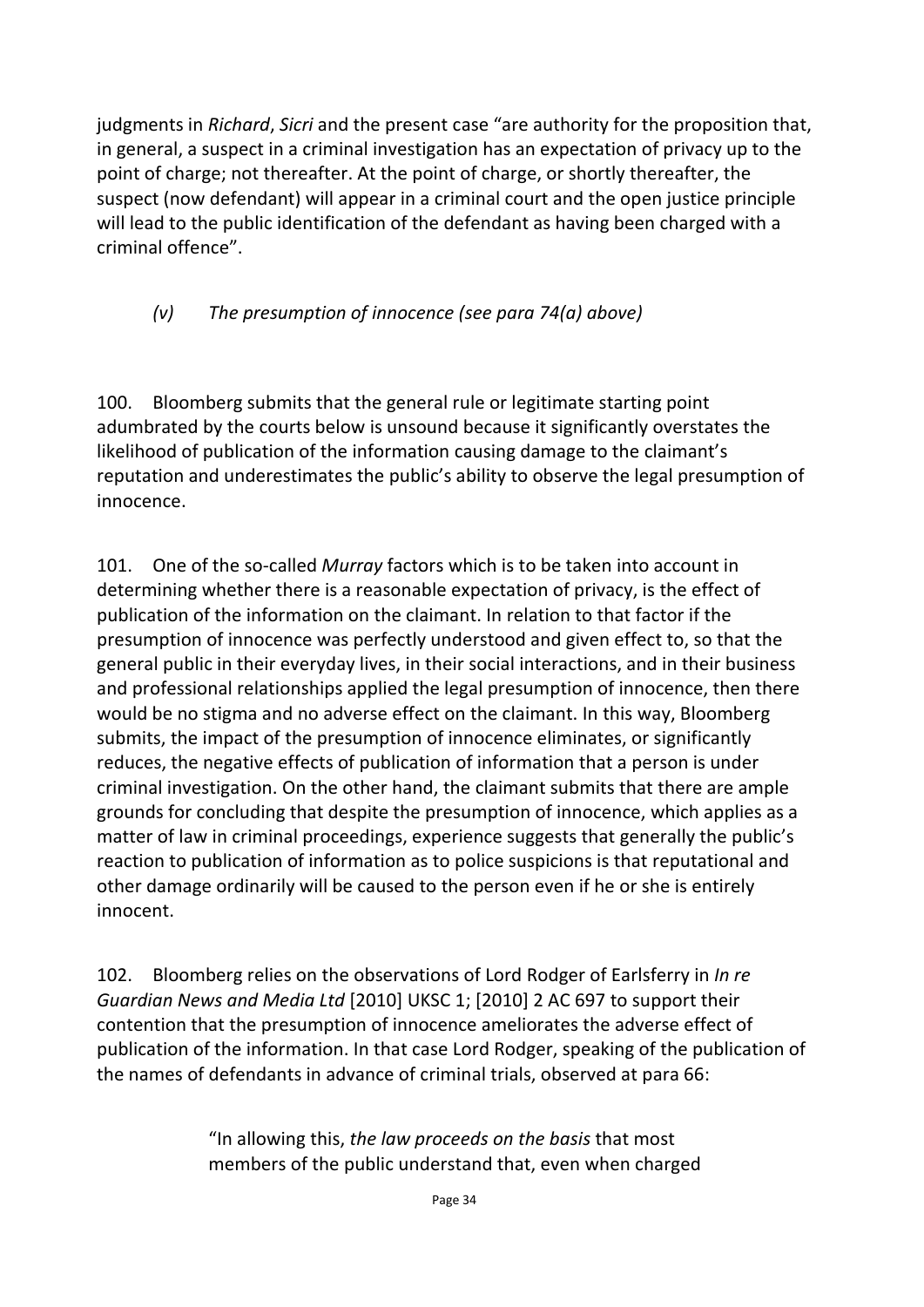judgments in *Richard*, *Sicri* and the present case "are authority for the proposition that, in general, a suspect in a criminal investigation has an expectation of privacy up to the point of charge; not thereafter. At the point of charge, or shortly thereafter, the suspect (now defendant) will appear in a criminal court and the open justice principle will lead to the public identification of the defendant as having been charged with a criminal offence".

### *(v) The presumption of innocence (see para 74(a) above)*

100. Bloomberg submits that the general rule or legitimate starting point adumbrated by the courts below is unsound because it significantly overstates the likelihood of publication of the information causing damage to the claimant's reputation and underestimates the public's ability to observe the legal presumption of innocence.

101. One of the so-called *Murray* factors which is to be taken into account in determining whether there is a reasonable expectation of privacy, is the effect of publication of the information on the claimant. In relation to that factor if the presumption of innocence was perfectly understood and given effect to, so that the general public in their everyday lives, in their social interactions, and in their business and professional relationships applied the legal presumption of innocence, then there would be no stigma and no adverse effect on the claimant. In this way, Bloomberg submits, the impact of the presumption of innocence eliminates, or significantly reduces, the negative effects of publication of information that a person is under criminal investigation. On the other hand, the claimant submits that there are ample grounds for concluding that despite the presumption of innocence, which applies as a matter of law in criminal proceedings, experience suggests that generally the public's reaction to publication of information as to police suspicions is that reputational and other damage ordinarily will be caused to the person even if he or she is entirely innocent.

102. Bloomberg relies on the observations of Lord Rodger of Earlsferry in *In re Guardian News and Media Ltd* [2010] UKSC 1; [2010] 2 AC 697 to support their contention that the presumption of innocence ameliorates the adverse effect of publication of the information. In that case Lord Rodger, speaking of the publication of the names of defendants in advance of criminal trials, observed at para 66:

> "In allowing this, *the law proceeds on the basis* that most members of the public understand that, even when charged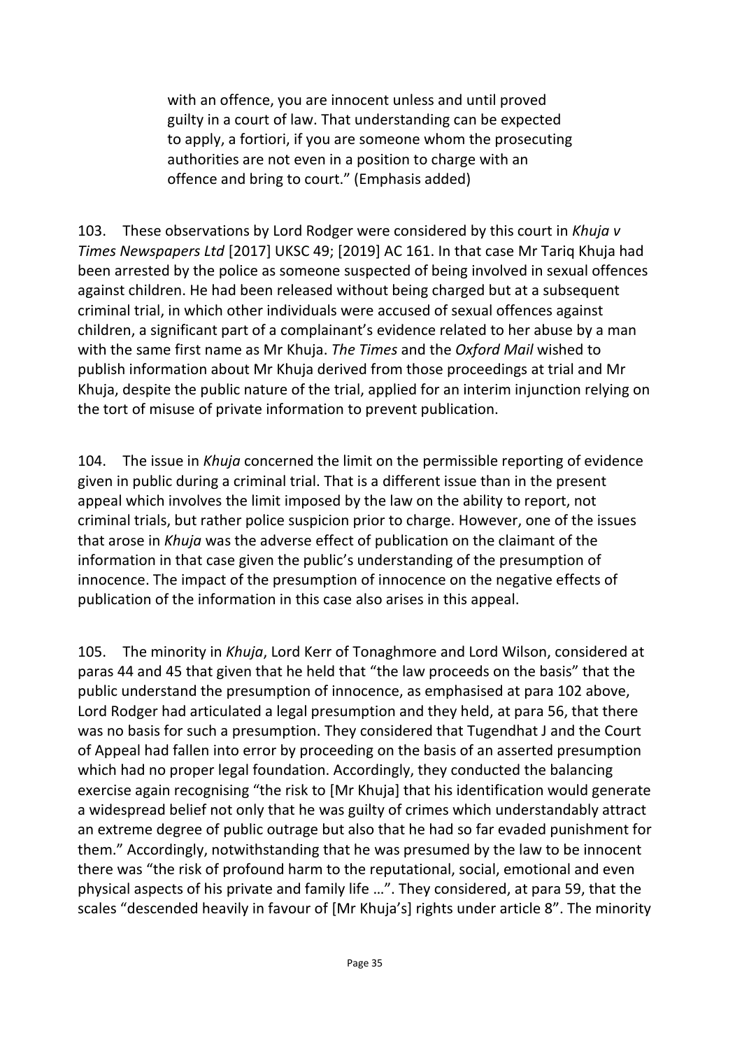with an offence, you are innocent unless and until proved guilty in a court of law. That understanding can be expected to apply, a fortiori, if you are someone whom the prosecuting authorities are not even in a position to charge with an offence and bring to court." (Emphasis added)

103. These observations by Lord Rodger were considered by this court in *Khuja v Times Newspapers Ltd* [2017] UKSC 49; [2019] AC 161. In that case Mr Tariq Khuja had been arrested by the police as someone suspected of being involved in sexual offences against children. He had been released without being charged but at a subsequent criminal trial, in which other individuals were accused of sexual offences against children, a significant part of a complainant's evidence related to her abuse by a man with the same first name as Mr Khuja. *The Times* and the *Oxford Mail* wished to publish information about Mr Khuja derived from those proceedings at trial and Mr Khuja, despite the public nature of the trial, applied for an interim injunction relying on the tort of misuse of private information to prevent publication.

104. The issue in *Khuja* concerned the limit on the permissible reporting of evidence given in public during a criminal trial. That is a different issue than in the present appeal which involves the limit imposed by the law on the ability to report, not criminal trials, but rather police suspicion prior to charge. However, one of the issues that arose in *Khuja* was the adverse effect of publication on the claimant of the information in that case given the public's understanding of the presumption of innocence. The impact of the presumption of innocence on the negative effects of publication of the information in this case also arises in this appeal.

105. The minority in *Khuja*, Lord Kerr of Tonaghmore and Lord Wilson, considered at paras 44 and 45 that given that he held that "the law proceeds on the basis" that the public understand the presumption of innocence, as emphasised at para 102 above, Lord Rodger had articulated a legal presumption and they held, at para 56, that there was no basis for such a presumption. They considered that Tugendhat J and the Court of Appeal had fallen into error by proceeding on the basis of an asserted presumption which had no proper legal foundation. Accordingly, they conducted the balancing exercise again recognising "the risk to [Mr Khuja] that his identification would generate a widespread belief not only that he was guilty of crimes which understandably attract an extreme degree of public outrage but also that he had so far evaded punishment for them." Accordingly, notwithstanding that he was presumed by the law to be innocent there was "the risk of profound harm to the reputational, social, emotional and even physical aspects of his private and family life …". They considered, at para 59, that the scales "descended heavily in favour of [Mr Khuja's] rights under article 8". The minority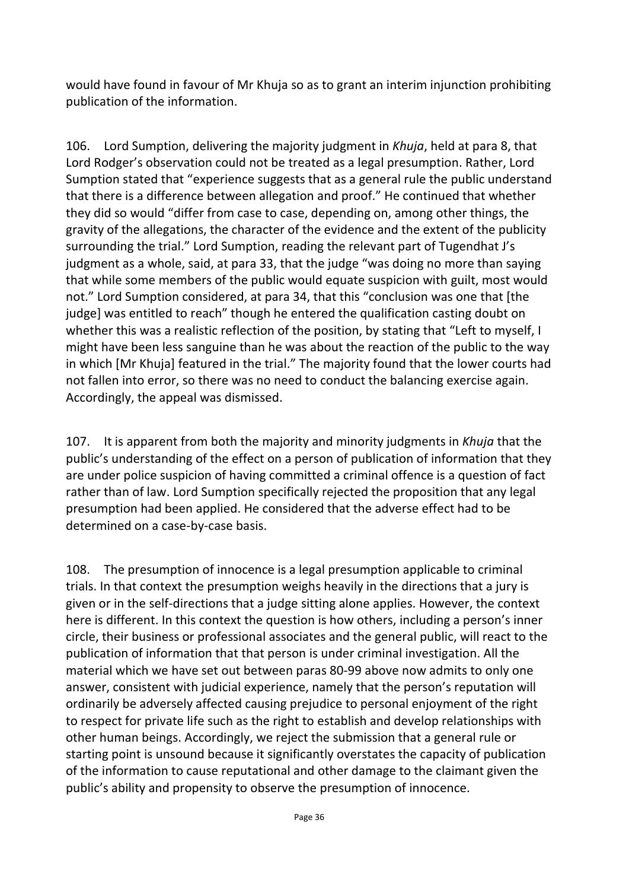would have found in favour of Mr Khuja so as to grant an interim injunction prohibiting publication of the information.

106. Lord Sumption, delivering the majority judgment in *Khuja*, held at para 8, that Lord Rodger's observation could not be treated as a legal presumption. Rather, Lord Sumption stated that "experience suggests that as a general rule the public understand that there is a difference between allegation and proof." He continued that whether they did so would "differ from case to case, depending on, among other things, the gravity of the allegations, the character of the evidence and the extent of the publicity surrounding the trial." Lord Sumption, reading the relevant part of Tugendhat J's judgment as a whole, said, at para 33, that the judge "was doing no more than saying that while some members of the public would equate suspicion with guilt, most would not." Lord Sumption considered, at para 34, that this "conclusion was one that [the judge] was entitled to reach" though he entered the qualification casting doubt on whether this was a realistic reflection of the position, by stating that "Left to myself, I might have been less sanguine than he was about the reaction of the public to the way in which [Mr Khuja] featured in the trial." The majority found that the lower courts had not fallen into error, so there was no need to conduct the balancing exercise again. Accordingly, the appeal was dismissed.

107. It is apparent from both the majority and minority judgments in *Khuja* that the public's understanding of the effect on a person of publication of information that they are under police suspicion of having committed a criminal offence is a question of fact rather than of law. Lord Sumption specifically rejected the proposition that any legal presumption had been applied. He considered that the adverse effect had to be determined on a case-by-case basis.

108. The presumption of innocence is a legal presumption applicable to criminal trials. In that context the presumption weighs heavily in the directions that a jury is given or in the self-directions that a judge sitting alone applies. However, the context here is different. In this context the question is how others, including a person's inner circle, their business or professional associates and the general public, will react to the publication of information that that person is under criminal investigation. All the material which we have set out between paras 80-99 above now admits to only one answer, consistent with judicial experience, namely that the person's reputation will ordinarily be adversely affected causing prejudice to personal enjoyment of the right to respect for private life such as the right to establish and develop relationships with other human beings. Accordingly, we reject the submission that a general rule or starting point is unsound because it significantly overstates the capacity of publication of the information to cause reputational and other damage to the claimant given the public's ability and propensity to observe the presumption of innocence.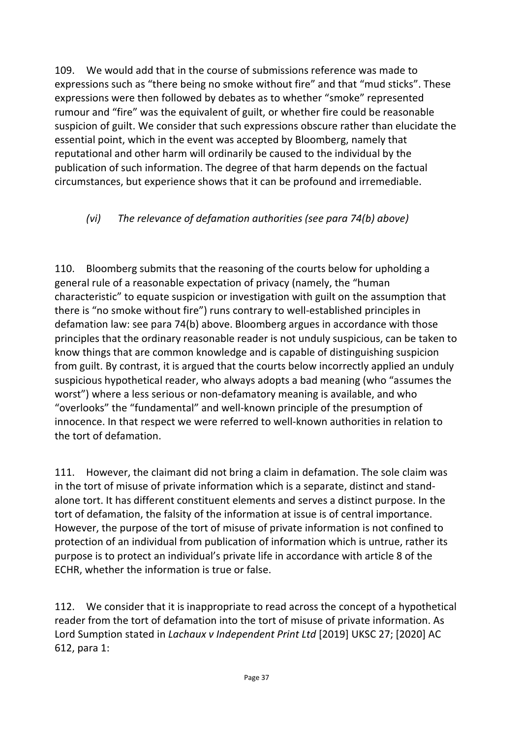109. We would add that in the course of submissions reference was made to expressions such as "there being no smoke without fire" and that "mud sticks". These expressions were then followed by debates as to whether "smoke" represented rumour and "fire" was the equivalent of guilt, or whether fire could be reasonable suspicion of guilt. We consider that such expressions obscure rather than elucidate the essential point, which in the event was accepted by Bloomberg, namely that reputational and other harm will ordinarily be caused to the individual by the publication of such information. The degree of that harm depends on the factual circumstances, but experience shows that it can be profound and irremediable.

*(vi) The relevance of defamation authorities (see para 74(b) above)*

110. Bloomberg submits that the reasoning of the courts below for upholding a general rule of a reasonable expectation of privacy (namely, the "human characteristic" to equate suspicion or investigation with guilt on the assumption that there is "no smoke without fire") runs contrary to well-established principles in defamation law: see para 74(b) above. Bloomberg argues in accordance with those principles that the ordinary reasonable reader is not unduly suspicious, can be taken to know things that are common knowledge and is capable of distinguishing suspicion from guilt. By contrast, it is argued that the courts below incorrectly applied an unduly suspicious hypothetical reader, who always adopts a bad meaning (who "assumes the worst") where a less serious or non-defamatory meaning is available, and who "overlooks" the "fundamental" and well-known principle of the presumption of innocence. In that respect we were referred to well-known authorities in relation to the tort of defamation.

111. However, the claimant did not bring a claim in defamation. The sole claim was in the tort of misuse of private information which is a separate, distinct and stand-alone tort. It has different constituent elements and serves a distinct purpose. In the tort of defamation, the falsity of the information at issue is of central importance. However, the purpose of the tort of misuse of private information is not confined to protection of an individual from publication of information which is untrue, rather its purpose is to protect an individual's private life in accordance with article 8 of the ECHR, whether the information is true or false.

112. We consider that it is inappropriate to read across the concept of a hypothetical reader from the tort of defamation into the tort of misuse of private information. As Lord Sumption stated in *Lachaux v Independent Print Ltd* [2019] UKSC 27; [2020] AC 612, para 1: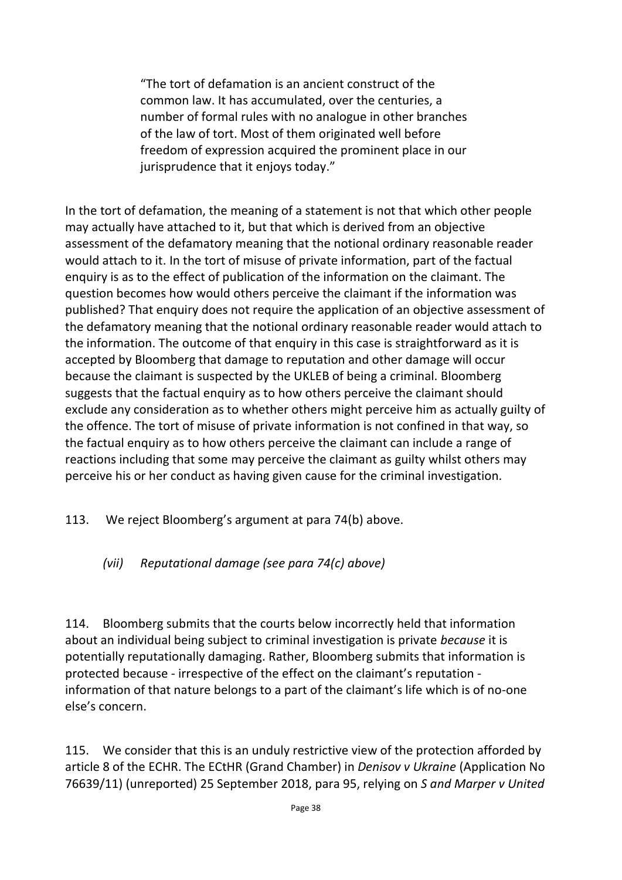> "The tort of defamation is an ancient construct of the common law. It has accumulated, over the centuries, a number of formal rules with no analogue in other branches of the law of tort. Most of them originated well before freedom of expression acquired the prominent place in our jurisprudence that it enjoys today."

In the tort of defamation, the meaning of a statement is not that which other people may actually have attached to it, but that which is derived from an objective assessment of the defamatory meaning that the notional ordinary reasonable reader would attach to it. In the tort of misuse of private information, part of the factual enquiry is as to the effect of publication of the information on the claimant. The question becomes how would others perceive the claimant if the information was published? That enquiry does not require the application of an objective assessment of the defamatory meaning that the notional ordinary reasonable reader would attach to the information. The outcome of that enquiry in this case is straightforward as it is accepted by Bloomberg that damage to reputation and other damage will occur because the claimant is suspected by the UKLEB of being a criminal. Bloomberg suggests that the factual enquiry as to how others perceive the claimant should exclude any consideration as to whether others might perceive him as actually guilty of the offence. The tort of misuse of private information is not confined in that way, so the factual enquiry as to how others perceive the claimant can include a range of reactions including that some may perceive the claimant as guilty whilst others may perceive his or her conduct as having given cause for the criminal investigation.

113. We reject Bloomberg's argument at para 74(b) above.

*(vii) Reputational damage (see para 74(c) above)*

114. Bloomberg submits that the courts below incorrectly held that information about an individual being subject to criminal investigation is private *because* it is potentially reputationally damaging. Rather, Bloomberg submits that information is protected because - irrespective of the effect on the claimant's reputation - information of that nature belongs to a part of the claimant's life which is of no-one else's concern.

115. We consider that this is an unduly restrictive view of the protection afforded by article 8 of the ECHR. The ECtHR (Grand Chamber) in *Denisov v Ukraine* (Application No 76639/11) (unreported) 25 September 2018, para 95, relying on *S and Marper v United*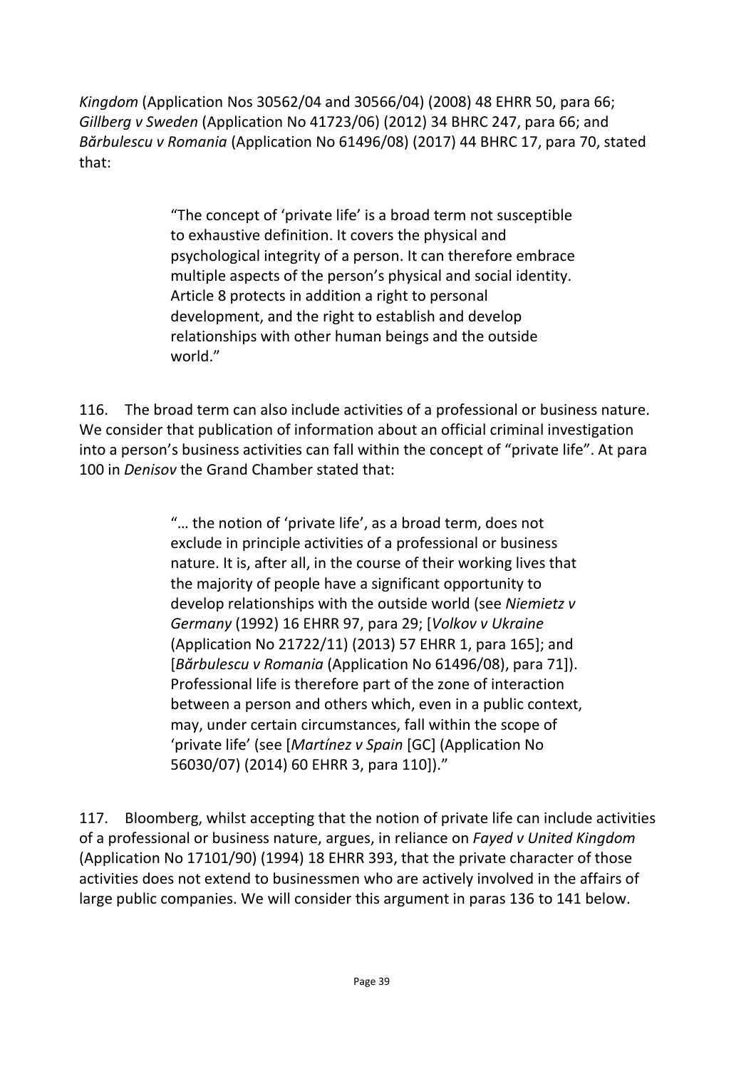*Kingdom* (Application Nos 30562/04 and 30566/04) (2008) 48 EHRR 50, para 66; *Gillberg v Sweden* (Application No 41723/06) (2012) 34 BHRC 247, para 66; and *Bărbulescu v Romania* (Application No 61496/08) (2017) 44 BHRC 17, para 70, stated that:

> "The concept of 'private life' is a broad term not susceptible to exhaustive definition. It covers the physical and psychological integrity of a person. It can therefore embrace multiple aspects of the person's physical and social identity. Article 8 protects in addition a right to personal development, and the right to establish and develop relationships with other human beings and the outside world."

116. The broad term can also include activities of a professional or business nature. We consider that publication of information about an official criminal investigation into a person's business activities can fall within the concept of "private life". At para 100 in *Denisov* the Grand Chamber stated that:

> "… the notion of 'private life', as a broad term, does not exclude in principle activities of a professional or business nature. It is, after all, in the course of their working lives that the majority of people have a significant opportunity to develop relationships with the outside world (see *Niemietz v Germany* (1992) 16 EHRR 97, para 29; [*Volkov v Ukraine* (Application No 21722/11) (2013) 57 EHRR 1, para 165]; and [*Bărbulescu v Romania* (Application No 61496/08), para 71]). Professional life is therefore part of the zone of interaction between a person and others which, even in a public context, may, under certain circumstances, fall within the scope of 'private life' (see [*Martínez v Spain* [GC] (Application No 56030/07) (2014) 60 EHRR 3, para 110])."

117. Bloomberg, whilst accepting that the notion of private life can include activities of a professional or business nature, argues, in reliance on *Fayed v United Kingdom* (Application No 17101/90) (1994) 18 EHRR 393, that the private character of those activities does not extend to businessmen who are actively involved in the affairs of large public companies. We will consider this argument in paras 136 to 141 below.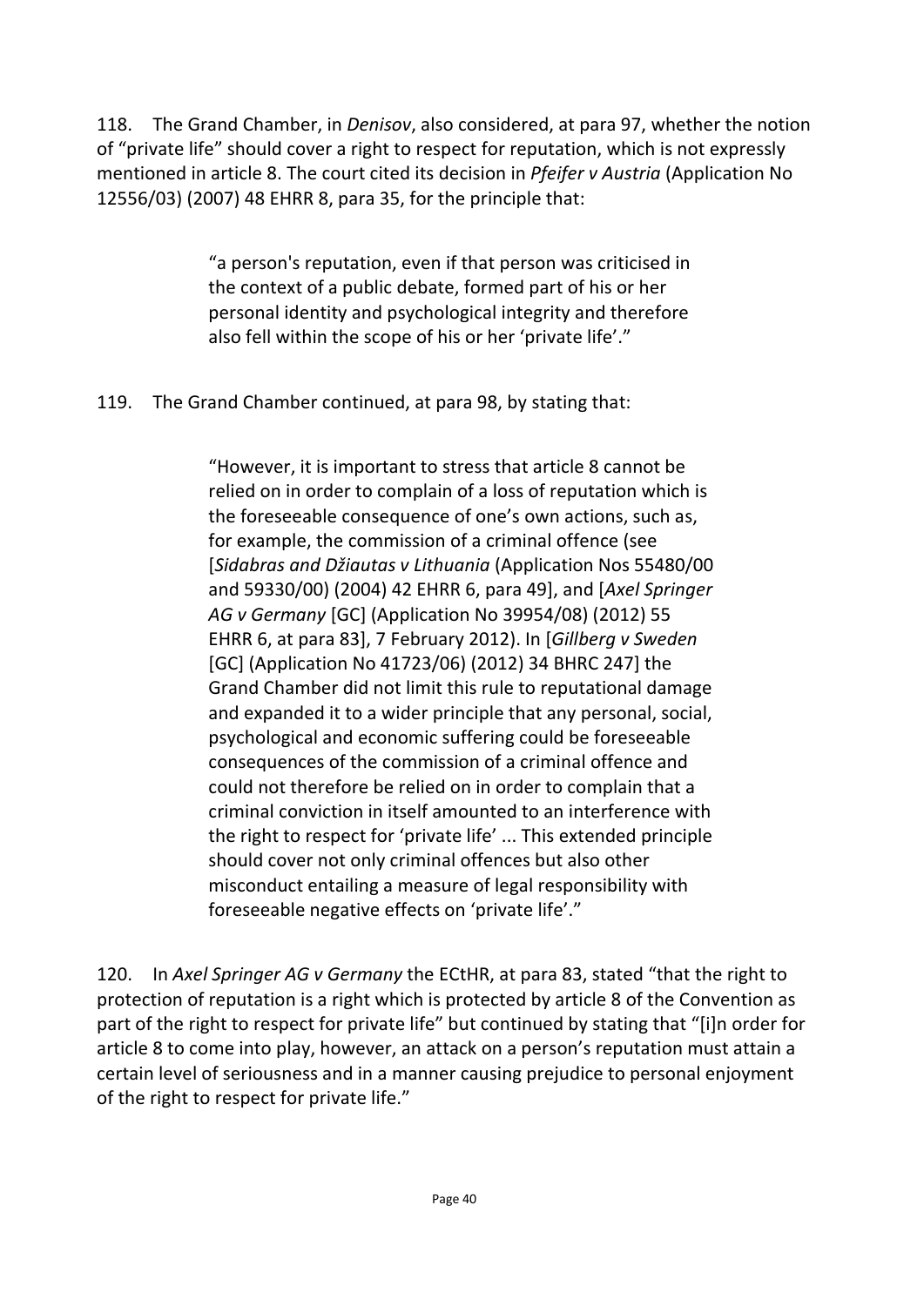118. The Grand Chamber, in *Denisov*, also considered, at para 97, whether the notion of "private life" should cover a right to respect for reputation, which is not expressly mentioned in article 8. The court cited its decision in *Pfeifer v Austria* (Application No 12556/03) (2007) 48 EHRR 8, para 35, for the principle that:

> "a person's reputation, even if that person was criticised in the context of a public debate, formed part of his or her personal identity and psychological integrity and therefore also fell within the scope of his or her 'private life'."

119. The Grand Chamber continued, at para 98, by stating that:

> "However, it is important to stress that article 8 cannot be relied on in order to complain of a loss of reputation which is the foreseeable consequence of one's own actions, such as, for example, the commission of a criminal offence (see [*Sidabras and Džiautas v Lithuania* (Application Nos 55480/00 and 59330/00) (2004) 42 EHRR 6, para 49], and [*Axel Springer AG v Germany* [GC] (Application No 39954/08) (2012) 55 EHRR 6, at para 83], 7 February 2012). In [*Gillberg v Sweden* [GC] (Application No 41723/06) (2012) 34 BHRC 247] the Grand Chamber did not limit this rule to reputational damage and expanded it to a wider principle that any personal, social, psychological and economic suffering could be foreseeable consequences of the commission of a criminal offence and could not therefore be relied on in order to complain that a criminal conviction in itself amounted to an interference with the right to respect for 'private life' ... This extended principle should cover not only criminal offences but also other misconduct entailing a measure of legal responsibility with foreseeable negative effects on 'private life'."

120. In *Axel Springer AG v Germany* the ECtHR, at para 83, stated "that the right to protection of reputation is a right which is protected by article 8 of the Convention as part of the right to respect for private life" but continued by stating that "[i]n order for article 8 to come into play, however, an attack on a person's reputation must attain a certain level of seriousness and in a manner causing prejudice to personal enjoyment of the right to respect for private life."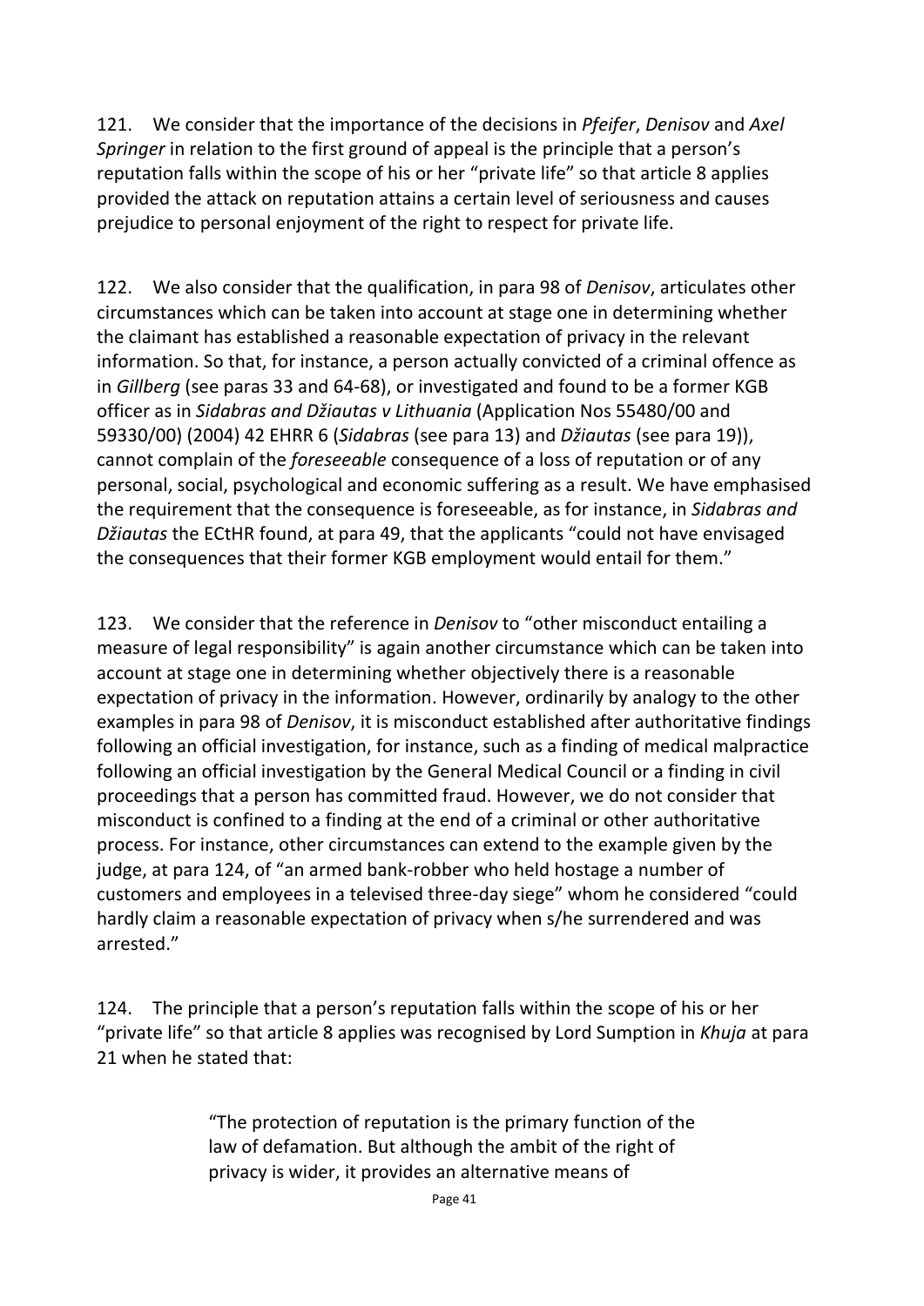121. We consider that the importance of the decisions in *Pfeifer*, *Denisov* and *Axel Springer* in relation to the first ground of appeal is the principle that a person's reputation falls within the scope of his or her "private life" so that article 8 applies provided the attack on reputation attains a certain level of seriousness and causes prejudice to personal enjoyment of the right to respect for private life.

122. We also consider that the qualification, in para 98 of *Denisov*, articulates other circumstances which can be taken into account at stage one in determining whether the claimant has established a reasonable expectation of privacy in the relevant information. So that, for instance, a person actually convicted of a criminal offence as in *Gillberg* (see paras 33 and 64-68), or investigated and found to be a former KGB officer as in *Sidabras and Džiautas v Lithuania* (Application Nos 55480/00 and 59330/00) (2004) 42 EHRR 6 (*Sidabras* (see para 13) and *Džiautas* (see para 19)), cannot complain of the *foreseeable* consequence of a loss of reputation or of any personal, social, psychological and economic suffering as a result. We have emphasised the requirement that the consequence is foreseeable, as for instance, in *Sidabras and Džiautas* the ECtHR found, at para 49, that the applicants "could not have envisaged the consequences that their former KGB employment would entail for them."

123. We consider that the reference in *Denisov* to "other misconduct entailing a measure of legal responsibility" is again another circumstance which can be taken into account at stage one in determining whether objectively there is a reasonable expectation of privacy in the information. However, ordinarily by analogy to the other examples in para 98 of *Denisov*, it is misconduct established after authoritative findings following an official investigation, for instance, such as a finding of medical malpractice following an official investigation by the General Medical Council or a finding in civil proceedings that a person has committed fraud. However, we do not consider that misconduct is confined to a finding at the end of a criminal or other authoritative process. For instance, other circumstances can extend to the example given by the judge, at para 124, of "an armed bank-robber who held hostage a number of customers and employees in a televised three-day siege" whom he considered "could hardly claim a reasonable expectation of privacy when s/he surrendered and was arrested."

124. The principle that a person's reputation falls within the scope of his or her "private life" so that article 8 applies was recognised by Lord Sumption in *Khuja* at para 21 when he stated that:

> "The protection of reputation is the primary function of the law of defamation. But although the ambit of the right of privacy is wider, it provides an alternative means of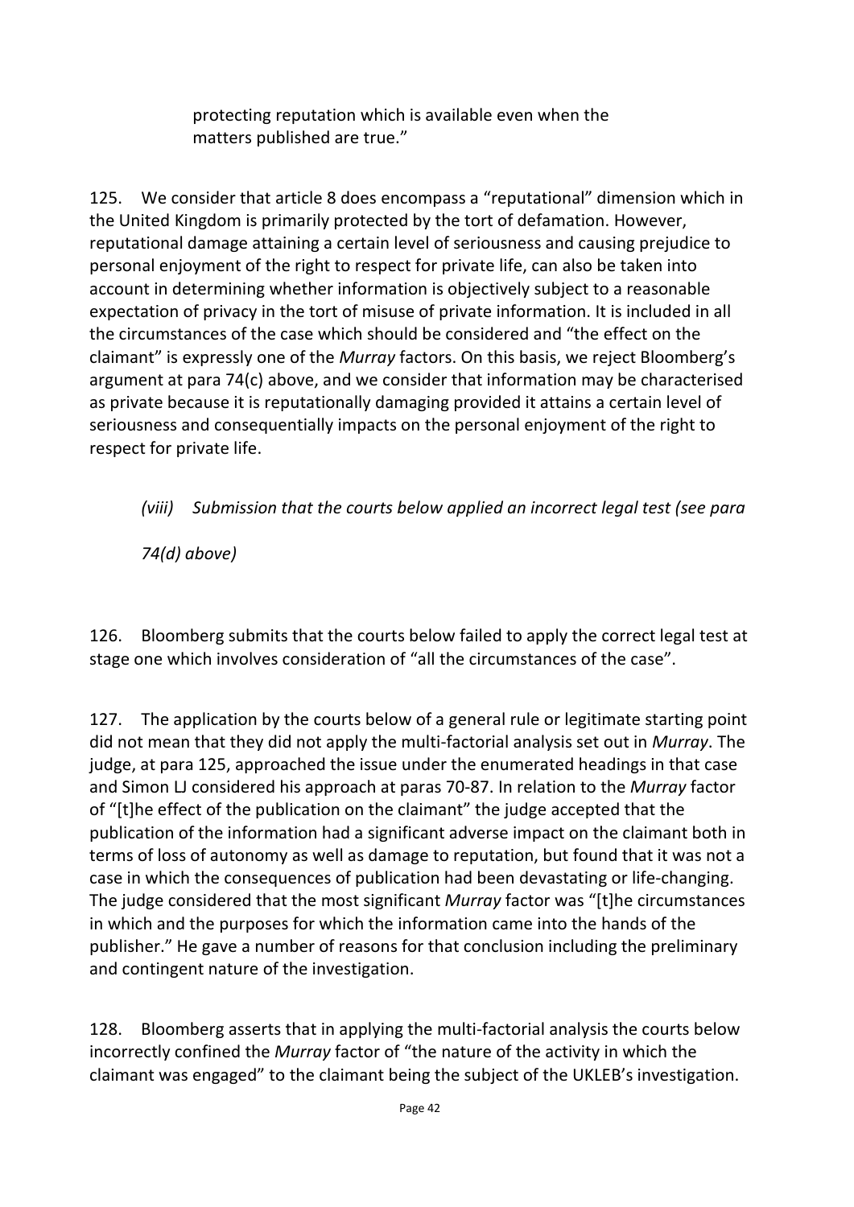> protecting reputation which is available even when the matters published are true."

125. We consider that article 8 does encompass a "reputational" dimension which in the United Kingdom is primarily protected by the tort of defamation. However, reputational damage attaining a certain level of seriousness and causing prejudice to personal enjoyment of the right to respect for private life, can also be taken into account in determining whether information is objectively subject to a reasonable expectation of privacy in the tort of misuse of private information. It is included in all the circumstances of the case which should be considered and "the effect on the claimant" is expressly one of the *Murray* factors. On this basis, we reject Bloomberg's argument at para 74(c) above, and we consider that information may be characterised as private because it is reputationally damaging provided it attains a certain level of seriousness and consequentially impacts on the personal enjoyment of the right to respect for private life.

*(viii) Submission that the courts below applied an incorrect legal test (see para 74(d) above)*

126. Bloomberg submits that the courts below failed to apply the correct legal test at stage one which involves consideration of "all the circumstances of the case".

127. The application by the courts below of a general rule or legitimate starting point did not mean that they did not apply the multi-factorial analysis set out in *Murray*. The judge, at para 125, approached the issue under the enumerated headings in that case and Simon LJ considered his approach at paras 70-87. In relation to the *Murray* factor of "[t]he effect of the publication on the claimant" the judge accepted that the publication of the information had a significant adverse impact on the claimant both in terms of loss of autonomy as well as damage to reputation, but found that it was not a case in which the consequences of publication had been devastating or life-changing. The judge considered that the most significant *Murray* factor was "[t]he circumstances in which and the purposes for which the information came into the hands of the publisher." He gave a number of reasons for that conclusion including the preliminary and contingent nature of the investigation.

128. Bloomberg asserts that in applying the multi-factorial analysis the courts below incorrectly confined the *Murray* factor of "the nature of the activity in which the claimant was engaged" to the claimant being the subject of the UKLEB's investigation.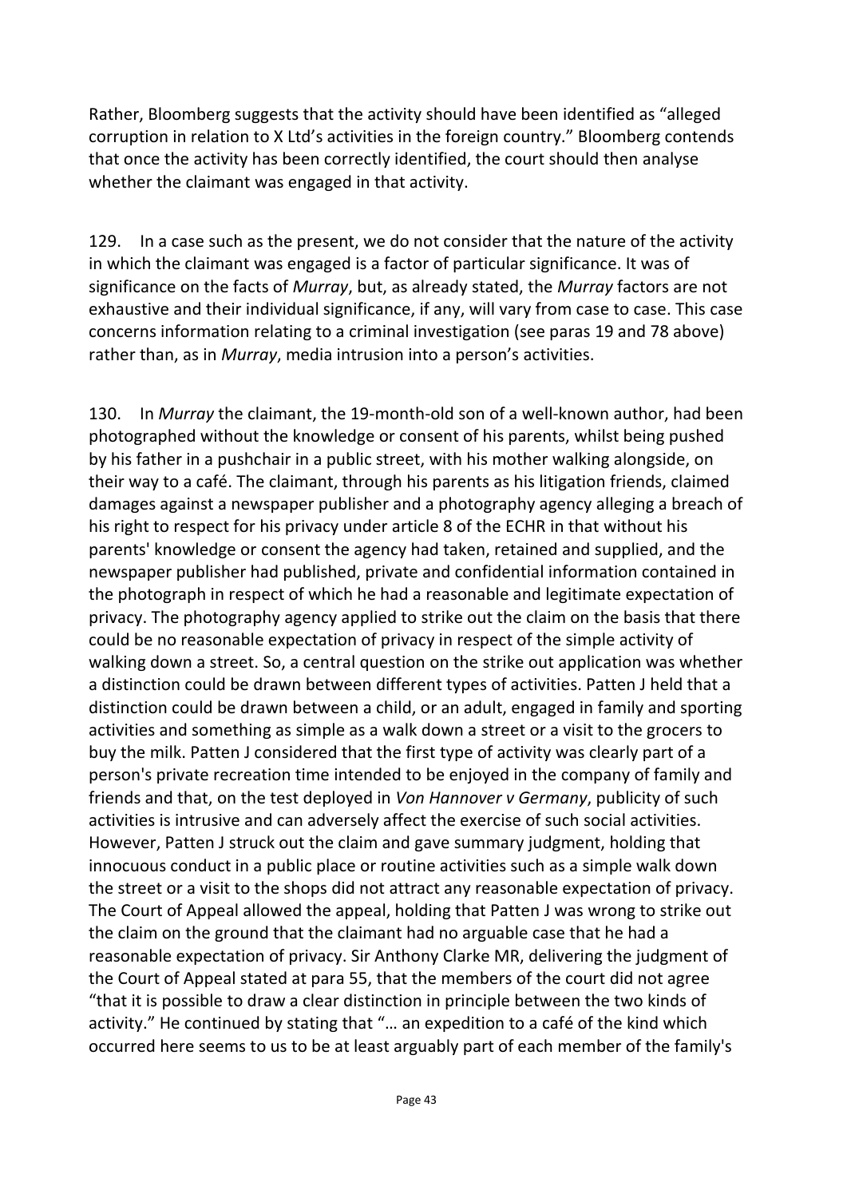Rather, Bloomberg suggests that the activity should have been identified as "alleged corruption in relation to X Ltd's activities in the foreign country." Bloomberg contends that once the activity has been correctly identified, the court should then analyse whether the claimant was engaged in that activity.

129. In a case such as the present, we do not consider that the nature of the activity in which the claimant was engaged is a factor of particular significance. It was of significance on the facts of *Murray*, but, as already stated, the *Murray* factors are not exhaustive and their individual significance, if any, will vary from case to case. This case concerns information relating to a criminal investigation (see paras 19 and 78 above) rather than, as in *Murray*, media intrusion into a person's activities.

130. In *Murray* the claimant, the 19-month-old son of a well-known author, had been photographed without the knowledge or consent of his parents, whilst being pushed by his father in a pushchair in a public street, with his mother walking alongside, on their way to a café. The claimant, through his parents as his litigation friends, claimed damages against a newspaper publisher and a photography agency alleging a breach of his right to respect for his privacy under article 8 of the ECHR in that without his parents' knowledge or consent the agency had taken, retained and supplied, and the newspaper publisher had published, private and confidential information contained in the photograph in respect of which he had a reasonable and legitimate expectation of privacy. The photography agency applied to strike out the claim on the basis that there could be no reasonable expectation of privacy in respect of the simple activity of walking down a street. So, a central question on the strike out application was whether a distinction could be drawn between different types of activities. Patten J held that a distinction could be drawn between a child, or an adult, engaged in family and sporting activities and something as simple as a walk down a street or a visit to the grocers to buy the milk. Patten J considered that the first type of activity was clearly part of a person's private recreation time intended to be enjoyed in the company of family and friends and that, on the test deployed in *Von Hannover v Germany*, publicity of such activities is intrusive and can adversely affect the exercise of such social activities. However, Patten J struck out the claim and gave summary judgment, holding that innocuous conduct in a public place or routine activities such as a simple walk down the street or a visit to the shops did not attract any reasonable expectation of privacy. The Court of Appeal allowed the appeal, holding that Patten J was wrong to strike out the claim on the ground that the claimant had no arguable case that he had a reasonable expectation of privacy. Sir Anthony Clarke MR, delivering the judgment of the Court of Appeal stated at para 55, that the members of the court did not agree "that it is possible to draw a clear distinction in principle between the two kinds of activity." He continued by stating that "… an expedition to a café of the kind which occurred here seems to us to be at least arguably part of each member of the family's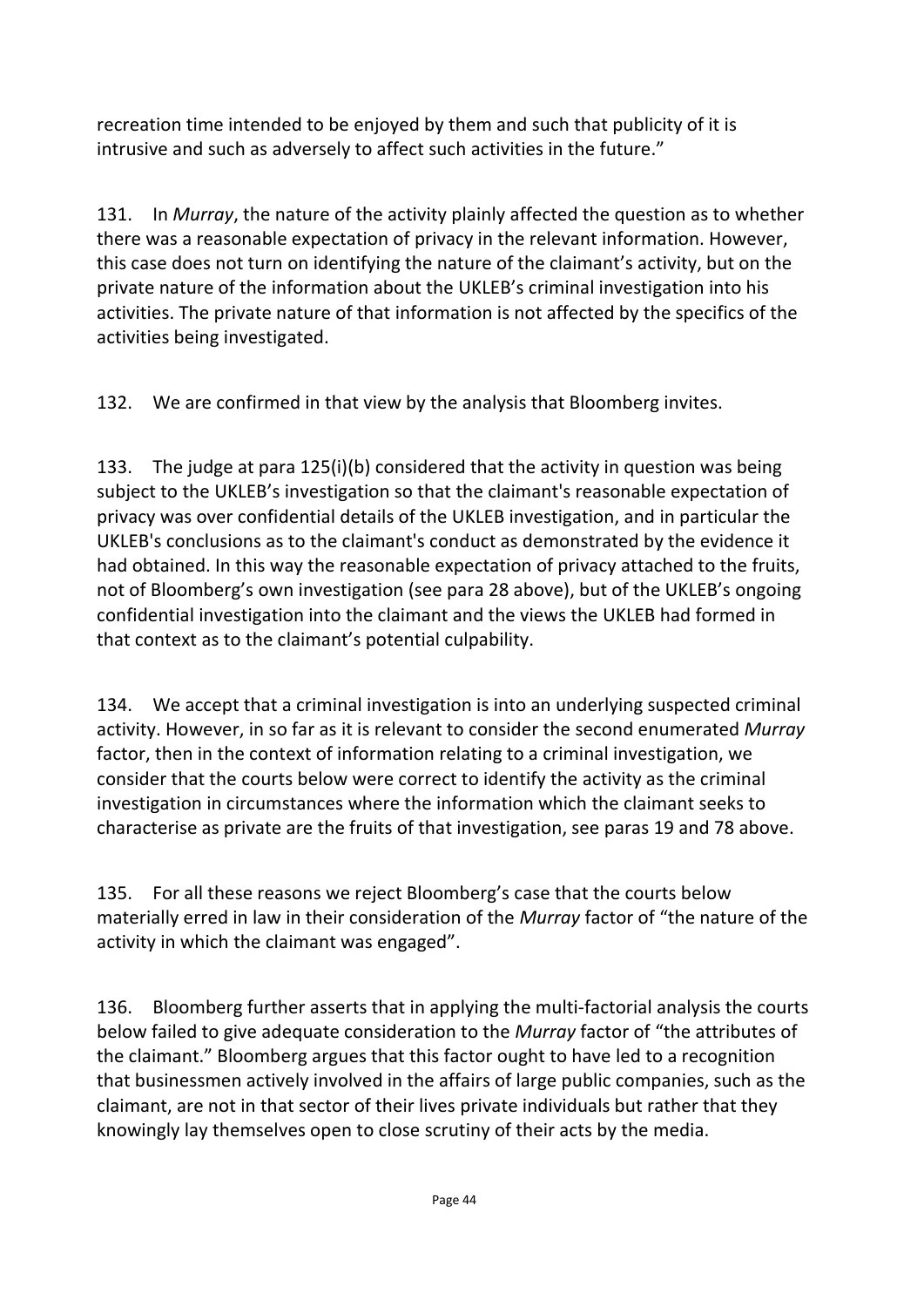recreation time intended to be enjoyed by them and such that publicity of it is intrusive and such as adversely to affect such activities in the future."

131. In *Murray*, the nature of the activity plainly affected the question as to whether there was a reasonable expectation of privacy in the relevant information. However, this case does not turn on identifying the nature of the claimant's activity, but on the private nature of the information about the UKLEB's criminal investigation into his activities. The private nature of that information is not affected by the specifics of the activities being investigated.

132. We are confirmed in that view by the analysis that Bloomberg invites.

133. The judge at para 125(i)(b) considered that the activity in question was being subject to the UKLEB's investigation so that the claimant's reasonable expectation of privacy was over confidential details of the UKLEB investigation, and in particular the UKLEB's conclusions as to the claimant's conduct as demonstrated by the evidence it had obtained. In this way the reasonable expectation of privacy attached to the fruits, not of Bloomberg's own investigation (see para 28 above), but of the UKLEB's ongoing confidential investigation into the claimant and the views the UKLEB had formed in that context as to the claimant's potential culpability.

134. We accept that a criminal investigation is into an underlying suspected criminal activity. However, in so far as it is relevant to consider the second enumerated *Murray* factor, then in the context of information relating to a criminal investigation, we consider that the courts below were correct to identify the activity as the criminal investigation in circumstances where the information which the claimant seeks to characterise as private are the fruits of that investigation, see paras 19 and 78 above.

135. For all these reasons we reject Bloomberg's case that the courts below materially erred in law in their consideration of the *Murray* factor of "the nature of the activity in which the claimant was engaged".

136. Bloomberg further asserts that in applying the multi-factorial analysis the courts below failed to give adequate consideration to the *Murray* factor of "the attributes of the claimant." Bloomberg argues that this factor ought to have led to a recognition that businessmen actively involved in the affairs of large public companies, such as the claimant, are not in that sector of their lives private individuals but rather that they knowingly lay themselves open to close scrutiny of their acts by the media.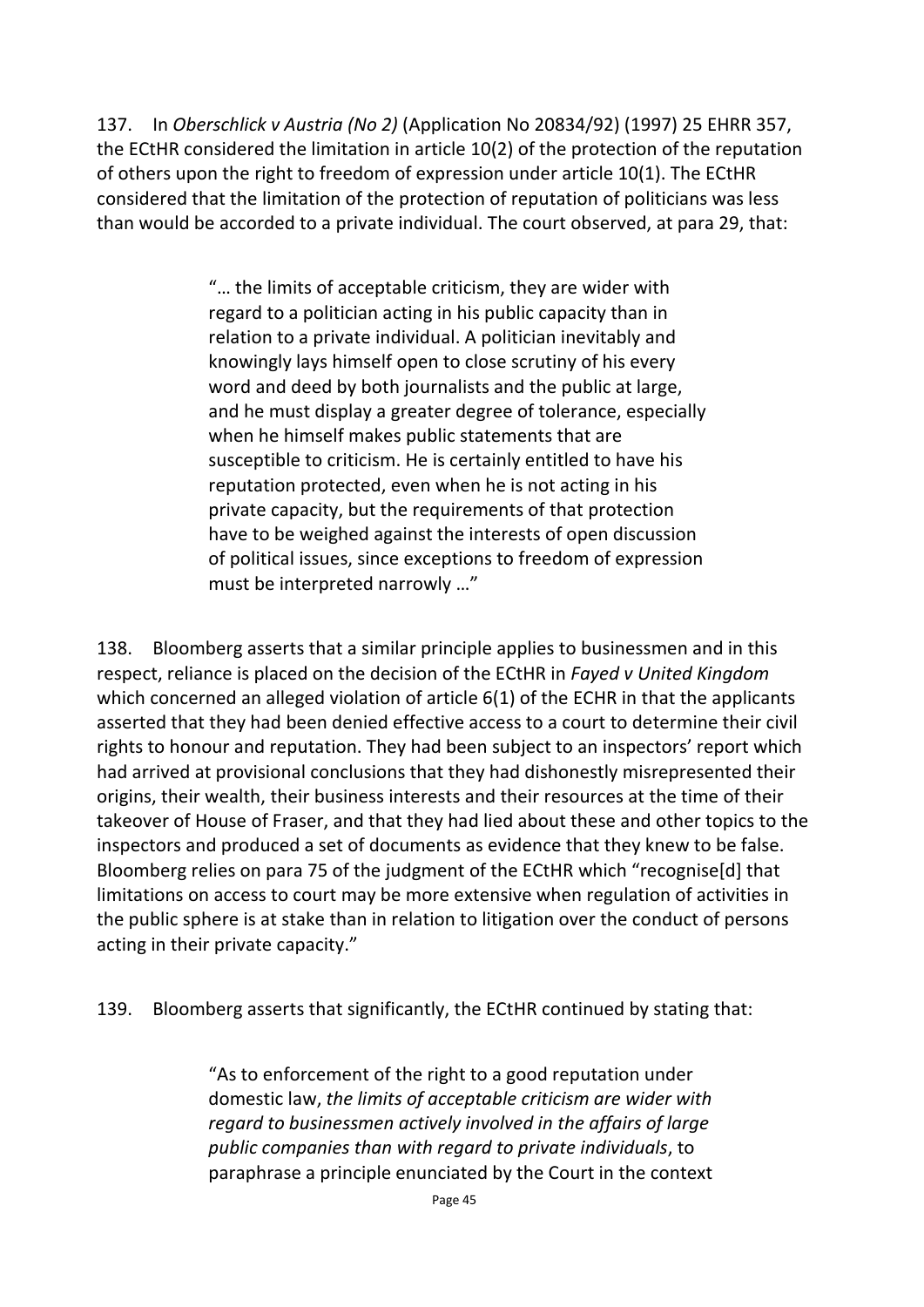137. In *Oberschlick v Austria (No 2)* (Application No 20834/92) (1997) 25 EHRR 357, the ECtHR considered the limitation in article 10(2) of the protection of the reputation of others upon the right to freedom of expression under article 10(1). The ECtHR considered that the limitation of the protection of reputation of politicians was less than would be accorded to a private individual. The court observed, at para 29, that:

> "… the limits of acceptable criticism, they are wider with regard to a politician acting in his public capacity than in relation to a private individual. A politician inevitably and knowingly lays himself open to close scrutiny of his every word and deed by both journalists and the public at large, and he must display a greater degree of tolerance, especially when he himself makes public statements that are susceptible to criticism. He is certainly entitled to have his reputation protected, even when he is not acting in his private capacity, but the requirements of that protection have to be weighed against the interests of open discussion of political issues, since exceptions to freedom of expression must be interpreted narrowly …"

138. Bloomberg asserts that a similar principle applies to businessmen and in this respect, reliance is placed on the decision of the ECtHR in *Fayed v United Kingdom* which concerned an alleged violation of article 6(1) of the ECHR in that the applicants asserted that they had been denied effective access to a court to determine their civil rights to honour and reputation. They had been subject to an inspectors' report which had arrived at provisional conclusions that they had dishonestly misrepresented their origins, their wealth, their business interests and their resources at the time of their takeover of House of Fraser, and that they had lied about these and other topics to the inspectors and produced a set of documents as evidence that they knew to be false. Bloomberg relies on para 75 of the judgment of the ECtHR which "recognise[d] that limitations on access to court may be more extensive when regulation of activities in the public sphere is at stake than in relation to litigation over the conduct of persons acting in their private capacity."

139. Bloomberg asserts that significantly, the ECtHR continued by stating that:

> "As to enforcement of the right to a good reputation under domestic law, *the limits of acceptable criticism are wider with regard to businessmen actively involved in the affairs of large public companies than with regard to private individuals*, to paraphrase a principle enunciated by the Court in the context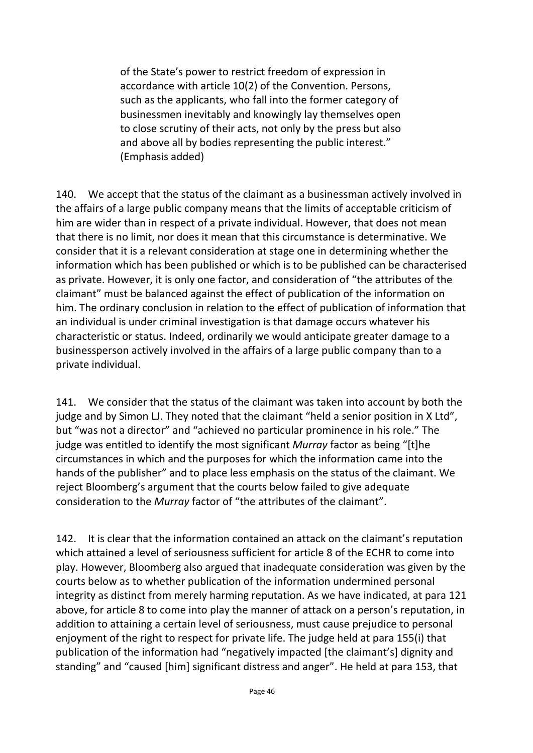> of the State's power to restrict freedom of expression in accordance with article 10(2) of the Convention. Persons, such as the applicants, who fall into the former category of businessmen inevitably and knowingly lay themselves open to close scrutiny of their acts, not only by the press but also and above all by bodies representing the public interest." (Emphasis added)

140. We accept that the status of the claimant as a businessman actively involved in the affairs of a large public company means that the limits of acceptable criticism of him are wider than in respect of a private individual. However, that does not mean that there is no limit, nor does it mean that this circumstance is determinative. We consider that it is a relevant consideration at stage one in determining whether the information which has been published or which is to be published can be characterised as private. However, it is only one factor, and consideration of "the attributes of the claimant" must be balanced against the effect of publication of the information on him. The ordinary conclusion in relation to the effect of publication of information that an individual is under criminal investigation is that damage occurs whatever his characteristic or status. Indeed, ordinarily we would anticipate greater damage to a businessperson actively involved in the affairs of a large public company than to a private individual.

141. We consider that the status of the claimant was taken into account by both the judge and by Simon LJ. They noted that the claimant "held a senior position in X Ltd", but "was not a director" and "achieved no particular prominence in his role." The judge was entitled to identify the most significant *Murray* factor as being "[t]he circumstances in which and the purposes for which the information came into the hands of the publisher" and to place less emphasis on the status of the claimant. We reject Bloomberg's argument that the courts below failed to give adequate consideration to the *Murray* factor of "the attributes of the claimant".

142. It is clear that the information contained an attack on the claimant's reputation which attained a level of seriousness sufficient for article 8 of the ECHR to come into play. However, Bloomberg also argued that inadequate consideration was given by the courts below as to whether publication of the information undermined personal integrity as distinct from merely harming reputation. As we have indicated, at para 121 above, for article 8 to come into play the manner of attack on a person's reputation, in addition to attaining a certain level of seriousness, must cause prejudice to personal enjoyment of the right to respect for private life. The judge held at para 155(i) that publication of the information had "negatively impacted [the claimant's] dignity and standing" and "caused [him] significant distress and anger". He held at para 153, that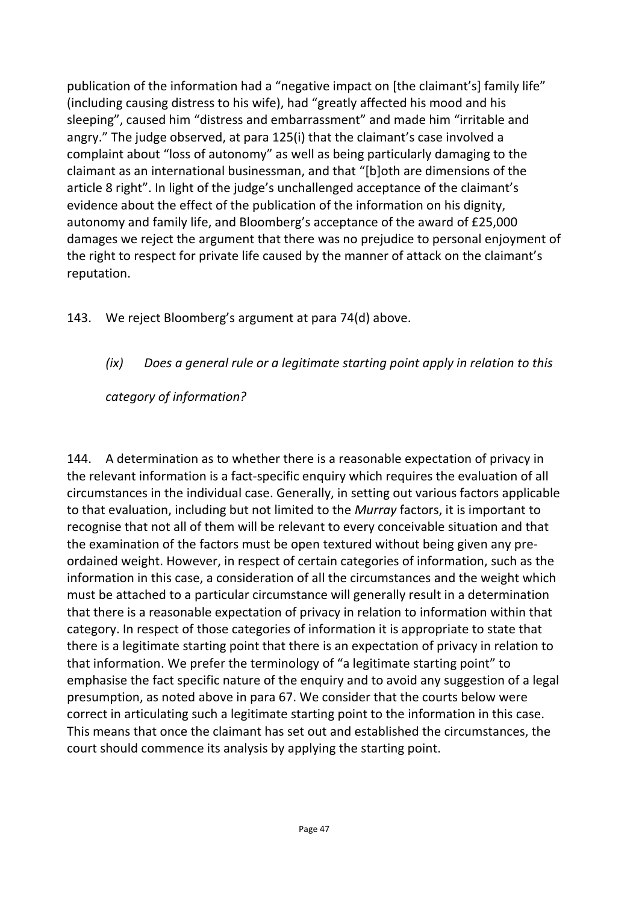publication of the information had a "negative impact on [the claimant's] family life" (including causing distress to his wife), had "greatly affected his mood and his sleeping", caused him "distress and embarrassment" and made him "irritable and angry." The judge observed, at para 125(i) that the claimant's case involved a complaint about "loss of autonomy" as well as being particularly damaging to the claimant as an international businessman, and that "[b]oth are dimensions of the article 8 right". In light of the judge's unchallenged acceptance of the claimant's evidence about the effect of the publication of the information on his dignity, autonomy and family life, and Bloomberg's acceptance of the award of £25,000 damages we reject the argument that there was no prejudice to personal enjoyment of the right to respect for private life caused by the manner of attack on the claimant's reputation.

143. We reject Bloomberg's argument at para 74(d) above.

*(ix) Does a general rule or a legitimate starting point apply in relation to this category of information?*

144. A determination as to whether there is a reasonable expectation of privacy in the relevant information is a fact-specific enquiry which requires the evaluation of all circumstances in the individual case. Generally, in setting out various factors applicable to that evaluation, including but not limited to the *Murray* factors, it is important to recognise that not all of them will be relevant to every conceivable situation and that the examination of the factors must be open textured without being given any pre-ordained weight. However, in respect of certain categories of information, such as the information in this case, a consideration of all the circumstances and the weight which must be attached to a particular circumstance will generally result in a determination that there is a reasonable expectation of privacy in relation to information within that category. In respect of those categories of information it is appropriate to state that there is a legitimate starting point that there is an expectation of privacy in relation to that information. We prefer the terminology of "a legitimate starting point" to emphasise the fact specific nature of the enquiry and to avoid any suggestion of a legal presumption, as noted above in para 67. We consider that the courts below were correct in articulating such a legitimate starting point to the information in this case. This means that once the claimant has set out and established the circumstances, the court should commence its analysis by applying the starting point.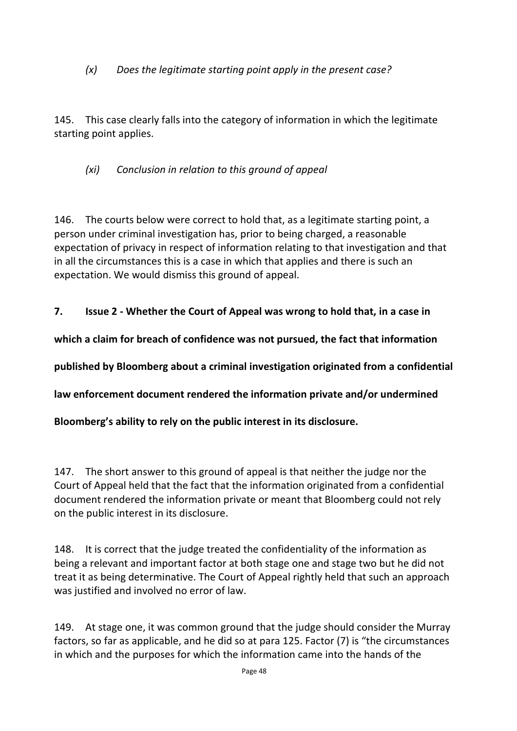*(x) Does the legitimate starting point apply in the present case?*

145. This case clearly falls into the category of information in which the legitimate starting point applies.

*(xi) Conclusion in relation to this ground of appeal*

146. The courts below were correct to hold that, as a legitimate starting point, a person under criminal investigation has, prior to being charged, a reasonable expectation of privacy in respect of information relating to that investigation and that in all the circumstances this is a case in which that applies and there is such an expectation. We would dismiss this ground of appeal.

**7. Issue 2 - Whether the Court of Appeal was wrong to hold that, in a case in which a claim for breach of confidence was not pursued, the fact that information published by Bloomberg about a criminal investigation originated from a confidential law enforcement document rendered the information private and/or undermined Bloomberg's ability to rely on the public interest in its disclosure.**

147. The short answer to this ground of appeal is that neither the judge nor the Court of Appeal held that the fact that the information originated from a confidential document rendered the information private or meant that Bloomberg could not rely on the public interest in its disclosure.

148. It is correct that the judge treated the confidentiality of the information as being a relevant and important factor at both stage one and stage two but he did not treat it as being determinative. The Court of Appeal rightly held that such an approach was justified and involved no error of law.

149. At stage one, it was common ground that the judge should consider the Murray factors, so far as applicable, and he did so at para 125. Factor (7) is "the circumstances in which and the purposes for which the information came into the hands of the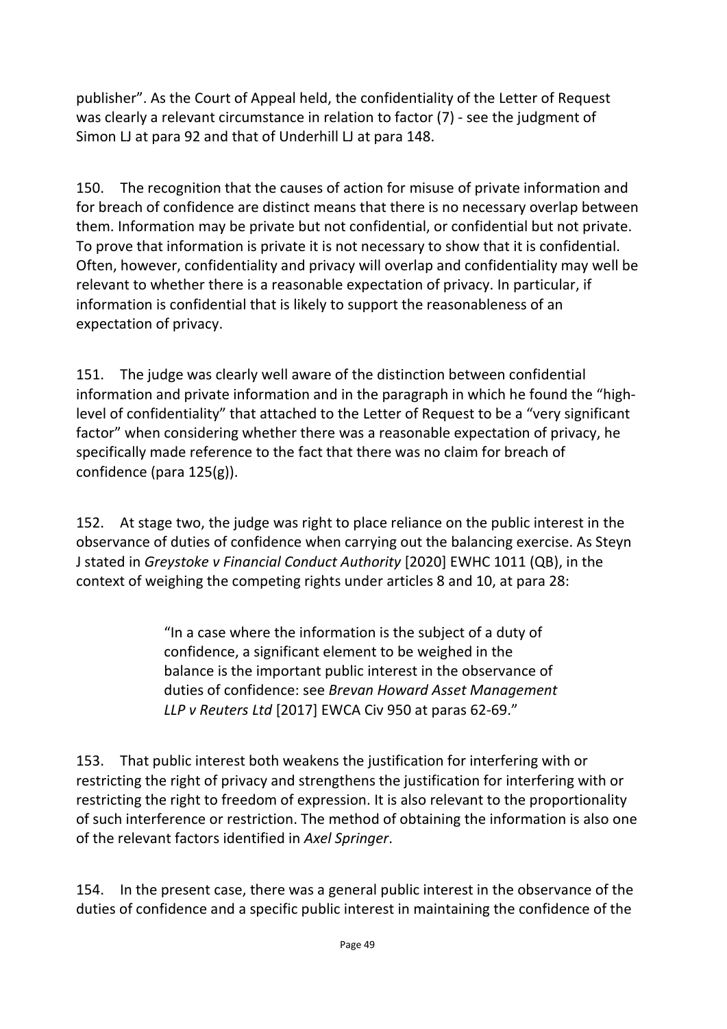publisher". As the Court of Appeal held, the confidentiality of the Letter of Request was clearly a relevant circumstance in relation to factor (7) - see the judgment of Simon LJ at para 92 and that of Underhill LJ at para 148.

150. The recognition that the causes of action for misuse of private information and for breach of confidence are distinct means that there is no necessary overlap between them. Information may be private but not confidential, or confidential but not private. To prove that information is private it is not necessary to show that it is confidential. Often, however, confidentiality and privacy will overlap and confidentiality may well be relevant to whether there is a reasonable expectation of privacy. In particular, if information is confidential that is likely to support the reasonableness of an expectation of privacy.

151. The judge was clearly well aware of the distinction between confidential information and private information and in the paragraph in which he found the "high-level of confidentiality" that attached to the Letter of Request to be a "very significant factor" when considering whether there was a reasonable expectation of privacy, he specifically made reference to the fact that there was no claim for breach of confidence (para 125(g)).

152. At stage two, the judge was right to place reliance on the public interest in the observance of duties of confidence when carrying out the balancing exercise. As Steyn J stated in *Greystoke v Financial Conduct Authority* [2020] EWHC 1011 (QB), in the context of weighing the competing rights under articles 8 and 10, at para 28:

> "In a case where the information is the subject of a duty of confidence, a significant element to be weighed in the balance is the important public interest in the observance of duties of confidence: see *Brevan Howard Asset Management LLP v Reuters Ltd* [2017] EWCA Civ 950 at paras 62-69."

153. That public interest both weakens the justification for interfering with or restricting the right of privacy and strengthens the justification for interfering with or restricting the right to freedom of expression. It is also relevant to the proportionality of such interference or restriction. The method of obtaining the information is also one of the relevant factors identified in *Axel Springer*.

154. In the present case, there was a general public interest in the observance of the duties of confidence and a specific public interest in maintaining the confidence of the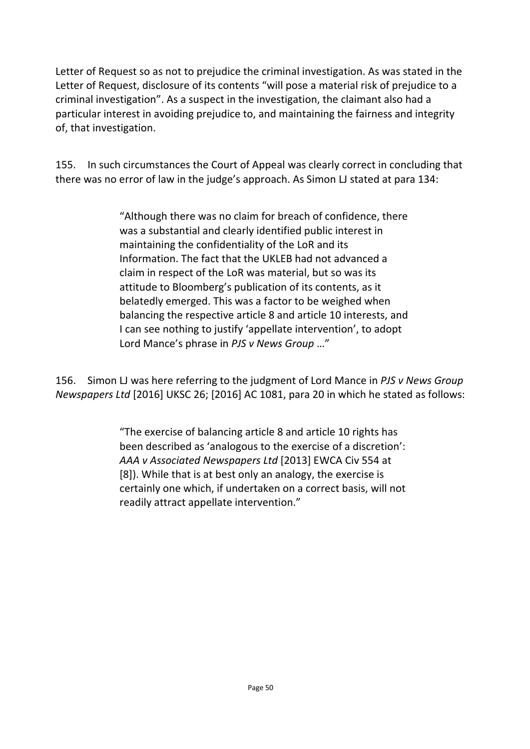Letter of Request so as not to prejudice the criminal investigation. As was stated in the Letter of Request, disclosure of its contents "will pose a material risk of prejudice to a criminal investigation". As a suspect in the investigation, the claimant also had a particular interest in avoiding prejudice to, and maintaining the fairness and integrity of, that investigation.

155. In such circumstances the Court of Appeal was clearly correct in concluding that there was no error of law in the judge's approach. As Simon LJ stated at para 134:

> "Although there was no claim for breach of confidence, there was a substantial and clearly identified public interest in maintaining the confidentiality of the LoR and its Information. The fact that the UKLEB had not advanced a claim in respect of the LoR was material, but so was its attitude to Bloomberg's publication of its contents, as it belatedly emerged. This was a factor to be weighed when balancing the respective article 8 and article 10 interests, and I can see nothing to justify 'appellate intervention', to adopt Lord Mance's phrase in *PJS v News Group* …"

156. Simon LJ was here referring to the judgment of Lord Mance in *PJS v News Group Newspapers Ltd* [2016] UKSC 26; [2016] AC 1081, para 20 in which he stated as follows:

> "The exercise of balancing article 8 and article 10 rights has been described as 'analogous to the exercise of a discretion': *AAA v Associated Newspapers Ltd* [2013] EWCA Civ 554 at [8]). While that is at best only an analogy, the exercise is certainly one which, if undertaken on a correct basis, will not readily attract appellate intervention."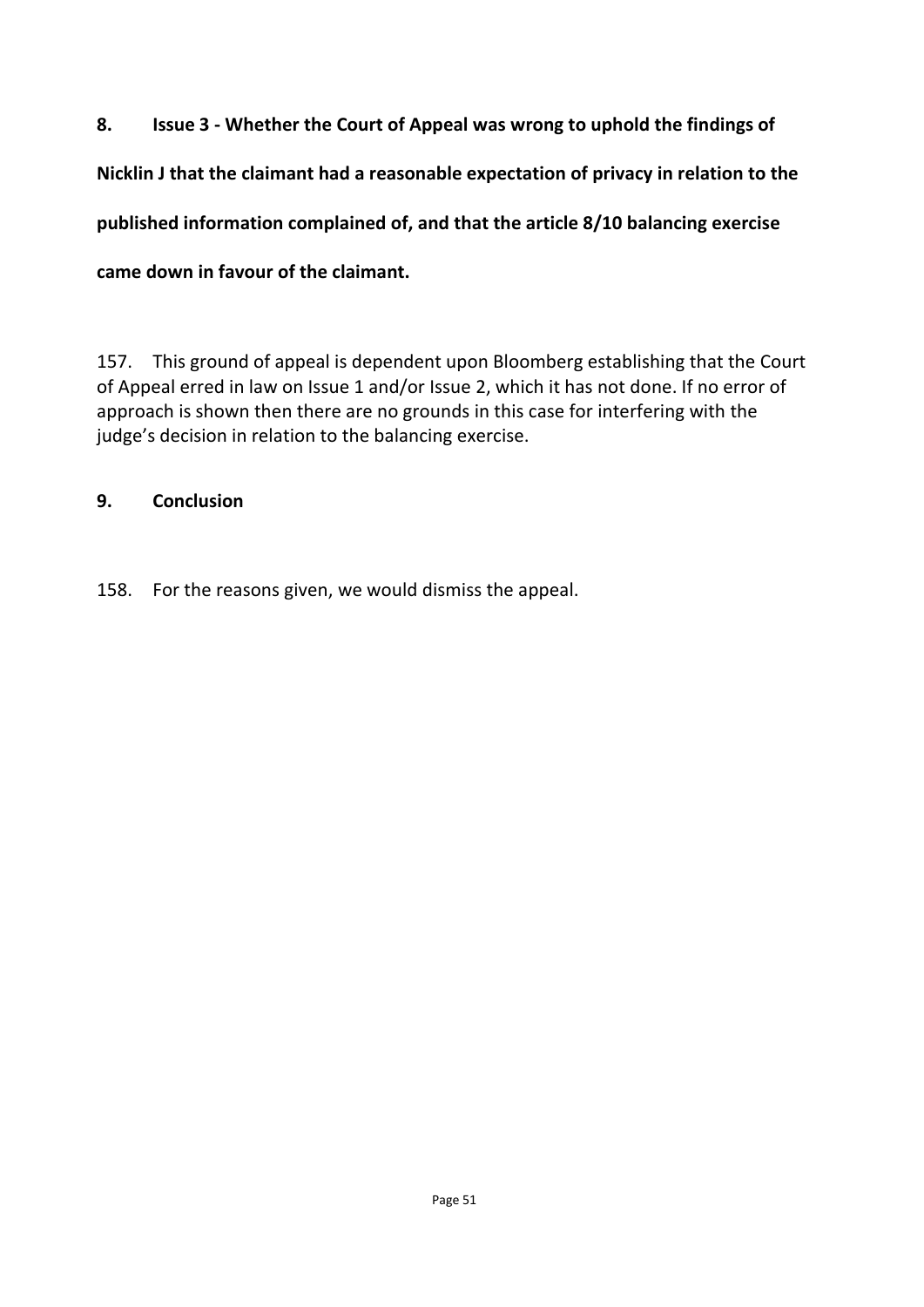## 8. Issue 3 - Whether the Court of Appeal was wrong to uphold the findings of Nicklin J that the claimant had a reasonable expectation of privacy in relation to the published information complained of, and that the article 8/10 balancing exercise came down in favour of the claimant.

157. This ground of appeal is dependent upon Bloomberg establishing that the Court of Appeal erred in law on Issue 1 and/or Issue 2, which it has not done. If no error of approach is shown then there are no grounds in this case for interfering with the judge's decision in relation to the balancing exercise.

## 9. Conclusion

158. For the reasons given, we would dismiss the appeal.